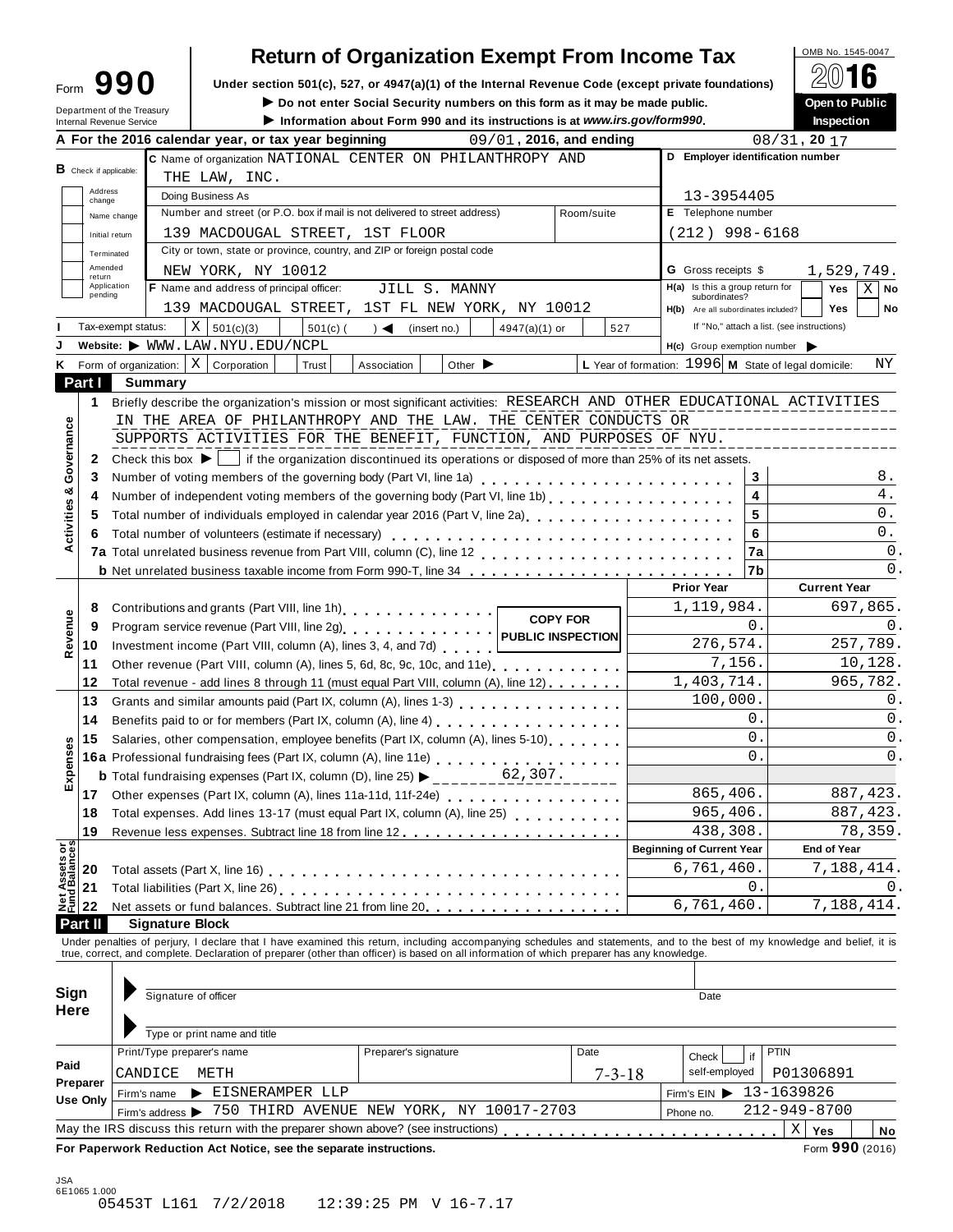Form **990**

Department of the Treasury
Internal Revenue Service

# Return of Organization Exempt From Income Tax

**Under section 501(c), 527, or 4947(a)(1) of the Internal Revenue Code (except private foundations)**

▶ **Do not enter Social Security numbers on this form as it may be made public.**

▶ **Information about Form 990 and its instructions is at www.irs.gov/form990.**

OMB No. 1545-0047

**2016**

**Open to Public Inspection**

**A** For the 2016 calendar year, or tax year beginning 09/01, 2016, and ending 08/31, 20 17

**B** Check if applicable: Address change / Name change / Initial return / Terminated / Amended return / Application pending

**C** Name of organization: NATIONAL CENTER ON PHILANTHROPY AND THE LAW, INC.

Doing Business As

Number and street (or P.O. box if mail is not delivered to street address): 139 MACDOUGAL STREET, 1ST FLOOR — Room/suite

City or town, state or province, country, and ZIP or foreign postal code: NEW YORK, NY 10012

**D** Employer identification number: 13-3954405

**E** Telephone number: (212) 998-6168

**G** Gross receipts $ 1,529,749.

**F** Name and address of principal officer: JILL S. MANNY, 139 MACDOUGAL STREET, 1ST FL NEW YORK, NY 10012

**H(a)** Is this a group return for subordinates? Yes [ ] No [X]

**H(b)** Are all subordinates included? Yes [ ] No [ ] If "No," attach a list. (see instructions)

**H(c)** Group exemption number ▶

**I** Tax-exempt status: [X] 501(c)(3) [ ] 501(c) ( ) ◀ (insert no.) [ ] 4947(a)(1) or [ ] 527

**J** Website: ▶ WWW.LAW.NYU.EDU/NCPL

**K** Form of organization: [X] Corporation [ ] Trust [ ] Association [ ] Other ▶

**L** Year of formation: 1996 **M** State of legal domicile: NY

## Part I Summary

**Activities & Governance**

1 Briefly describe the organization's mission or most significant activities: RESEARCH AND OTHER EDUCATIONAL ACTIVITIES IN THE AREA OF PHILANTHROPY AND THE LAW. THE CENTER CONDUCTS OR SUPPORTS ACTIVITIES FOR THE BENEFIT, FUNCTION, AND PURPOSES OF NYU.

2 Check this box ▶ [ ] if the organization discontinued its operations or disposed of more than 25% of its net assets.

| | | | |
|---|---|---|---|
| 3 | Number of voting members of the governing body (Part VI, line 1a) | 3 | 8. |
| 4 | Number of independent voting members of the governing body (Part VI, line 1b) | 4 | 4. |
| 5 | Total number of individuals employed in calendar year 2016 (Part V, line 2a) | 5 | 0. |
| 6 | Total number of volunteers (estimate if necessary) | 6 | 0. |
| 7a | Total unrelated business revenue from Part VIII, column (C), line 12 | 7a | 0. |
| b | Net unrelated business taxable income from Form 990-T, line 34 | 7b | 0. |

**COPY FOR PUBLIC INSPECTION**

| | | | Prior Year | Current Year |
|---|---|---|---|---|
| Revenue | 8 | Contributions and grants (Part VIII, line 1h) | 1,119,984. | 697,865. |
| | 9 | Program service revenue (Part VIII, line 2g) | 0. | 0. |
| | 10 | Investment income (Part VIII, column (A), lines 3, 4, and 7d) | 276,574. | 257,789. |
| | 11 | Other revenue (Part VIII, column (A), lines 5, 6d, 8c, 9c, 10c, and 11e) | 7,156. | 10,128. |
| | 12 | Total revenue - add lines 8 through 11 (must equal Part VIII, column (A), line 12) | 1,403,714. | 965,782. |
| Expenses | 13 | Grants and similar amounts paid (Part IX, column (A), lines 1-3) | 100,000. | 0. |
| | 14 | Benefits paid to or for members (Part IX, column (A), line 4) | 0. | 0. |
| | 15 | Salaries, other compensation, employee benefits (Part IX, column (A), lines 5-10) | 0. | 0. |
| | 16a | Professional fundraising fees (Part IX, column (A), line 11e) | 0. | 0. |
| | b | Total fundraising expenses (Part IX, column (D), line 25) ▶ 62,307. | | |
| | 17 | Other expenses (Part IX, column (A), lines 11a-11d, 11f-24e) | 865,406. | 887,423. |
| | 18 | Total expenses. Add lines 13-17 (must equal Part IX, column (A), line 25) | 965,406. | 887,423. |
| | 19 | Revenue less expenses. Subtract line 18 from line 12 | 438,308. | 78,359. |

| | | | Beginning of Current Year | End of Year |
|---|---|---|---|---|
| Net Assets or Fund Balances | 20 | Total assets (Part X, line 16) | 6,761,460. | 7,188,414. |
| | 21 | Total liabilities (Part X, line 26) | 0. | 0. |
| | 22 | Net assets or fund balances. Subtract line 21 from line 20 | 6,761,460. | 7,188,414. |

## Part II Signature Block

Under penalties of perjury, I declare that I have examined this return, including accompanying schedules and statements, and to the best of my knowledge and belief, it is true, correct, and complete. Declaration of preparer (other than officer) is based on all information of which preparer has any knowledge.

**Sign Here**

Signature of officer — Date

Type or print name and title

**Paid Preparer Use Only**

| Print/Type preparer's name | Preparer's signature | Date | Check [ ] if self-employed | PTIN |
|---|---|---|---|---|
| CANDICE METH | | 7-3-18 | | P01306891 |

Firm's name ▶ EISNERAMPER LLP — Firm's EIN ▶ 13-1639826

Firm's address ▶ 750 THIRD AVENUE NEW YORK, NY 10017-2703 — Phone no. 212-949-8700

May the IRS discuss this return with the preparer shown above? (see instructions) [X] Yes [ ] No

**For Paperwork Reduction Act Notice, see the separate instructions.** Form **990** (2016)

JSA
6E1065 1.000
05453T L161 7/2/2018 12:39:25 PM V 16-7.17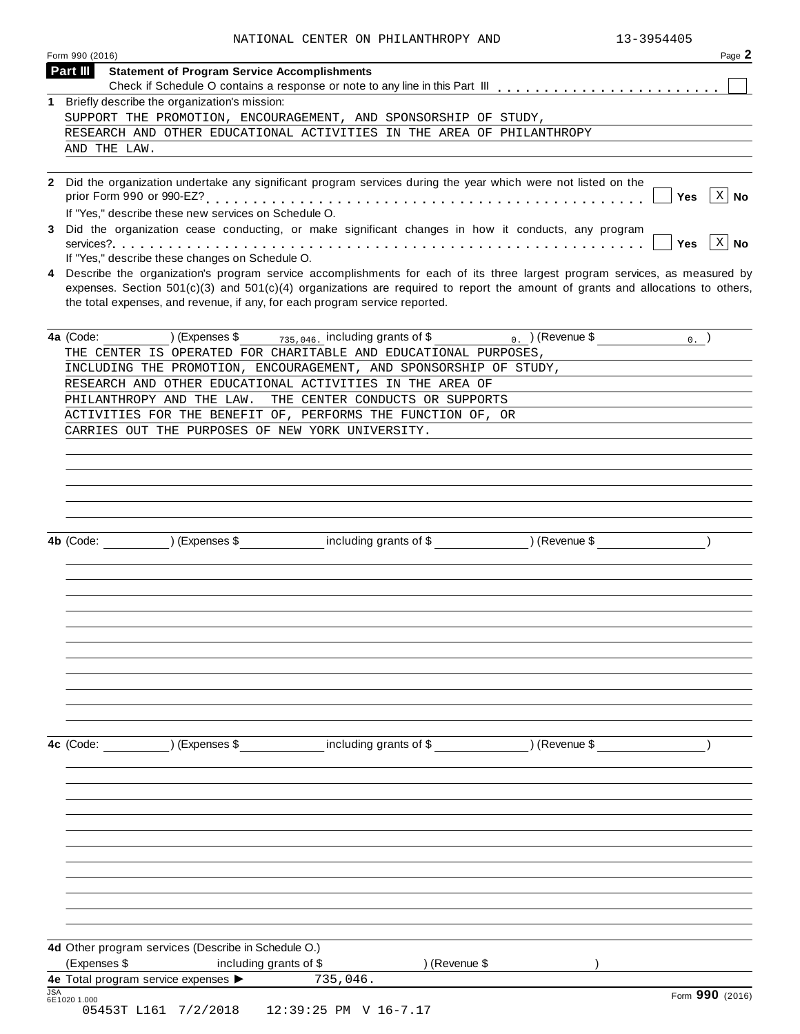NATIONAL CENTER ON PHILANTHROPY AND 13-3954405

Form 990 (2016)

## Part III Statement of Program Service Accomplishments

Check if Schedule O contains a response or note to any line in this Part III . . . . . . . . . . . . . . . . . . . . . . . ☐

**1** Briefly describe the organization's mission:

SUPPORT THE PROMOTION, ENCOURAGEMENT, AND SPONSORSHIP OF STUDY, RESEARCH AND OTHER EDUCATIONAL ACTIVITIES IN THE AREA OF PHILANTHROPY AND THE LAW.

**2** Did the organization undertake any significant program services during the year which were not listed on the prior Form 990 or 990-EZ? . . . . . . . . . . . . . . . . . . . . . . . . . . . . . . . . . . . . . . . . . . ☐ Yes ☒ No

If "Yes," describe these new services on Schedule O.

**3** Did the organization cease conducting, or make significant changes in how it conducts, any program services? . . . . . . . . . . . . . . . . . . . . . . . . . . . . . . . . . . . . . . . . . . . . . . . . . . . . . ☐ Yes ☒ No

If "Yes," describe these changes on Schedule O.

**4** Describe the organization's program service accomplishments for each of its three largest program services, as measured by expenses. Section 501(c)(3) and 501(c)(4) organizations are required to report the amount of grants and allocations to others, the total expenses, and revenue, if any, for each program service reported.

**4a** (Code: ) (Expenses $ 735,046. including grants of $ 0. ) (Revenue $ 0. )

THE CENTER IS OPERATED FOR CHARITABLE AND EDUCATIONAL PURPOSES, INCLUDING THE PROMOTION, ENCOURAGEMENT, AND SPONSORSHIP OF STUDY, RESEARCH AND OTHER EDUCATIONAL ACTIVITIES IN THE AREA OF PHILANTHROPY AND THE LAW. THE CENTER CONDUCTS OR SUPPORTS ACTIVITIES FOR THE BENEFIT OF, PERFORMS THE FUNCTION OF, OR CARRIES OUT THE PURPOSES OF NEW YORK UNIVERSITY.

**4b** (Code: ) (Expenses $ including grants of $ ) (Revenue $ )

**4c** (Code: ) (Expenses $ including grants of $ ) (Revenue $ )

**4d** Other program services (Describe in Schedule O.)

(Expenses $ including grants of $ ) (Revenue $ )

**4e** Total program service expenses ► 735,046.

JSA 6E1020 1.000

Form **990** (2016)

05453T L161 7/2/2018 12:39:25 PM V 16-7.17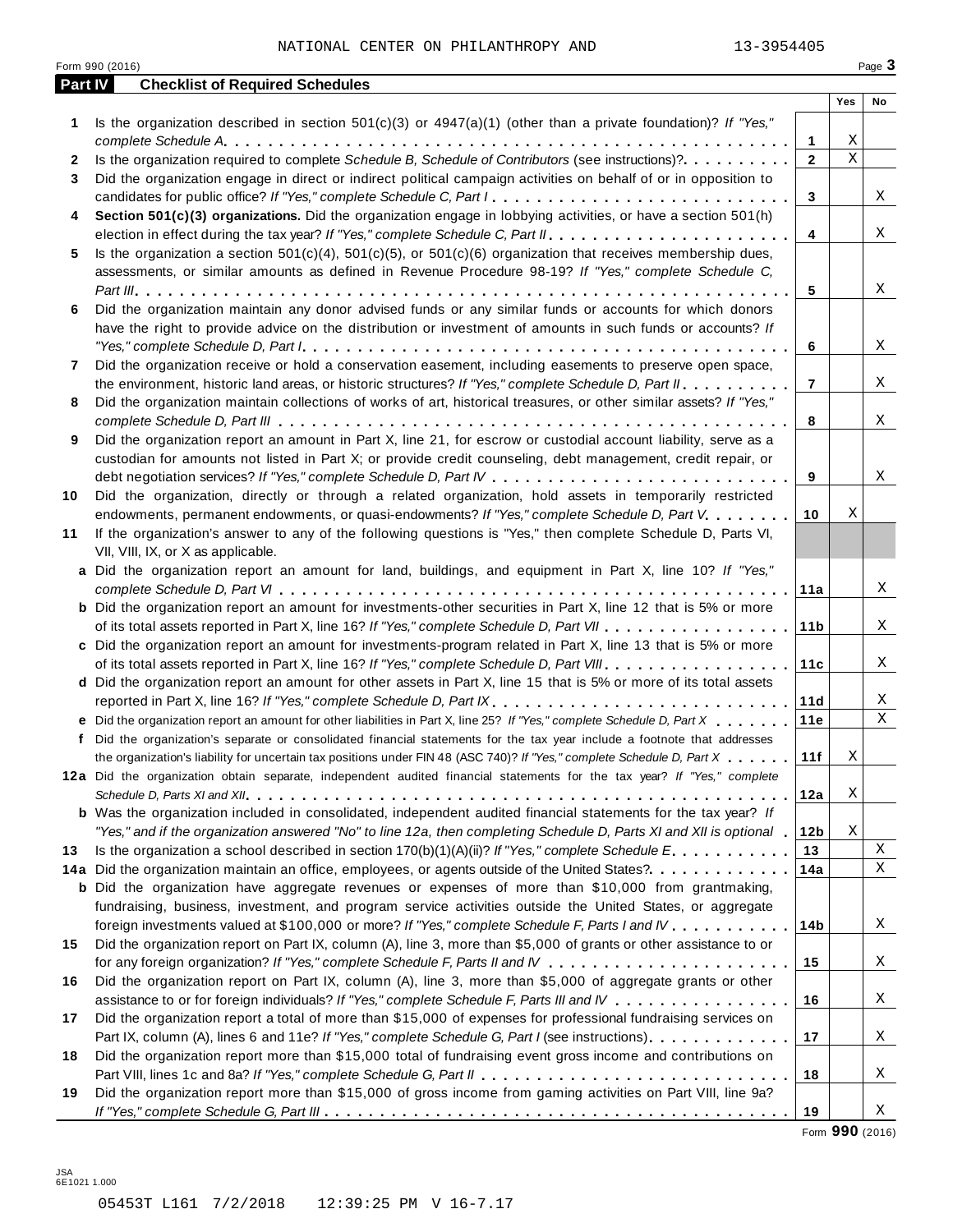NATIONAL CENTER ON PHILANTHROPY AND 13-3954405

Form 990 (2016)

## Part IV Checklist of Required Schedules

| | | | Yes | No |
|---|---|---|---|---|
| **1** | Is the organization described in section 501(c)(3) or 4947(a)(1) (other than a private foundation)? *If "Yes," complete Schedule A* | 1 | X | |
| **2** | Is the organization required to complete *Schedule B, Schedule of Contributors* (see instructions)? | 2 | X | |
| **3** | Did the organization engage in direct or indirect political campaign activities on behalf of or in opposition to candidates for public office? *If "Yes," complete Schedule C, Part I* | 3 | | X |
| **4** | **Section 501(c)(3) organizations.** Did the organization engage in lobbying activities, or have a section 501(h) election in effect during the tax year? *If "Yes," complete Schedule C, Part II* | 4 | | X |
| **5** | Is the organization a section 501(c)(4), 501(c)(5), or 501(c)(6) organization that receives membership dues, assessments, or similar amounts as defined in Revenue Procedure 98-19? *If "Yes," complete Schedule C, Part III* | 5 | | X |
| **6** | Did the organization maintain any donor advised funds or any similar funds or accounts for which donors have the right to provide advice on the distribution or investment of amounts in such funds or accounts? *If "Yes," complete Schedule D, Part I* | 6 | | X |
| **7** | Did the organization receive or hold a conservation easement, including easements to preserve open space, the environment, historic land areas, or historic structures? *If "Yes," complete Schedule D, Part II* | 7 | | X |
| **8** | Did the organization maintain collections of works of art, historical treasures, or other similar assets? *If "Yes," complete Schedule D, Part III* | 8 | | X |
| **9** | Did the organization report an amount in Part X, line 21, for escrow or custodial account liability, serve as a custodian for amounts not listed in Part X; or provide credit counseling, debt management, credit repair, or debt negotiation services? *If "Yes," complete Schedule D, Part IV* | 9 | | X |
| **10** | Did the organization, directly or through a related organization, hold assets in temporarily restricted endowments, permanent endowments, or quasi-endowments? *If "Yes," complete Schedule D, Part V* | 10 | X | |
| **11** | If the organization's answer to any of the following questions is "Yes," then complete Schedule D, Parts VI, VII, VIII, IX, or X as applicable. | | | |
| **a** | Did the organization report an amount for land, buildings, and equipment in Part X, line 10? *If "Yes," complete Schedule D, Part VI* | 11a | | X |
| **b** | Did the organization report an amount for investments-other securities in Part X, line 12 that is 5% or more of its total assets reported in Part X, line 16? *If "Yes," complete Schedule D, Part VII* | 11b | | X |
| **c** | Did the organization report an amount for investments-program related in Part X, line 13 that is 5% or more of its total assets reported in Part X, line 16? *If "Yes," complete Schedule D, Part VIII* | 11c | | X |
| **d** | Did the organization report an amount for other assets in Part X, line 15 that is 5% or more of its total assets reported in Part X, line 16? *If "Yes," complete Schedule D, Part IX* | 11d | | X |
| **e** | Did the organization report an amount for other liabilities in Part X, line 25? *If "Yes," complete Schedule D, Part X* | 11e | | X |
| **f** | Did the organization's separate or consolidated financial statements for the tax year include a footnote that addresses the organization's liability for uncertain tax positions under FIN 48 (ASC 740)? *If "Yes," complete Schedule D, Part X* | 11f | X | |
| **12a** | Did the organization obtain separate, independent audited financial statements for the tax year? *If "Yes," complete Schedule D, Parts XI and XII* | 12a | X | |
| **b** | Was the organization included in consolidated, independent audited financial statements for the tax year? *If "Yes," and if the organization answered "No" to line 12a, then completing Schedule D, Parts XI and XII is optional* | 12b | X | |
| **13** | Is the organization a school described in section 170(b)(1)(A)(ii)? *If "Yes," complete Schedule E* | 13 | | X |
| **14a** | Did the organization maintain an office, employees, or agents outside of the United States? | 14a | | X |
| **b** | Did the organization have aggregate revenues or expenses of more than $10,000 from grantmaking, fundraising, business, investment, and program service activities outside the United States, or aggregate foreign investments valued at $100,000 or more? *If "Yes," complete Schedule F, Parts I and IV* | 14b | | X |
| **15** | Did the organization report on Part IX, column (A), line 3, more than $5,000 of grants or other assistance to or for any foreign organization? *If "Yes," complete Schedule F, Parts II and IV* | 15 | | X |
| **16** | Did the organization report on Part IX, column (A), line 3, more than $5,000 of aggregate grants or other assistance to or for foreign individuals? *If "Yes," complete Schedule F, Parts III and IV* | 16 | | X |
| **17** | Did the organization report a total of more than $15,000 of expenses for professional fundraising services on Part IX, column (A), lines 6 and 11e? *If "Yes," complete Schedule G, Part I* (see instructions) | 17 | | X |
| **18** | Did the organization report more than $15,000 total of fundraising event gross income and contributions on Part VIII, lines 1c and 8a? *If "Yes," complete Schedule G, Part II* | 18 | | X |
| **19** | Did the organization report more than $15,000 of gross income from gaming activities on Part VIII, line 9a? *If "Yes," complete Schedule G, Part III* | 19 | | X |

Form **990** (2016)

JSA
6E1021 1.000

05453T L161 7/2/2018 12:39:25 PM V 16-7.17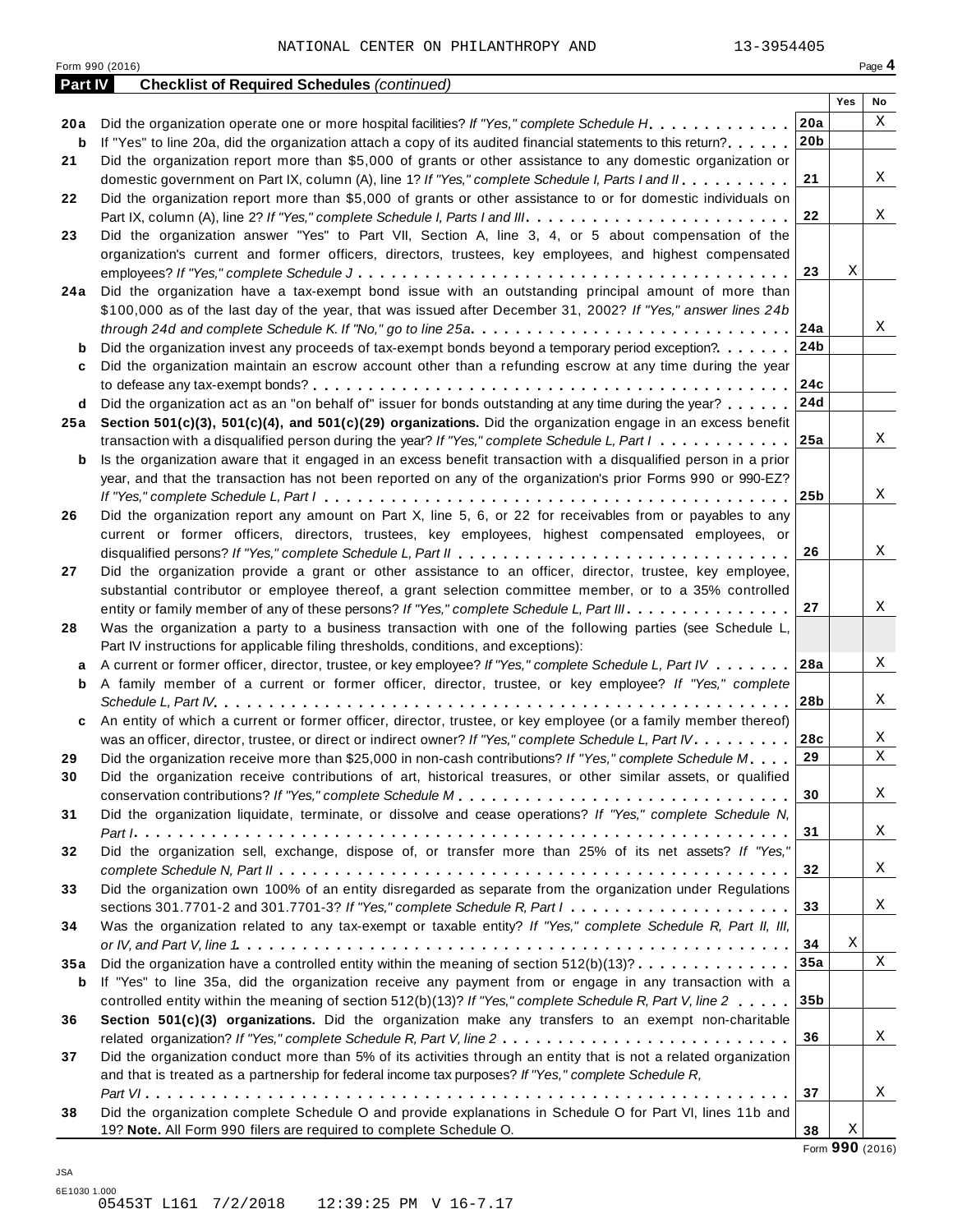NATIONAL CENTER ON PHILANTHROPY AND 13-3954405

Form 990 (2016) Page **4**

**Part IV — Checklist of Required Schedules** *(continued)*

| | | | Yes | No |
|---|---|---|---|---|
| **20a** | Did the organization operate one or more hospital facilities? *If "Yes," complete Schedule H* | **20a** | | X |
| **b** | If "Yes" to line 20a, did the organization attach a copy of its audited financial statements to this return? | **20b** | | |
| **21** | Did the organization report more than $5,000 of grants or other assistance to any domestic organization or domestic government on Part IX, column (A), line 1? *If "Yes," complete Schedule I, Parts I and II* | **21** | | X |
| **22** | Did the organization report more than $5,000 of grants or other assistance to or for domestic individuals on Part IX, column (A), line 2? *If "Yes," complete Schedule I, Parts I and III* | **22** | | X |
| **23** | Did the organization answer "Yes" to Part VII, Section A, line 3, 4, or 5 about compensation of the organization's current and former officers, directors, trustees, key employees, and highest compensated employees? *If "Yes," complete Schedule J* | **23** | X | |
| **24a** | Did the organization have a tax-exempt bond issue with an outstanding principal amount of more than $100,000 as of the last day of the year, that was issued after December 31, 2002? *If "Yes," answer lines 24b through 24d and complete Schedule K. If "No," go to line 25a* | **24a** | | X |
| **b** | Did the organization invest any proceeds of tax-exempt bonds beyond a temporary period exception? | **24b** | | |
| **c** | Did the organization maintain an escrow account other than a refunding escrow at any time during the year to defease any tax-exempt bonds? | **24c** | | |
| **d** | Did the organization act as an "on behalf of" issuer for bonds outstanding at any time during the year? | **24d** | | |
| **25a** | **Section 501(c)(3), 501(c)(4), and 501(c)(29) organizations.** Did the organization engage in an excess benefit transaction with a disqualified person during the year? *If "Yes," complete Schedule L, Part I* | **25a** | | X |
| **b** | Is the organization aware that it engaged in an excess benefit transaction with a disqualified person in a prior year, and that the transaction has not been reported on any of the organization's prior Forms 990 or 990-EZ? *If "Yes," complete Schedule L, Part I* | **25b** | | X |
| **26** | Did the organization report any amount on Part X, line 5, 6, or 22 for receivables from or payables to any current or former officers, directors, trustees, key employees, highest compensated employees, or disqualified persons? *If "Yes," complete Schedule L, Part II* | **26** | | X |
| **27** | Did the organization provide a grant or other assistance to an officer, director, trustee, key employee, substantial contributor or employee thereof, a grant selection committee member, or to a 35% controlled entity or family member of any of these persons? *If "Yes," complete Schedule L, Part III* | **27** | | X |
| **28** | Was the organization a party to a business transaction with one of the following parties (see Schedule L, Part IV instructions for applicable filing thresholds, conditions, and exceptions): | | | |
| **a** | A current or former officer, director, trustee, or key employee? *If "Yes," complete Schedule L, Part IV* | **28a** | | X |
| **b** | A family member of a current or former officer, director, trustee, or key employee? *If "Yes," complete Schedule L, Part IV* | **28b** | | X |
| **c** | An entity of which a current or former officer, director, trustee, or key employee (or a family member thereof) was an officer, director, trustee, or direct or indirect owner? *If "Yes," complete Schedule L, Part IV* | **28c** | | X |
| **29** | Did the organization receive more than $25,000 in non-cash contributions? *If "Yes," complete Schedule M* | **29** | | X |
| **30** | Did the organization receive contributions of art, historical treasures, or other similar assets, or qualified conservation contributions? *If "Yes," complete Schedule M* | **30** | | X |
| **31** | Did the organization liquidate, terminate, or dissolve and cease operations? *If "Yes," complete Schedule N, Part I* | **31** | | X |
| **32** | Did the organization sell, exchange, dispose of, or transfer more than 25% of its net assets? *If "Yes," complete Schedule N, Part II* | **32** | | X |
| **33** | Did the organization own 100% of an entity disregarded as separate from the organization under Regulations sections 301.7701-2 and 301.7701-3? *If "Yes," complete Schedule R, Part I* | **33** | | X |
| **34** | Was the organization related to any tax-exempt or taxable entity? *If "Yes," complete Schedule R, Part II, III, or IV, and Part V, line 1* | **34** | X | |
| **35a** | Did the organization have a controlled entity within the meaning of section 512(b)(13)? | **35a** | | X |
| **b** | If "Yes" to line 35a, did the organization receive any payment from or engage in any transaction with a controlled entity within the meaning of section 512(b)(13)? *If "Yes," complete Schedule R, Part V, line 2* | **35b** | | |
| **36** | **Section 501(c)(3) organizations.** Did the organization make any transfers to an exempt non-charitable related organization? *If "Yes," complete Schedule R, Part V, line 2* | **36** | | X |
| **37** | Did the organization conduct more than 5% of its activities through an entity that is not a related organization and that is treated as a partnership for federal income tax purposes? *If "Yes," complete Schedule R, Part VI* | **37** | | X |
| **38** | Did the organization complete Schedule O and provide explanations in Schedule O for Part VI, lines 11b and 19? **Note.** All Form 990 filers are required to complete Schedule O. | **38** | X | |

Form **990** (2016)

JSA
6E1030 1.000
05453T L161 7/2/2018 12:39:25 PM V 16-7.17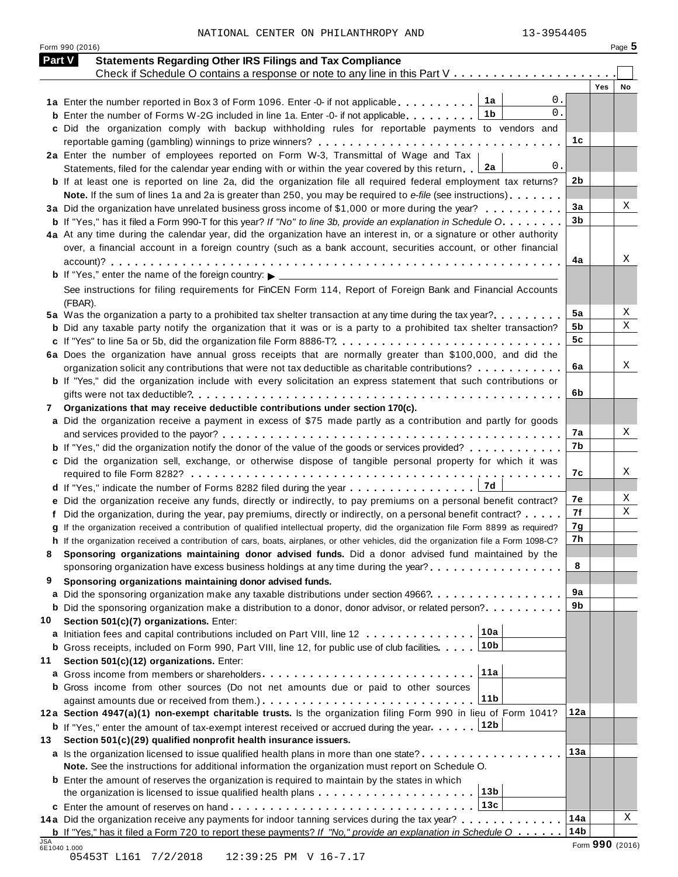NATIONAL CENTER ON PHILANTHROPY AND 13-3954405

Form 990 (2016) Page 5

## Part V — Statements Regarding Other IRS Filings and Tax Compliance

Check if Schedule O contains a response or note to any line in this Part V . . . . . . . . . . . . . . . . . . . . ☐

| Line | Description | Box | Amount | Line | Yes | No |
|---|---|---|---|---|---|---|
| 1a | Enter the number reported in Box 3 of Form 1096. Enter -0- if not applicable | 1a | 0. | | | |
| b | Enter the number of Forms W-2G included in line 1a. Enter -0- if not applicable | 1b | 0. | | | |
| c | Did the organization comply with backup withholding rules for reportable payments to vendors and reportable gaming (gambling) winnings to prize winners? | | | 1c | | |
| 2a | Enter the number of employees reported on Form W-3, Transmittal of Wage and Tax Statements, filed for the calendar year ending with or within the year covered by this return | 2a | 0. | | | |
| b | If at least one is reported on line 2a, did the organization file all required federal employment tax returns? | | | 2b | | |
| | **Note.** If the sum of lines 1a and 2a is greater than 250, you may be required to *e-file* (see instructions) | | | | | |
| 3a | Did the organization have unrelated business gross income of $1,000 or more during the year? | | | 3a | | X |
| b | If "Yes," has it filed a Form 990-T for this year? *If "No" to line 3b, provide an explanation in Schedule O* | | | 3b | | |
| 4a | At any time during the calendar year, did the organization have an interest in, or a signature or other authority over, a financial account in a foreign country (such as a bank account, securities account, or other financial account)? | | | 4a | | X |
| b | If "Yes," enter the name of the foreign country: ▶ | | | | | |
| | See instructions for filing requirements for FinCEN Form 114, Report of Foreign Bank and Financial Accounts (FBAR). | | | | | |
| 5a | Was the organization a party to a prohibited tax shelter transaction at any time during the tax year? | | | 5a | | X |
| b | Did any taxable party notify the organization that it was or is a party to a prohibited tax shelter transaction? | | | 5b | | X |
| c | If "Yes" to line 5a or 5b, did the organization file Form 8886-T? | | | 5c | | |
| 6a | Does the organization have annual gross receipts that are normally greater than $100,000, and did the organization solicit any contributions that were not tax deductible as charitable contributions? | | | 6a | | X |
| b | If "Yes," did the organization include with every solicitation an express statement that such contributions or gifts were not tax deductible? | | | 6b | | |
| 7 | **Organizations that may receive deductible contributions under section 170(c).** | | | | | |
| a | Did the organization receive a payment in excess of $75 made partly as a contribution and partly for goods and services provided to the payor? | | | 7a | | X |
| b | If "Yes," did the organization notify the donor of the value of the goods or services provided? | | | 7b | | |
| c | Did the organization sell, exchange, or otherwise dispose of tangible personal property for which it was required to file Form 8282? | | | 7c | | X |
| d | If "Yes," indicate the number of Forms 8282 filed during the year | 7d | | | | |
| e | Did the organization receive any funds, directly or indirectly, to pay premiums on a personal benefit contract? | | | 7e | | X |
| f | Did the organization, during the year, pay premiums, directly or indirectly, on a personal benefit contract? | | | 7f | | X |
| g | If the organization received a contribution of qualified intellectual property, did the organization file Form 8899 as required? | | | 7g | | |
| h | If the organization received a contribution of cars, boats, airplanes, or other vehicles, did the organization file a Form 1098-C? | | | 7h | | |
| 8 | **Sponsoring organizations maintaining donor advised funds.** Did a donor advised fund maintained by the sponsoring organization have excess business holdings at any time during the year? | | | 8 | | |
| 9 | **Sponsoring organizations maintaining donor advised funds.** | | | | | |
| a | Did the sponsoring organization make any taxable distributions under section 4966? | | | 9a | | |
| b | Did the sponsoring organization make a distribution to a donor, donor advisor, or related person? | | | 9b | | |
| 10 | **Section 501(c)(7) organizations.** Enter: | | | | | |
| a | Initiation fees and capital contributions included on Part VIII, line 12 | 10a | | | | |
| b | Gross receipts, included on Form 990, Part VIII, line 12, for public use of club facilities | 10b | | | | |
| 11 | **Section 501(c)(12) organizations.** Enter: | | | | | |
| a | Gross income from members or shareholders | 11a | | | | |
| b | Gross income from other sources (Do not net amounts due or paid to other sources against amounts due or received from them.) | 11b | | | | |
| 12a | **Section 4947(a)(1) non-exempt charitable trusts.** Is the organization filing Form 990 in lieu of Form 1041? | | | 12a | | |
| b | If "Yes," enter the amount of tax-exempt interest received or accrued during the year | 12b | | | | |
| 13 | **Section 501(c)(29) qualified nonprofit health insurance issuers.** | | | | | |
| a | Is the organization licensed to issue qualified health plans in more than one state? | | | 13a | | |
| | **Note.** See the instructions for additional information the organization must report on Schedule O. | | | | | |
| b | Enter the amount of reserves the organization is required to maintain by the states in which the organization is licensed to issue qualified health plans | 13b | | | | |
| c | Enter the amount of reserves on hand | 13c | | | | |
| 14a | Did the organization receive any payments for indoor tanning services during the tax year? | | | 14a | | X |
| b | If "Yes," has it filed a Form 720 to report these payments? *If "No," provide an explanation in Schedule O* | | | 14b | | |

JSA 6E1040 1.000

Form **990** (2016)

05453T L161 7/2/2018 12:39:25 PM V 16-7.17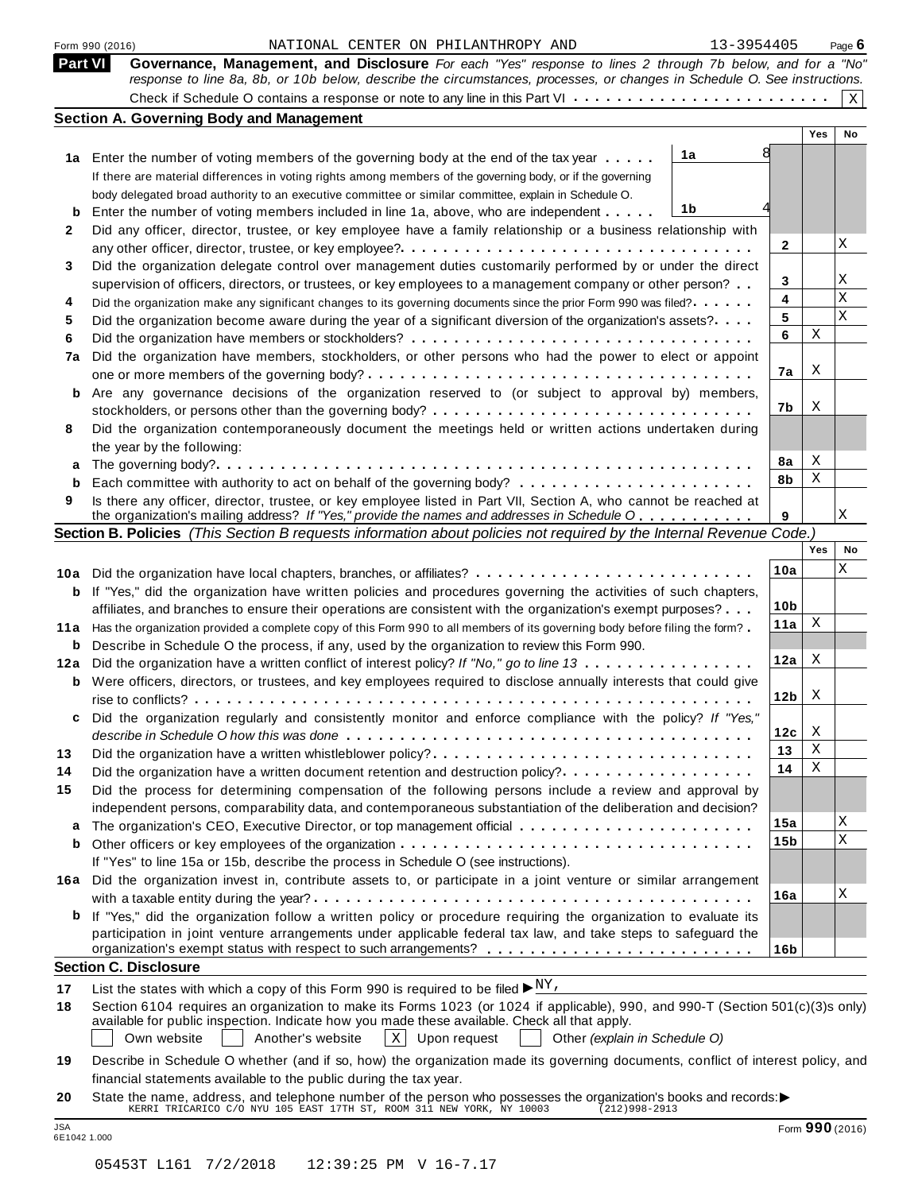Form 990 (2016) NATIONAL CENTER ON PHILANTHROPY AND 13-3954405

## Part VI Governance, Management, and Disclosure

*For each "Yes" response to lines 2 through 7b below, and for a "No" response to line 8a, 8b, or 10b below, describe the circumstances, processes, or changes in Schedule O. See instructions.*

Check if Schedule O contains a response or note to any line in this Part VI . . . . . . . . . . . . . . . . . . . . . . . . [X]

### Section A. Governing Body and Management

| | | | | Yes | No |
|---|---|---|---|---|---|
| **1a** | Enter the number of voting members of the governing body at the end of the tax year . . . . . | 1a 8 | | | |
| | If there are material differences in voting rights among members of the governing body, or if the governing body delegated broad authority to an executive committee or similar committee, explain in Schedule O. | | | | |
| **b** | Enter the number of voting members included in line 1a, above, who are independent . . . . . | 1b 4 | | | |
| **2** | Did any officer, director, trustee, or key employee have a family relationship or a business relationship with any other officer, director, trustee, or key employee? . . . . . | | 2 | | X |
| **3** | Did the organization delegate control over management duties customarily performed by or under the direct supervision of officers, directors, or trustees, or key employees to a management company or other person? . . | | 3 | | X |
| **4** | Did the organization make any significant changes to its governing documents since the prior Form 990 was filed? . . . . . | | 4 | | X |
| **5** | Did the organization become aware during the year of a significant diversion of the organization's assets? . . . . | | 5 | | X |
| **6** | Did the organization have members or stockholders? . . . . . | | 6 | X | |
| **7a** | Did the organization have members, stockholders, or other persons who had the power to elect or appoint one or more members of the governing body? . . . . . | | 7a | X | |
| **b** | Are any governance decisions of the organization reserved to (or subject to approval by) members, stockholders, or persons other than the governing body? . . . . . | | 7b | X | |
| **8** | Did the organization contemporaneously document the meetings held or written actions undertaken during the year by the following: | | | | |
| **a** | The governing body? . . . . . | | 8a | X | |
| **b** | Each committee with authority to act on behalf of the governing body? . . . . . | | 8b | X | |
| **9** | Is there any officer, director, trustee, or key employee listed in Part VII, Section A, who cannot be reached at the organization's mailing address? *If "Yes," provide the names and addresses in Schedule O* . . . . . | | 9 | | X |

### Section B. Policies *(This Section B requests information about policies not required by the Internal Revenue Code.)*

| | | | Yes | No |
|---|---|---|---|---|
| **10a** | Did the organization have local chapters, branches, or affiliates? . . . . . | 10a | | X |
| **b** | If "Yes," did the organization have written policies and procedures governing the activities of such chapters, affiliates, and branches to ensure their operations are consistent with the organization's exempt purposes? . . . | 10b | | |
| **11a** | Has the organization provided a complete copy of this Form 990 to all members of its governing body before filing the form? . | 11a | X | |
| **b** | Describe in Schedule O the process, if any, used by the organization to review this Form 990. | | | |
| **12a** | Did the organization have a written conflict of interest policy? *If "No," go to line 13* . . . . . | 12a | X | |
| **b** | Were officers, directors, or trustees, and key employees required to disclose annually interests that could give rise to conflicts? . . . . . | 12b | X | |
| **c** | Did the organization regularly and consistently monitor and enforce compliance with the policy? *If "Yes," describe in Schedule O how this was done* . . . . . | 12c | X | |
| **13** | Did the organization have a written whistleblower policy? . . . . . | 13 | X | |
| **14** | Did the organization have a written document retention and destruction policy? . . . . . | 14 | X | |
| **15** | Did the process for determining compensation of the following persons include a review and approval by independent persons, comparability data, and contemporaneous substantiation of the deliberation and decision? | | | |
| **a** | The organization's CEO, Executive Director, or top management official . . . . . | 15a | | X |
| **b** | Other officers or key employees of the organization . . . . . | 15b | | X |
| | If "Yes" to line 15a or 15b, describe the process in Schedule O (see instructions). | | | |
| **16a** | Did the organization invest in, contribute assets to, or participate in a joint venture or similar arrangement with a taxable entity during the year? . . . . . | 16a | | X |
| **b** | If "Yes," did the organization follow a written policy or procedure requiring the organization to evaluate its participation in joint venture arrangements under applicable federal tax law, and take steps to safeguard the organization's exempt status with respect to such arrangements? . . . . . | 16b | | |

### Section C. Disclosure

**17** List the states with which a copy of this Form 990 is required to be filed ▶ NY,

**18** Section 6104 requires an organization to make its Forms 1023 (or 1024 if applicable), 990, and 990-T (Section 501(c)(3)s only) available for public inspection. Indicate how you made these available. Check all that apply.

[ ] Own website [ ] Another's website [X] Upon request [ ] Other *(explain in Schedule O)*

**19** Describe in Schedule O whether (and if so, how) the organization made its governing documents, conflict of interest policy, and financial statements available to the public during the tax year.

**20** State the name, address, and telephone number of the person who possesses the organization's books and records: ▶
KERRI TRICARICO C/O NYU 105 EAST 17TH ST, ROOM 311 NEW YORK, NY 10003 (212)998-2913

JSA 6E1042 1.000 Form **990** (2016)

05453T L161 7/2/2018 12:39:25 PM V 16-7.17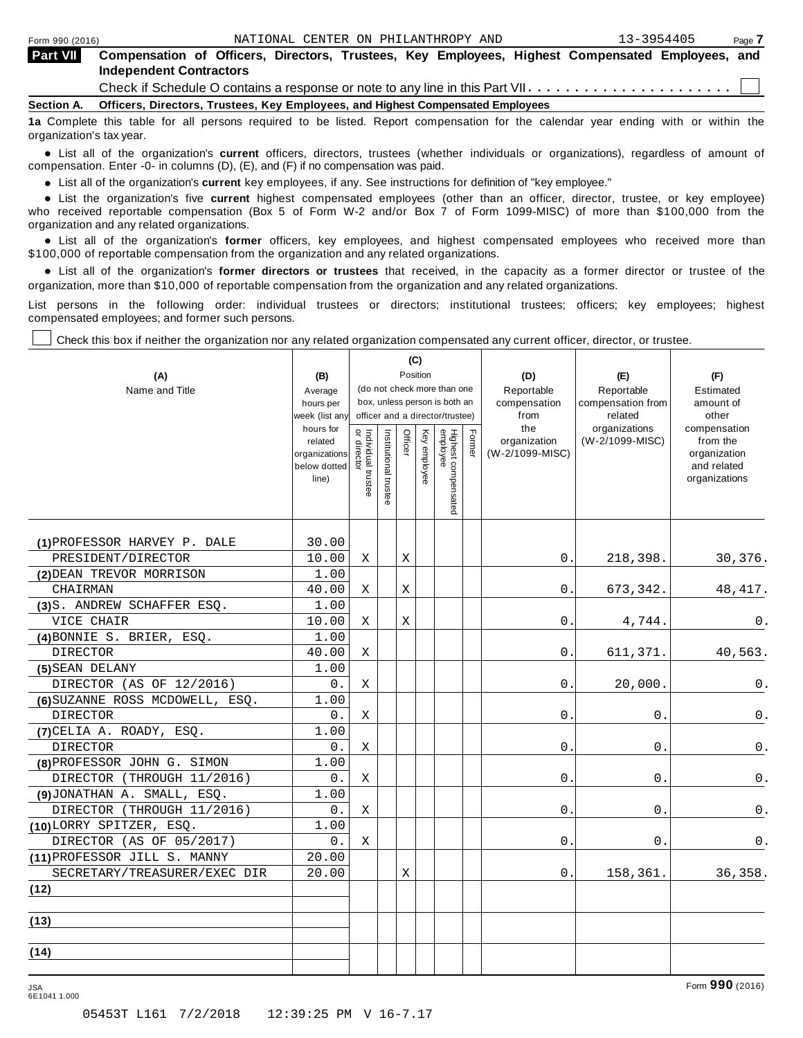Form 990 (2016) NATIONAL CENTER ON PHILANTHROPY AND 13-3954405

**Part VII** **Compensation of Officers, Directors, Trustees, Key Employees, Highest Compensated Employees, and Independent Contractors**

Check if Schedule O contains a response or note to any line in this Part VII. . . . . . . . . . . . . . . . . . . . . .

**Section A. Officers, Directors, Trustees, Key Employees, and Highest Compensated Employees**

**1a** Complete this table for all persons required to be listed. Report compensation for the calendar year ending with or within the organization's tax year.

- List all of the organization's **current** officers, directors, trustees (whether individuals or organizations), regardless of amount of compensation. Enter -0- in columns (D), (E), and (F) if no compensation was paid.
- List all of the organization's **current** key employees, if any. See instructions for definition of "key employee."
- List the organization's five **current** highest compensated employees (other than an officer, director, trustee, or key employee) who received reportable compensation (Box 5 of Form W-2 and/or Box 7 of Form 1099-MISC) of more than $100,000 from the organization and any related organizations.
- List all of the organization's **former** officers, key employees, and highest compensated employees who received more than $100,000 of reportable compensation from the organization and any related organizations.
- List all of the organization's **former directors or trustees** that received, in the capacity as a former director or trustee of the organization, more than $10,000 of reportable compensation from the organization and any related organizations.

List persons in the following order: individual trustees or directors; institutional trustees; officers; key employees; highest compensated employees; and former such persons.

Check this box if neither the organization nor any related organization compensated any current officer, director, or trustee.

| (A) Name and Title | (B) Average hours per week (list any hours for related organizations below dotted line) | (C) Position: Individual trustee or director | Institutional trustee | Officer | Key employee | Highest compensated employee | Former | (D) Reportable compensation from the organization (W-2/1099-MISC) | (E) Reportable compensation from related organizations (W-2/1099-MISC) | (F) Estimated amount of other compensation from the organization and related organizations |
|---|---|---|---|---|---|---|---|---|---|---|
| (1) PROFESSOR HARVEY P. DALE<br>PRESIDENT/DIRECTOR | 30.00<br>10.00 | X | | X | | | | 0. | 218,398. | 30,376. |
| (2) DEAN TREVOR MORRISON<br>CHAIRMAN | 1.00<br>40.00 | X | | X | | | | 0. | 673,342. | 48,417. |
| (3) S. ANDREW SCHAFFER ESQ.<br>VICE CHAIR | 1.00<br>10.00 | X | | X | | | | 0. | 4,744. | 0. |
| (4) BONNIE S. BRIER, ESQ.<br>DIRECTOR | 1.00<br>40.00 | X | | | | | | 0. | 611,371. | 40,563. |
| (5) SEAN DELANY<br>DIRECTOR (AS OF 12/2016) | 1.00<br>0. | X | | | | | | 0. | 20,000. | 0. |
| (6) SUZANNE ROSS MCDOWELL, ESQ.<br>DIRECTOR | 1.00<br>0. | X | | | | | | 0. | 0. | 0. |
| (7) CELIA A. ROADY, ESQ.<br>DIRECTOR | 1.00<br>0. | X | | | | | | 0. | 0. | 0. |
| (8) PROFESSOR JOHN G. SIMON<br>DIRECTOR (THROUGH 11/2016) | 1.00<br>0. | X | | | | | | 0. | 0. | 0. |
| (9) JONATHAN A. SMALL, ESQ.<br>DIRECTOR (THROUGH 11/2016) | 1.00<br>0. | X | | | | | | 0. | 0. | 0. |
| (10) LORRY SPITZER, ESQ.<br>DIRECTOR (AS OF 05/2017) | 1.00<br>0. | X | | | | | | 0. | 0. | 0. |
| (11) PROFESSOR JILL S. MANNY<br>SECRETARY/TREASURER/EXEC DIR | 20.00<br>20.00 | | | X | | | | 0. | 158,361. | 36,358. |
| (12) | | | | | | | | | | |
| (13) | | | | | | | | | | |
| (14) | | | | | | | | | | |

Form **990** (2016)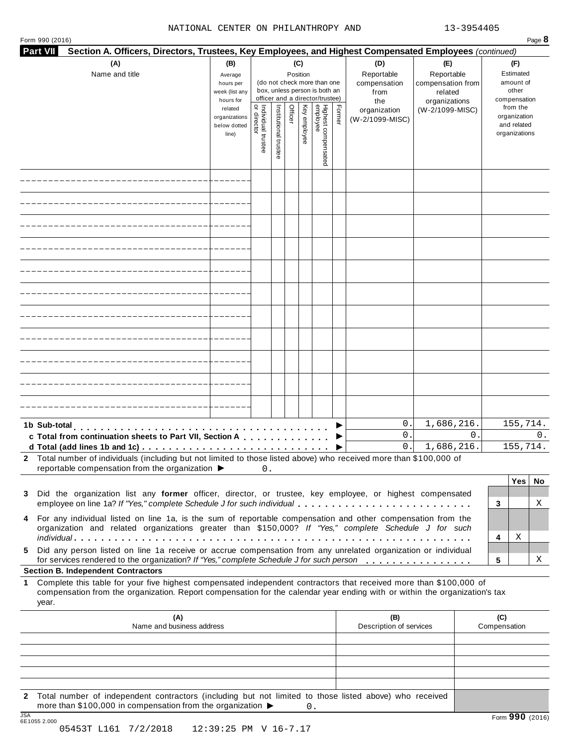NATIONAL CENTER ON PHILANTHROPY AND 13-3954405

Form 990 (2016) Page **8**

**Part VII Section A. Officers, Directors, Trustees, Key Employees, and Highest Compensated Employees** *(continued)*

| (A) Name and title | (B) Average hours per week (list any hours for related organizations below dotted line) | (C) Position (do not check more than one box, unless person is both an officer and a director/trustee): Individual trustee or director | Institutional trustee | Officer | Key employee | Highest compensated employee | Former | (D) Reportable compensation from the organization (W-2/1099-MISC) | (E) Reportable compensation from related organizations (W-2/1099-MISC) | (F) Estimated amount of other compensation from the organization and related organizations |
|---|---|---|---|---|---|---|---|---|---|---|
| | | | | | | | | | | |
| | | | | | | | | | | |
| | | | | | | | | | | |
| | | | | | | | | | | |
| | | | | | | | | | | |
| | | | | | | | | | | |
| | | | | | | | | | | |
| | | | | | | | | | | |
| | | | | | | | | | | |
| | | | | | | | | | | |
| | | | | | | | | | | |

| | (D) | (E) | (F) |
|---|---|---|---|
| **1b Sub-total** ▶ | 0. | 1,686,216. | 155,714. |
| **c Total from continuation sheets to Part VII, Section A** ▶ | 0. | 0. | 0. |
| **d Total (add lines 1b and 1c)** ▶ | 0. | 1,686,216. | 155,714. |

**2** Total number of individuals (including but not limited to those listed above) who received more than $100,000 of reportable compensation from the organization ▶ 0.

| | | Yes | No |
|---|---|---|---|
| **3** Did the organization list any **former** officer, director, or trustee, key employee, or highest compensated employee on line 1a? *If "Yes," complete Schedule J for such individual* | 3 | | X |
| **4** For any individual listed on line 1a, is the sum of reportable compensation and other compensation from the organization and related organizations greater than $150,000? *If "Yes," complete Schedule J for such individual* | 4 | X | |
| **5** Did any person listed on line 1a receive or accrue compensation from any unrelated organization or individual for services rendered to the organization? *If "Yes," complete Schedule J for such person* | 5 | | X |

**Section B. Independent Contractors**

**1** Complete this table for your five highest compensated independent contractors that received more than $100,000 of compensation from the organization. Report compensation for the calendar year ending with or within the organization's tax year.

| (A) Name and business address | (B) Description of services | (C) Compensation |
|---|---|---|
| | | |
| | | |
| | | |
| | | |
| | | |

**2** Total number of independent contractors (including but not limited to those listed above) who received more than $100,000 in compensation from the organization ▶ 0.

JSA 6E1055 2.000 Form **990** (2016)

05453T L161 7/2/2018 12:39:25 PM V 16-7.17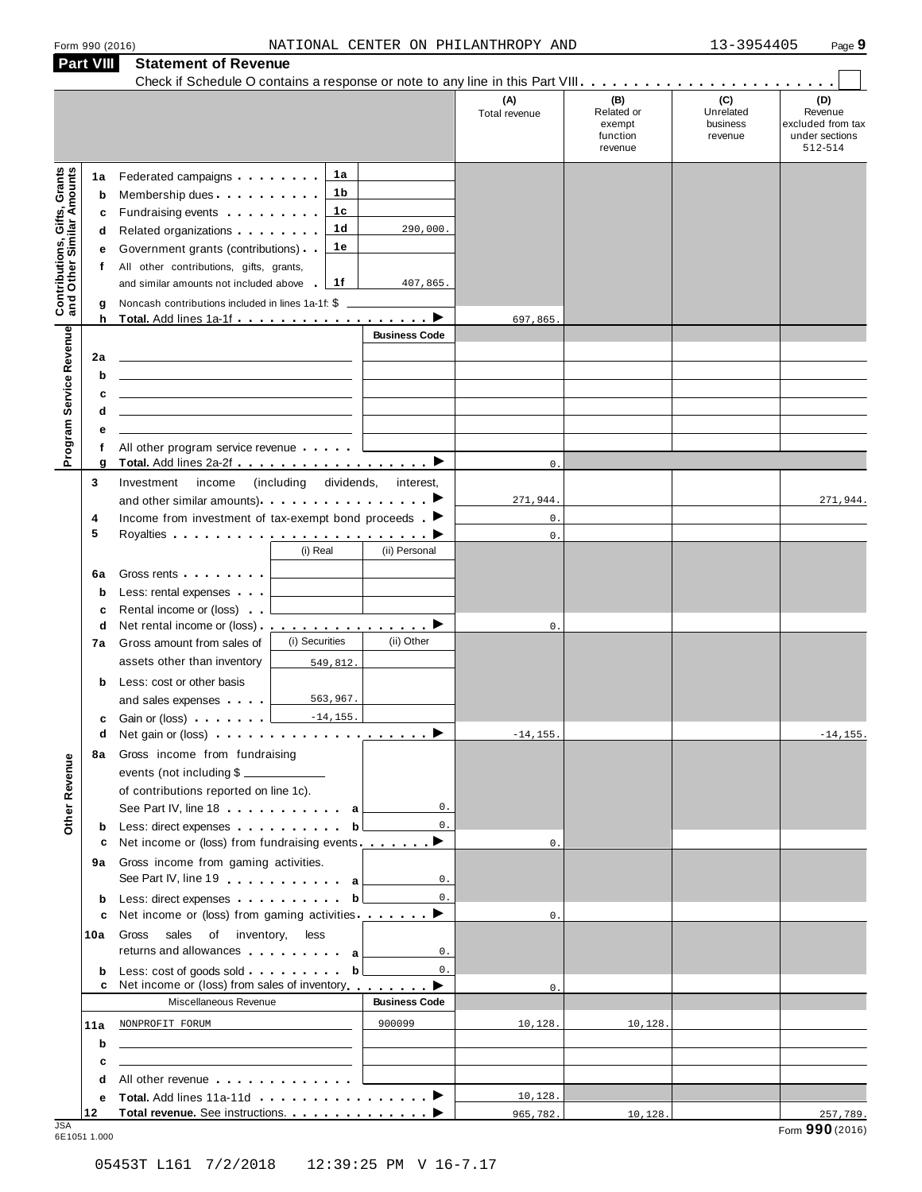Form 990 (2016) NATIONAL CENTER ON PHILANTHROPY AND 13-3954405 Page 9

## Part VIII Statement of Revenue

Check if Schedule O contains a response or note to any line in this Part VIII . . . . . . . . . . . . . . . . . . . . . . . . ☐

| | | | | (A) Total revenue | (B) Related or exempt function revenue | (C) Unrelated business revenue | (D) Revenue excluded from tax under sections 512-514 |
|---|---|---|---|---|---|---|---|
| **Contributions, Gifts, Grants and Other Similar Amounts** | 1a | Federated campaigns . . . . . . . . 1a | | | | | |
| | b | Membership dues . . . . . . . . . . 1b | | | | | |
| | c | Fundraising events . . . . . . . . . 1c | | | | | |
| | d | Related organizations . . . . . . . . 1d | 290,000. | | | | |
| | e | Government grants (contributions) . . 1e | | | | | |
| | f | All other contributions, gifts, grants, and similar amounts not included above . 1f | 407,865. | | | | |
| | g | Noncash contributions included in lines 1a-1f: $ | | | | | |
| | h | **Total.** Add lines 1a-1f . . . . . . . . . . . . . . . . . ▶ | | 697,865. | | | |
| **Program Service Revenue** | | | Business Code | | | | |
| | 2a | | | | | | |
| | b | | | | | | |
| | c | | | | | | |
| | d | | | | | | |
| | e | | | | | | |
| | f | All other program service revenue . . . . . | | | | | |
| | g | **Total.** Add lines 2a-2f . . . . . . . . . . . . . . . . . ▶ | | 0. | | | |
| **Other Revenue** | 3 | Investment income (including dividends, interest, and other similar amounts) . . . . . . . . . . . . . . . ▶ | | 271,944. | | | 271,944. |
| | 4 | Income from investment of tax-exempt bond proceeds . ▶ | | 0. | | | |
| | 5 | Royalties . . . . . . . . . . . . . . . . . . . . . . . ▶ | | 0. | | | |
| | | | (i) Real / (ii) Personal | | | | |
| | 6a | Gross rents . . . . . . . . | | | | | |
| | b | Less: rental expenses . . . | | | | | |
| | c | Rental income or (loss) . . | | | | | |
| | d | Net rental income or (loss) . . . . . . . . . . . . . . . . ▶ | | 0. | | | |
| | 7a | Gross amount from sales of assets other than inventory | (i) Securities: 549,812. / (ii) Other: | | | | |
| | b | Less: cost or other basis and sales expenses . . . . | (i) Securities: 563,967. / (ii) Other: | | | | |
| | c | Gain or (loss) . . . . . . . | (i) Securities: -14,155. / (ii) Other: | | | | |
| | d | Net gain or (loss) . . . . . . . . . . . . . . . . . . . ▶ | | -14,155. | | | -14,155. |
| | 8a | Gross income from fundraising events (not including $ of contributions reported on line 1c). See Part IV, line 18 . . . . . . . . . . . a | 0. | | | | |
| | b | Less: direct expenses . . . . . . . . . . b | 0. | | | | |
| | c | Net income or (loss) from fundraising events . . . . . . . ▶ | | 0. | | | |
| | 9a | Gross income from gaming activities. See Part IV, line 19 . . . . . . . . . . . a | 0. | | | | |
| | b | Less: direct expenses . . . . . . . . . . b | 0. | | | | |
| | c | Net income or (loss) from gaming activities . . . . . . . ▶ | | 0. | | | |
| | 10a | Gross sales of inventory, less returns and allowances . . . . . . . . . a | 0. | | | | |
| | b | Less: cost of goods sold . . . . . . . . . b | 0. | | | | |
| | c | Net income or (loss) from sales of inventory . . . . . . . ▶ | | 0. | | | |
| | | Miscellaneous Revenue | Business Code | | | | |
| | 11a | NONPROFIT FORUM | 900099 | 10,128. | 10,128. | | |
| | b | | | | | | |
| | c | | | | | | |
| | d | All other revenue . . . . . . . . . . . . . | | | | | |
| | e | **Total.** Add lines 11a-11d . . . . . . . . . . . . . . . ▶ | | 10,128. | | | |
| | 12 | **Total revenue.** See instructions. . . . . . . . . . . . . . ▶ | | 965,782. | 10,128. | | 257,789. |

JSA 6E1051 1.000

Form **990** (2016)

05453T L161 7/2/2018 12:39:25 PM V 16-7.17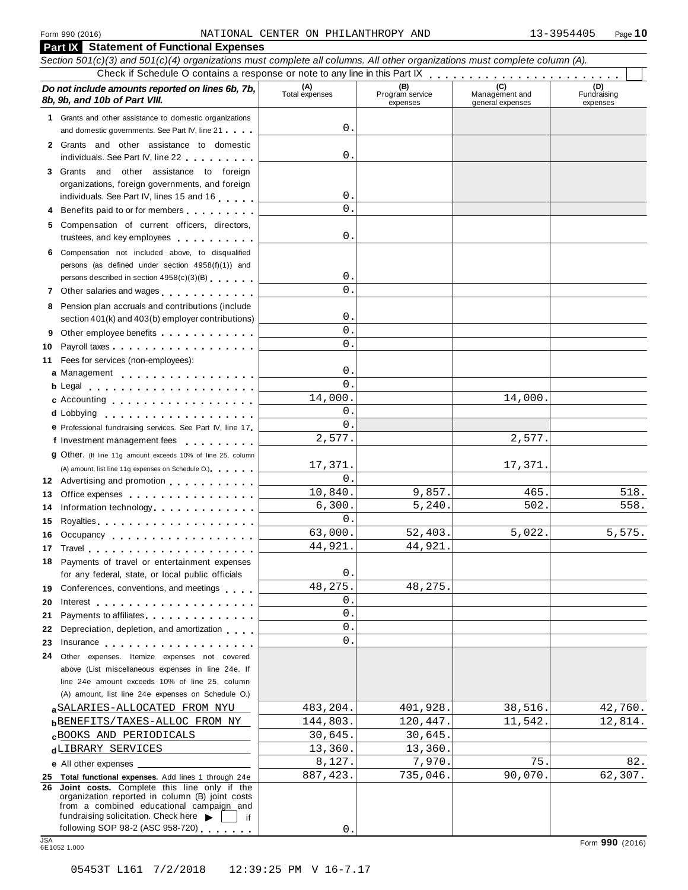Form 990 (2016) NATIONAL CENTER ON PHILANTHROPY AND 13-3954405

## Part IX Statement of Functional Expenses

*Section 501(c)(3) and 501(c)(4) organizations must complete all columns. All other organizations must complete column (A).*

Check if Schedule O contains a response or note to any line in this Part IX . . . . . . . . . . . . . . . . . . . . . . . . ☐

| *Do not include amounts reported on lines 6b, 7b, 8b, 9b, and 10b of Part VIII.* | (A) Total expenses | (B) Program service expenses | (C) Management and general expenses | (D) Fundraising expenses |
|---|---|---|---|---|
| **1** Grants and other assistance to domestic organizations and domestic governments. See Part IV, line 21 | 0. | | | |
| **2** Grants and other assistance to domestic individuals. See Part IV, line 22 | 0. | | | |
| **3** Grants and other assistance to foreign organizations, foreign governments, and foreign individuals. See Part IV, lines 15 and 16 | 0. | | | |
| **4** Benefits paid to or for members | 0. | | | |
| **5** Compensation of current officers, directors, trustees, and key employees | 0. | | | |
| **6** Compensation not included above, to disqualified persons (as defined under section 4958(f)(1)) and persons described in section 4958(c)(3)(B) | 0. | | | |
| **7** Other salaries and wages | 0. | | | |
| **8** Pension plan accruals and contributions (include section 401(k) and 403(b) employer contributions) | 0. | | | |
| **9** Other employee benefits | 0. | | | |
| **10** Payroll taxes | 0. | | | |
| **11** Fees for services (non-employees): | | | | |
| **a** Management | 0. | | | |
| **b** Legal | 0. | | | |
| **c** Accounting | 14,000. | | 14,000. | |
| **d** Lobbying | 0. | | | |
| **e** Professional fundraising services. See Part IV, line 17 | 0. | | | |
| **f** Investment management fees | 2,577. | | 2,577. | |
| **g** Other. (If line 11g amount exceeds 10% of line 25, column (A) amount, list line 11g expenses on Schedule O.) | 17,371. | | 17,371. | |
| **12** Advertising and promotion | 0. | | | |
| **13** Office expenses | 10,840. | 9,857. | 465. | 518. |
| **14** Information technology | 6,300. | 5,240. | 502. | 558. |
| **15** Royalties | 0. | | | |
| **16** Occupancy | 63,000. | 52,403. | 5,022. | 5,575. |
| **17** Travel | 44,921. | 44,921. | | |
| **18** Payments of travel or entertainment expenses for any federal, state, or local public officials | 0. | | | |
| **19** Conferences, conventions, and meetings | 48,275. | 48,275. | | |
| **20** Interest | 0. | | | |
| **21** Payments to affiliates | 0. | | | |
| **22** Depreciation, depletion, and amortization | 0. | | | |
| **23** Insurance | 0. | | | |
| **24** Other expenses. Itemize expenses not covered above (List miscellaneous expenses in line 24e. If line 24e amount exceeds 10% of line 25, column (A) amount, list line 24e expenses on Schedule O.) | | | | |
| **a** SALARIES-ALLOCATED FROM NYU | 483,204. | 401,928. | 38,516. | 42,760. |
| **b** BENEFITS/TAXES-ALLOC FROM NY | 144,803. | 120,447. | 11,542. | 12,814. |
| **c** BOOKS AND PERIODICALS | 30,645. | 30,645. | | |
| **d** LIBRARY SERVICES | 13,360. | 13,360. | | |
| **e** All other expenses | 8,127. | 7,970. | 75. | 82. |
| **25 Total functional expenses.** Add lines 1 through 24e | 887,423. | 735,046. | 90,070. | 62,307. |
| **26 Joint costs.** Complete this line only if the organization reported in column (B) joint costs from a combined educational campaign and fundraising solicitation. Check here ▶ ☐ if following SOP 98-2 (ASC 958-720) | 0. | | | |

JSA 6E1052 1.000 Form **990** (2016)

05453T L161 7/2/2018 12:39:25 PM V 16-7.17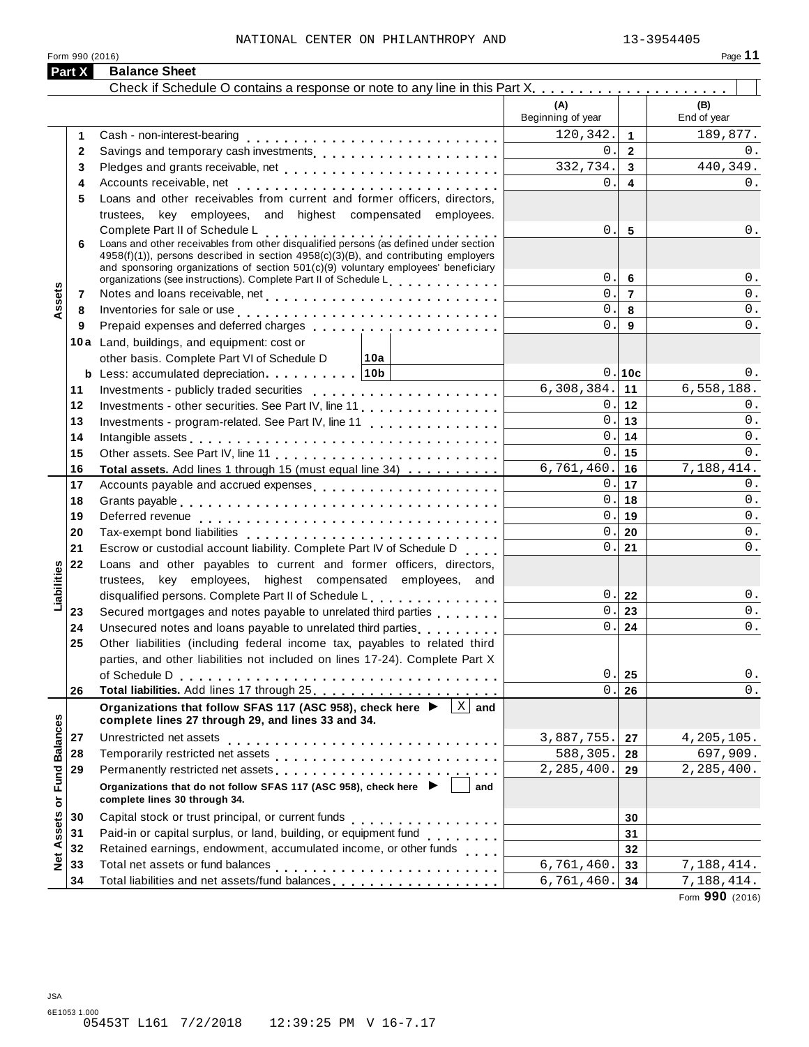NATIONAL CENTER ON PHILANTHROPY AND 13-3954405

Form 990 (2016)

## Part X Balance Sheet

Check if Schedule O contains a response or note to any line in this Part X. . . . . . . . . . . . . . . . . . . . . ☐

| | | | (A) Beginning of year | | (B) End of year |
|---|---|---|---|---|---|
| Assets | 1 | Cash - non-interest-bearing | 120,342. | 1 | 189,877. |
| | 2 | Savings and temporary cash investments | 0. | 2 | 0. |
| | 3 | Pledges and grants receivable, net | 332,734. | 3 | 440,349. |
| | 4 | Accounts receivable, net | 0. | 4 | 0. |
| | 5 | Loans and other receivables from current and former officers, directors, trustees, key employees, and highest compensated employees. Complete Part II of Schedule L | 0. | 5 | 0. |
| | 6 | Loans and other receivables from other disqualified persons (as defined under section 4958(f)(1)), persons described in section 4958(c)(3)(B), and contributing employers and sponsoring organizations of section 501(c)(9) voluntary employees' beneficiary organizations (see instructions). Complete Part II of Schedule L | 0. | 6 | 0. |
| | 7 | Notes and loans receivable, net | 0. | 7 | 0. |
| | 8 | Inventories for sale or use | 0. | 8 | 0. |
| | 9 | Prepaid expenses and deferred charges | 0. | 9 | 0. |
| | 10a | Land, buildings, and equipment: cost or other basis. Complete Part VI of Schedule D — 10a | | | |
| | b | Less: accumulated depreciation — 10b | 0. | 10c | 0. |
| | 11 | Investments - publicly traded securities | 6,308,384. | 11 | 6,558,188. |
| | 12 | Investments - other securities. See Part IV, line 11 | 0. | 12 | 0. |
| | 13 | Investments - program-related. See Part IV, line 11 | 0. | 13 | 0. |
| | 14 | Intangible assets | 0. | 14 | 0. |
| | 15 | Other assets. See Part IV, line 11 | 0. | 15 | 0. |
| | 16 | **Total assets.** Add lines 1 through 15 (must equal line 34) | 6,761,460. | 16 | 7,188,414. |
| Liabilities | 17 | Accounts payable and accrued expenses | 0. | 17 | 0. |
| | 18 | Grants payable | 0. | 18 | 0. |
| | 19 | Deferred revenue | 0. | 19 | 0. |
| | 20 | Tax-exempt bond liabilities | 0. | 20 | 0. |
| | 21 | Escrow or custodial account liability. Complete Part IV of Schedule D | 0. | 21 | 0. |
| | 22 | Loans and other payables to current and former officers, directors, trustees, key employees, highest compensated employees, and disqualified persons. Complete Part II of Schedule L | 0. | 22 | 0. |
| | 23 | Secured mortgages and notes payable to unrelated third parties | 0. | 23 | 0. |
| | 24 | Unsecured notes and loans payable to unrelated third parties | 0. | 24 | 0. |
| | 25 | Other liabilities (including federal income tax, payables to related third parties, and other liabilities not included on lines 17-24). Complete Part X of Schedule D | 0. | 25 | 0. |
| | 26 | **Total liabilities.** Add lines 17 through 25 | 0. | 26 | 0. |
| Net Assets or Fund Balances | | **Organizations that follow SFAS 117 (ASC 958), check here ▶ [X] and complete lines 27 through 29, and lines 33 and 34.** | | | |
| | 27 | Unrestricted net assets | 3,887,755. | 27 | 4,205,105. |
| | 28 | Temporarily restricted net assets | 588,305. | 28 | 697,909. |
| | 29 | Permanently restricted net assets | 2,285,400. | 29 | 2,285,400. |
| | | **Organizations that do not follow SFAS 117 (ASC 958), check here ▶ [ ] and complete lines 30 through 34.** | | | |
| | 30 | Capital stock or trust principal, or current funds | | 30 | |
| | 31 | Paid-in or capital surplus, or land, building, or equipment fund | | 31 | |
| | 32 | Retained earnings, endowment, accumulated income, or other funds | | 32 | |
| | 33 | Total net assets or fund balances | 6,761,460. | 33 | 7,188,414. |
| | 34 | Total liabilities and net assets/fund balances | 6,761,460. | 34 | 7,188,414. |

Form **990** (2016)

JSA
6E1053 1.000
05453T L161 7/2/2018 12:39:25 PM V 16-7.17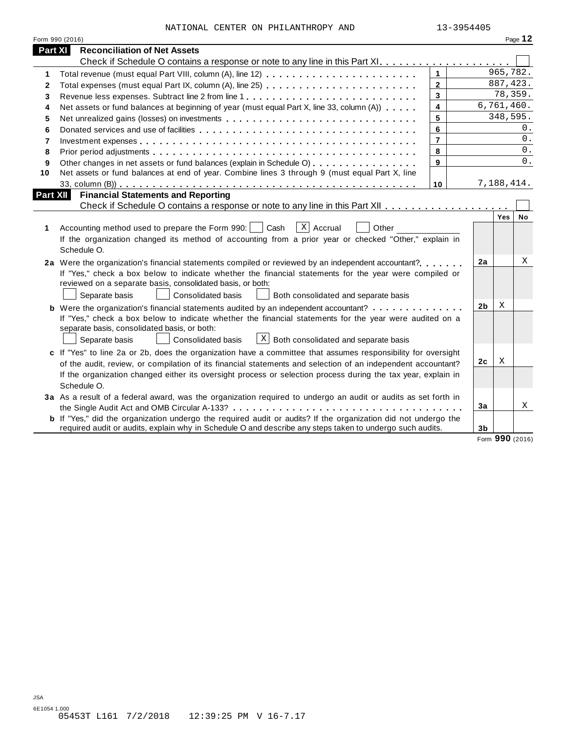NATIONAL CENTER ON PHILANTHROPY AND 13-3954405

Form 990 (2016)

## Part XI Reconciliation of Net Assets

Check if Schedule O contains a response or note to any line in this Part XI . . . . . . . . . . . . . . . . . . . . ☐

| | | | |
|---|---|---|---|
| 1 | Total revenue (must equal Part VIII, column (A), line 12) | 1 | 965,782. |
| 2 | Total expenses (must equal Part IX, column (A), line 25) | 2 | 887,423. |
| 3 | Revenue less expenses. Subtract line 2 from line 1 | 3 | 78,359. |
| 4 | Net assets or fund balances at beginning of year (must equal Part X, line 33, column (A)) | 4 | 6,761,460. |
| 5 | Net unrealized gains (losses) on investments | 5 | 348,595. |
| 6 | Donated services and use of facilities | 6 | 0. |
| 7 | Investment expenses | 7 | 0. |
| 8 | Prior period adjustments | 8 | 0. |
| 9 | Other changes in net assets or fund balances (explain in Schedule O) | 9 | 0. |
| 10 | Net assets or fund balances at end of year. Combine lines 3 through 9 (must equal Part X, line 33, column (B)) | 10 | 7,188,414. |

## Part XII Financial Statements and Reporting

Check if Schedule O contains a response or note to any line in this Part XII . . . . . . . . . . . . . . . . . . ☐

| | | | Yes | No |
|---|---|---|---|---|
| 1 | Accounting method used to prepare the Form 990: ☐ Cash ☒ Accrual ☐ Other ____________<br>If the organization changed its method of accounting from a prior year or checked "Other," explain in Schedule O. | | | |
| 2a | Were the organization's financial statements compiled or reviewed by an independent accountant? | 2a | | X |
| | If "Yes," check a box below to indicate whether the financial statements for the year were compiled or reviewed on a separate basis, consolidated basis, or both:<br>☐ Separate basis ☐ Consolidated basis ☐ Both consolidated and separate basis | | | |
| b | Were the organization's financial statements audited by an independent accountant? | 2b | X | |
| | If "Yes," check a box below to indicate whether the financial statements for the year were audited on a separate basis, consolidated basis, or both:<br>☐ Separate basis ☐ Consolidated basis ☒ Both consolidated and separate basis | | | |
| c | If "Yes" to line 2a or 2b, does the organization have a committee that assumes responsibility for oversight of the audit, review, or compilation of its financial statements and selection of an independent accountant? | 2c | X | |
| | If the organization changed either its oversight process or selection process during the tax year, explain in Schedule O. | | | |
| 3a | As a result of a federal award, was the organization required to undergo an audit or audits as set forth in the Single Audit Act and OMB Circular A-133? | 3a | | X |
| b | If "Yes," did the organization undergo the required audit or audits? If the organization did not undergo the required audit or audits, explain why in Schedule O and describe any steps taken to undergo such audits. | 3b | | |

Form **990** (2016)

JSA
6E1054 1.000
05453T L161 7/2/2018 12:39:25 PM V 16-7.17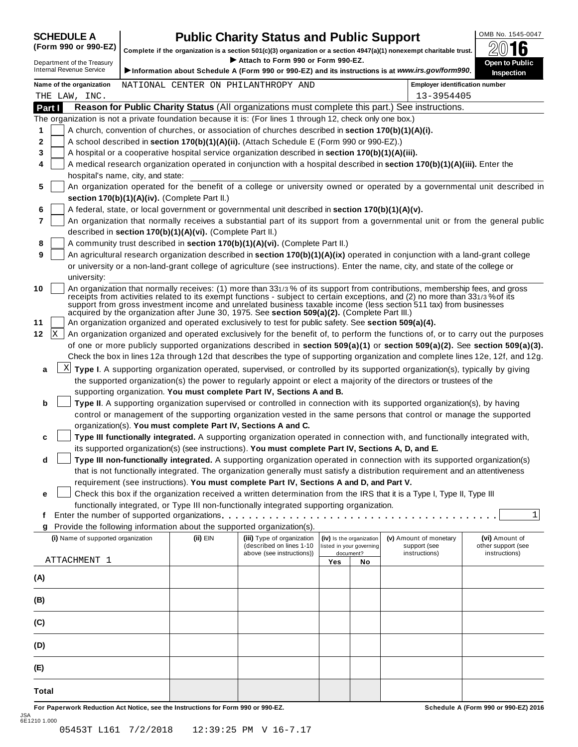**SCHEDULE A (Form 990 or 990-EZ)**

Department of the Treasury
Internal Revenue Service

# Public Charity Status and Public Support

**Complete if the organization is a section 501(c)(3) organization or a section 4947(a)(1) nonexempt charitable trust.**
▶ Attach to Form 990 or Form 990-EZ.
▶ Information about Schedule A (Form 990 or 990-EZ) and its instructions is at *www.irs.gov/form990*.

OMB No. 1545-0047
**2016**
**Open to Public Inspection**

Name of the organization: NATIONAL CENTER ON PHILANTHROPY AND THE LAW, INC.
Employer identification number: 13-3954405

## Part I Reason for Public Charity Status (All organizations must complete this part.) See instructions.

The organization is not a private foundation because it is: (For lines 1 through 12, check only one box.)

1. [ ] A church, convention of churches, or association of churches described in **section 170(b)(1)(A)(i).**
2. [ ] A school described in **section 170(b)(1)(A)(ii).** (Attach Schedule E (Form 990 or 990-EZ).)
3. [ ] A hospital or a cooperative hospital service organization described in **section 170(b)(1)(A)(iii).**
4. [ ] A medical research organization operated in conjunction with a hospital described in **section 170(b)(1)(A)(iii).** Enter the hospital's name, city, and state:
5. [ ] An organization operated for the benefit of a college or university owned or operated by a governmental unit described in **section 170(b)(1)(A)(iv).** (Complete Part II.)
6. [ ] A federal, state, or local government or governmental unit described in **section 170(b)(1)(A)(v).**
7. [ ] An organization that normally receives a substantial part of its support from a governmental unit or from the general public described in **section 170(b)(1)(A)(vi).** (Complete Part II.)
8. [ ] A community trust described in **section 170(b)(1)(A)(vi).** (Complete Part II.)
9. [ ] An agricultural research organization described in **section 170(b)(1)(A)(ix)** operated in conjunction with a land-grant college or university or a non-land-grant college of agriculture (see instructions). Enter the name, city, and state of the college or university:
10. [ ] An organization that normally receives: (1) more than 33 1/3 % of its support from contributions, membership fees, and gross receipts from activities related to its exempt functions - subject to certain exceptions, and (2) no more than 33 1/3 % of its support from gross investment income and unrelated business taxable income (less section 511 tax) from businesses acquired by the organization after June 30, 1975. See **section 509(a)(2).** (Complete Part III.)
11. [ ] An organization organized and operated exclusively to test for public safety. See **section 509(a)(4).**
12. [X] An organization organized and operated exclusively for the benefit of, to perform the functions of, or to carry out the purposes of one or more publicly supported organizations described in **section 509(a)(1)** or **section 509(a)(2).** See **section 509(a)(3).** Check the box in lines 12a through 12d that describes the type of supporting organization and complete lines 12e, 12f, and 12g.
   - **a** [X] **Type I**. A supporting organization operated, supervised, or controlled by its supported organization(s), typically by giving the supported organization(s) the power to regularly appoint or elect a majority of the directors or trustees of the supporting organization. **You must complete Part IV, Sections A and B.**
   - **b** [ ] **Type II**. A supporting organization supervised or controlled in connection with its supported organization(s), by having control or management of the supporting organization vested in the same persons that control or manage the supported organization(s). **You must complete Part IV, Sections A and C.**
   - **c** [ ] **Type III functionally integrated.** A supporting organization operated in connection with, and functionally integrated with, its supported organization(s) (see instructions). **You must complete Part IV, Sections A, D, and E.**
   - **d** [ ] **Type III non-functionally integrated.** A supporting organization operated in connection with its supported organization(s) that is not functionally integrated. The organization generally must satisfy a distribution requirement and an attentiveness requirement (see instructions). **You must complete Part IV, Sections A and D, and Part V.**
   - **e** [ ] Check this box if the organization received a written determination from the IRS that it is a Type I, Type II, Type III functionally integrated, or Type III non-functionally integrated supporting organization.
   - **f** Enter the number of supported organizations . . . . . 1
   - **g** Provide the following information about the supported organization(s).

| (i) Name of supported organization | (ii) EIN | (iii) Type of organization (described on lines 1-10 above (see instructions)) | (iv) Is the organization listed in your governing document? Yes | No | (v) Amount of monetary support (see instructions) | (vi) Amount of other support (see instructions) |
|---|---|---|---|---|---|---|
| ATTACHMENT 1 | | | | | | |
| (A) | | | | | | |
| (B) | | | | | | |
| (C) | | | | | | |
| (D) | | | | | | |
| (E) | | | | | | |
| Total | | | | | | |

**For Paperwork Reduction Act Notice, see the Instructions for Form 990 or 990-EZ.** **Schedule A (Form 990 or 990-EZ) 2016**

JSA 6E1210 1.000

05453T L161 7/2/2018 12:39:25 PM V 16-7.17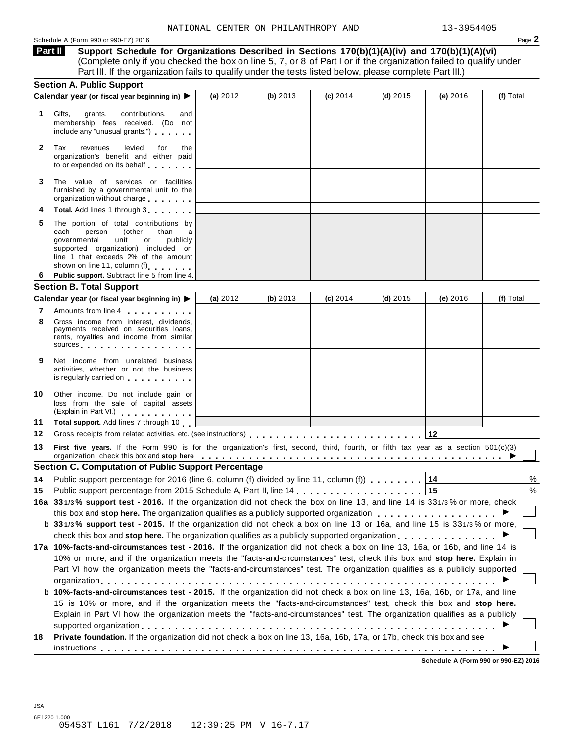NATIONAL CENTER ON PHILANTHROPY AND 13-3954405

Schedule A (Form 990 or 990-EZ) 2016

## Part II Support Schedule for Organizations Described in Sections 170(b)(1)(A)(iv) and 170(b)(1)(A)(vi)

(Complete only if you checked the box on line 5, 7, or 8 of Part I or if the organization failed to qualify under Part III. If the organization fails to qualify under the tests listed below, please complete Part III.)

### Section A. Public Support

| Calendar year (or fiscal year beginning in) ▶ | (a) 2012 | (b) 2013 | (c) 2014 | (d) 2015 | (e) 2016 | (f) Total |
|---|---|---|---|---|---|---|
| **1** Gifts, grants, contributions, and membership fees received. (Do not include any "unusual grants.") | | | | | | |
| **2** Tax revenues levied for the organization's benefit and either paid to or expended on its behalf | | | | | | |
| **3** The value of services or facilities furnished by a governmental unit to the organization without charge | | | | | | |
| **4** **Total.** Add lines 1 through 3 | | | | | | |
| **5** The portion of total contributions by each person (other than a governmental unit or publicly supported organization) included on line 1 that exceeds 2% of the amount shown on line 11, column (f) | | | | | | |
| **6** **Public support.** Subtract line 5 from line 4. | | | | | | |

### Section B. Total Support

| Calendar year (or fiscal year beginning in) ▶ | (a) 2012 | (b) 2013 | (c) 2014 | (d) 2015 | (e) 2016 | (f) Total |
|---|---|---|---|---|---|---|
| **7** Amounts from line 4 | | | | | | |
| **8** Gross income from interest, dividends, payments received on securities loans, rents, royalties and income from similar sources | | | | | | |
| **9** Net income from unrelated business activities, whether or not the business is regularly carried on | | | | | | |
| **10** Other income. Do not include gain or loss from the sale of capital assets (Explain in Part VI.) | | | | | | |
| **11** **Total support.** Add lines 7 through 10 | | | | | | |

**12** Gross receipts from related activities, etc. (see instructions) **12**

**13** **First five years.** If the Form 990 is for the organization's first, second, third, fourth, or fifth tax year as a section 501(c)(3) organization, check this box and **stop here** ▶ ☐

### Section C. Computation of Public Support Percentage

**14** Public support percentage for 2016 (line 6, column (f) divided by line 11, column (f)) **14** %

**15** Public support percentage from 2015 Schedule A, Part II, line 14 **15** %

**16a 33 1/3% support test - 2016.** If the organization did not check the box on line 13, and line 14 is 33 1/3% or more, check this box and **stop here.** The organization qualifies as a publicly supported organization ▶ ☐

**b 33 1/3% support test - 2015.** If the organization did not check a box on line 13 or 16a, and line 15 is 33 1/3% or more, check this box and **stop here.** The organization qualifies as a publicly supported organization ▶ ☐

**17a 10%-facts-and-circumstances test - 2016.** If the organization did not check a box on line 13, 16a, or 16b, and line 14 is 10% or more, and if the organization meets the "facts-and-circumstances" test, check this box and **stop here.** Explain in Part VI how the organization meets the "facts-and-circumstances" test. The organization qualifies as a publicly supported organization ▶ ☐

**b 10%-facts-and-circumstances test - 2015.** If the organization did not check a box on line 13, 16a, 16b, or 17a, and line 15 is 10% or more, and if the organization meets the "facts-and-circumstances" test, check this box and **stop here.** Explain in Part VI how the organization meets the "facts-and-circumstances" test. The organization qualifies as a publicly supported organization ▶ ☐

**18** **Private foundation.** If the organization did not check a box on line 13, 16a, 16b, 17a, or 17b, check this box and see instructions ▶ ☐

Schedule A (Form 990 or 990-EZ) 2016

JSA
6E1220 1.000
05453T L161 7/2/2018 12:39:25 PM V 16-7.17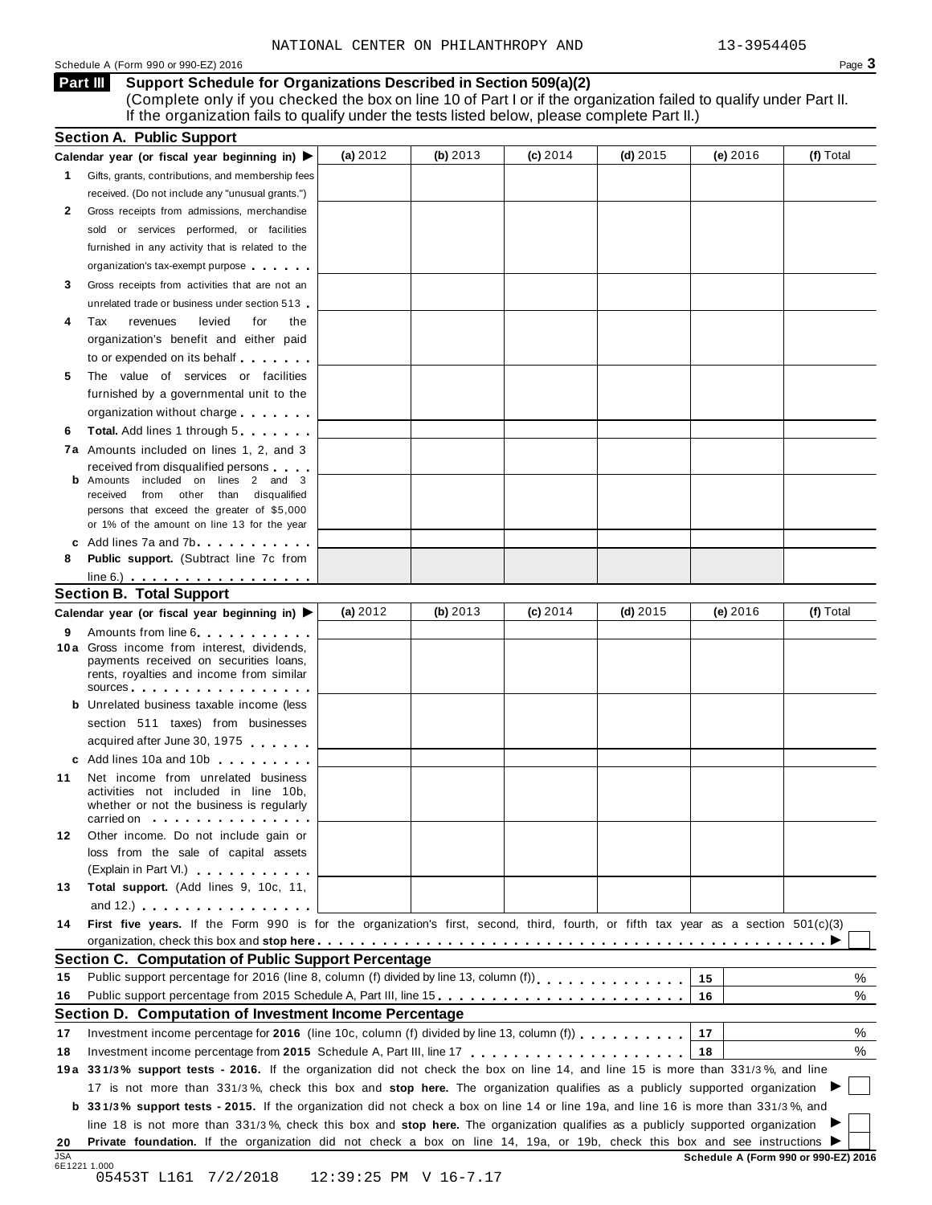NATIONAL CENTER ON PHILANTHROPY AND 13-3954405

Schedule A (Form 990 or 990-EZ) 2016

## Part III Support Schedule for Organizations Described in Section 509(a)(2)

(Complete only if you checked the box on line 10 of Part I or if the organization failed to qualify under Part II. If the organization fails to qualify under the tests listed below, please complete Part II.)

### Section A. Public Support

| Calendar year (or fiscal year beginning in) ▶ | (a) 2012 | (b) 2013 | (c) 2014 | (d) 2015 | (e) 2016 | (f) Total |
|---|---|---|---|---|---|---|
| **1** Gifts, grants, contributions, and membership fees received. (Do not include any "unusual grants.") | | | | | | |
| **2** Gross receipts from admissions, merchandise sold or services performed, or facilities furnished in any activity that is related to the organization's tax-exempt purpose | | | | | | |
| **3** Gross receipts from activities that are not an unrelated trade or business under section 513 | | | | | | |
| **4** Tax revenues levied for the organization's benefit and either paid to or expended on its behalf | | | | | | |
| **5** The value of services or facilities furnished by a governmental unit to the organization without charge | | | | | | |
| **6** **Total.** Add lines 1 through 5 | | | | | | |
| **7a** Amounts included on lines 1, 2, and 3 received from disqualified persons | | | | | | |
| **b** Amounts included on lines 2 and 3 received from other than disqualified persons that exceed the greater of $5,000 or 1% of the amount on line 13 for the year | | | | | | |
| **c** Add lines 7a and 7b | | | | | | |
| **8** **Public support.** (Subtract line 7c from line 6.) | | | | | | |

### Section B. Total Support

| Calendar year (or fiscal year beginning in) ▶ | (a) 2012 | (b) 2013 | (c) 2014 | (d) 2015 | (e) 2016 | (f) Total |
|---|---|---|---|---|---|---|
| **9** Amounts from line 6 | | | | | | |
| **10a** Gross income from interest, dividends, payments received on securities loans, rents, royalties and income from similar sources | | | | | | |
| **b** Unrelated business taxable income (less section 511 taxes) from businesses acquired after June 30, 1975 | | | | | | |
| **c** Add lines 10a and 10b | | | | | | |
| **11** Net income from unrelated business activities not included in line 10b, whether or not the business is regularly carried on | | | | | | |
| **12** Other income. Do not include gain or loss from the sale of capital assets (Explain in Part VI.) | | | | | | |
| **13** **Total support.** (Add lines 9, 10c, 11, and 12.) | | | | | | |

**14** **First five years.** If the Form 990 is for the organization's first, second, third, fourth, or fifth tax year as a section 501(c)(3) organization, check this box and **stop here** ▶ ☐

### Section C. Computation of Public Support Percentage

**15** Public support percentage for 2016 (line 8, column (f) divided by line 13, column (f)) | 15 | %

**16** Public support percentage from 2015 Schedule A, Part III, line 15 | 16 | %

### Section D. Computation of Investment Income Percentage

**17** Investment income percentage for **2016** (line 10c, column (f) divided by line 13, column (f)) | 17 | %

**18** Investment income percentage from **2015** Schedule A, Part III, line 17 | 18 | %

**19a** **33 1/3% support tests - 2016.** If the organization did not check the box on line 14, and line 15 is more than 33 1/3%, and line 17 is not more than 33 1/3%, check this box and **stop here.** The organization qualifies as a publicly supported organization ▶ ☐

**b** **33 1/3% support tests - 2015.** If the organization did not check a box on line 14 or line 19a, and line 16 is more than 33 1/3%, and line 18 is not more than 33 1/3%, check this box and **stop here.** The organization qualifies as a publicly supported organization ▶ ☐

**20** **Private foundation.** If the organization did not check a box on line 14, 19a, or 19b, check this box and see instructions ▶ ☐

JSA 6E1221 1.000

**Schedule A (Form 990 or 990-EZ) 2016**

05453T L161 7/2/2018 12:39:25 PM V 16-7.17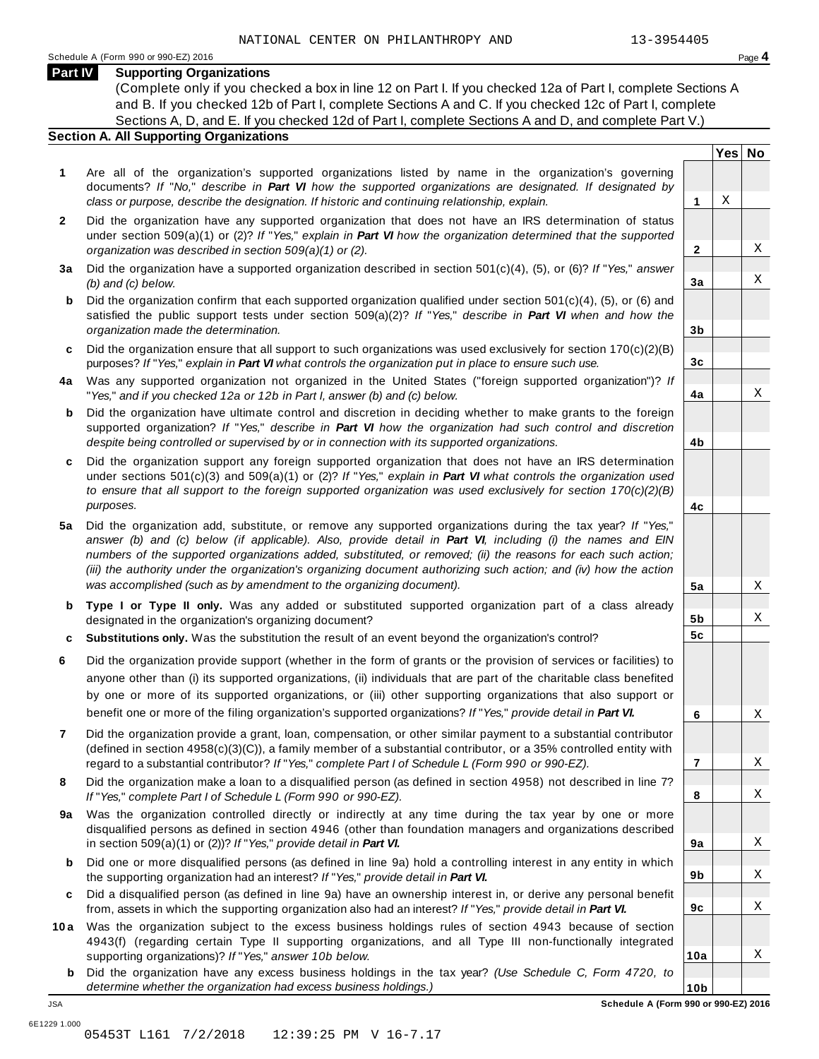NATIONAL CENTER ON PHILANTHROPY AND 13-3954405

Schedule A (Form 990 or 990-EZ) 2016 Page **4**

## Part IV Supporting Organizations

(Complete only if you checked a box in line 12 on Part I. If you checked 12a of Part I, complete Sections A and B. If you checked 12b of Part I, complete Sections A and C. If you checked 12c of Part I, complete Sections A, D, and E. If you checked 12d of Part I, complete Sections A and D, and complete Part V.)

### Section A. All Supporting Organizations

| | | Line | Yes | No |
|---|---|---|---|---|
| **1** | Are all of the organization's supported organizations listed by name in the organization's governing documents? *If "No," describe in **Part VI** how the supported organizations are designated. If designated by class or purpose, describe the designation. If historic and continuing relationship, explain.* | 1 | X | |
| **2** | Did the organization have any supported organization that does not have an IRS determination of status under section 509(a)(1) or (2)? *If "Yes," explain in **Part VI** how the organization determined that the supported organization was described in section 509(a)(1) or (2).* | 2 | | X |
| **3a** | Did the organization have a supported organization described in section 501(c)(4), (5), or (6)? *If "Yes," answer (b) and (c) below.* | 3a | | X |
| **b** | Did the organization confirm that each supported organization qualified under section 501(c)(4), (5), or (6) and satisfied the public support tests under section 509(a)(2)? *If "Yes," describe in **Part VI** when and how the organization made the determination.* | 3b | | |
| **c** | Did the organization ensure that all support to such organizations was used exclusively for section 170(c)(2)(B) purposes? *If "Yes," explain in **Part VI** what controls the organization put in place to ensure such use.* | 3c | | |
| **4a** | Was any supported organization not organized in the United States ("foreign supported organization")? *If "Yes," and if you checked 12a or 12b in Part I, answer (b) and (c) below.* | 4a | | X |
| **b** | Did the organization have ultimate control and discretion in deciding whether to make grants to the foreign supported organization? *If "Yes," describe in **Part VI** how the organization had such control and discretion despite being controlled or supervised by or in connection with its supported organizations.* | 4b | | |
| **c** | Did the organization support any foreign supported organization that does not have an IRS determination under sections 501(c)(3) and 509(a)(1) or (2)? *If "Yes," explain in **Part VI** what controls the organization used to ensure that all support to the foreign supported organization was used exclusively for section 170(c)(2)(B) purposes.* | 4c | | |
| **5a** | Did the organization add, substitute, or remove any supported organizations during the tax year? *If "Yes," answer (b) and (c) below (if applicable). Also, provide detail in **Part VI**, including (i) the names and EIN numbers of the supported organizations added, substituted, or removed; (ii) the reasons for each such action; (iii) the authority under the organization's organizing document authorizing such action; and (iv) how the action was accomplished (such as by amendment to the organizing document).* | 5a | | X |
| **b** | **Type I or Type II only.** Was any added or substituted supported organization part of a class already designated in the organization's organizing document? | 5b | | X |
| **c** | **Substitutions only.** Was the substitution the result of an event beyond the organization's control? | 5c | | |
| **6** | Did the organization provide support (whether in the form of grants or the provision of services or facilities) to anyone other than (i) its supported organizations, (ii) individuals that are part of the charitable class benefited by one or more of its supported organizations, or (iii) other supporting organizations that also support or benefit one or more of the filing organization's supported organizations? *If "Yes," provide detail in **Part VI.*** | 6 | | X |
| **7** | Did the organization provide a grant, loan, compensation, or other similar payment to a substantial contributor (defined in section 4958(c)(3)(C)), a family member of a substantial contributor, or a 35% controlled entity with regard to a substantial contributor? *If "Yes," complete Part I of Schedule L (Form 990 or 990-EZ).* | 7 | | X |
| **8** | Did the organization make a loan to a disqualified person (as defined in section 4958) not described in line 7? *If "Yes," complete Part I of Schedule L (Form 990 or 990-EZ).* | 8 | | X |
| **9a** | Was the organization controlled directly or indirectly at any time during the tax year by one or more disqualified persons as defined in section 4946 (other than foundation managers and organizations described in section 509(a)(1) or (2))? *If "Yes," provide detail in **Part VI.*** | 9a | | X |
| **b** | Did one or more disqualified persons (as defined in line 9a) hold a controlling interest in any entity in which the supporting organization had an interest? *If "Yes," provide detail in **Part VI.*** | 9b | | X |
| **c** | Did a disqualified person (as defined in line 9a) have an ownership interest in, or derive any personal benefit from, assets in which the supporting organization also had an interest? *If "Yes," provide detail in **Part VI.*** | 9c | | X |
| **10a** | Was the organization subject to the excess business holdings rules of section 4943 because of section 4943(f) (regarding certain Type II supporting organizations, and all Type III non-functionally integrated supporting organizations)? *If "Yes," answer 10b below.* | 10a | | X |
| **b** | Did the organization have any excess business holdings in the tax year? *(Use Schedule C, Form 4720, to determine whether the organization had excess business holdings.)* | 10b | | |

JSA

6E1229 1.000

**Schedule A (Form 990 or 990-EZ) 2016**

05453T L161 7/2/2018 12:39:25 PM V 16-7.17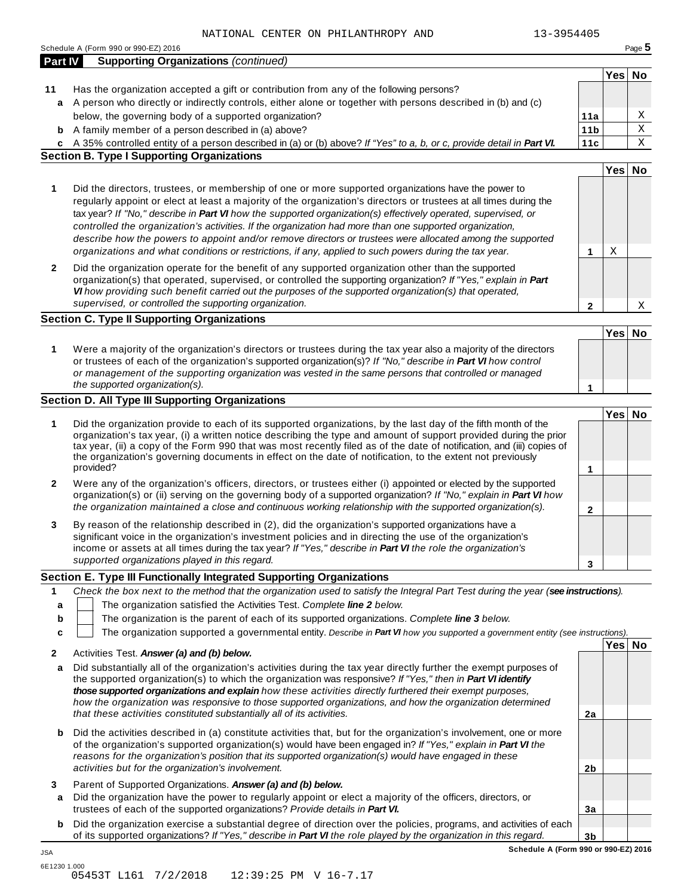NATIONAL CENTER ON PHILANTHROPY AND 13-3954405

Schedule A (Form 990 or 990-EZ) 2016

## Part IV Supporting Organizations *(continued)*

| | | | Yes | No |
|---|---|---|---|---|
| **11** | Has the organization accepted a gift or contribution from any of the following persons? | | | |
| **a** | A person who directly or indirectly controls, either alone or together with persons described in (b) and (c) below, the governing body of a supported organization? | **11a** | | X |
| **b** | A family member of a person described in (a) above? | **11b** | | X |
| **c** | A 35% controlled entity of a person described in (a) or (b) above? *If "Yes" to a, b, or c, provide detail in **Part VI.*** | **11c** | | X |

### Section B. Type I Supporting Organizations

| | | | Yes | No |
|---|---|---|---|---|
| **1** | Did the directors, trustees, or membership of one or more supported organizations have the power to regularly appoint or elect at least a majority of the organization's directors or trustees at all times during the tax year? *If "No," describe in **Part VI** how the supported organization(s) effectively operated, supervised, or controlled the organization's activities. If the organization had more than one supported organization, describe how the powers to appoint and/or remove directors or trustees were allocated among the supported organizations and what conditions or restrictions, if any, applied to such powers during the tax year.* | **1** | X | |
| **2** | Did the organization operate for the benefit of any supported organization other than the supported organization(s) that operated, supervised, or controlled the supporting organization? *If "Yes," explain in **Part VI** how providing such benefit carried out the purposes of the supported organization(s) that operated, supervised, or controlled the supporting organization.* | **2** | | X |

### Section C. Type II Supporting Organizations

| | | | Yes | No |
|---|---|---|---|---|
| **1** | Were a majority of the organization's directors or trustees during the tax year also a majority of the directors or trustees of each of the organization's supported organization(s)? *If "No," describe in **Part VI** how control or management of the supporting organization was vested in the same persons that controlled or managed the supported organization(s).* | **1** | | |

### Section D. All Type III Supporting Organizations

| | | | Yes | No |
|---|---|---|---|---|
| **1** | Did the organization provide to each of its supported organizations, by the last day of the fifth month of the organization's tax year, (i) a written notice describing the type and amount of support provided during the prior tax year, (ii) a copy of the Form 990 that was most recently filed as of the date of notification, and (iii) copies of the organization's governing documents in effect on the date of notification, to the extent not previously provided? | **1** | | |
| **2** | Were any of the organization's officers, directors, or trustees either (i) appointed or elected by the supported organization(s) or (ii) serving on the governing body of a supported organization? *If "No," explain in **Part VI** how the organization maintained a close and continuous working relationship with the supported organization(s).* | **2** | | |
| **3** | By reason of the relationship described in (2), did the organization's supported organizations have a significant voice in the organization's investment policies and in directing the use of the organization's income or assets at all times during the tax year? *If "Yes," describe in **Part VI** the role the organization's supported organizations played in this regard.* | **3** | | |

### Section E. Type III Functionally Integrated Supporting Organizations

**1** *Check the box next to the method that the organization used to satisfy the Integral Part Test during the year (**see instructions**).*

- **a** ☐ The organization satisfied the Activities Test. *Complete **line 2** below.*
- **b** ☐ The organization is the parent of each of its supported organizations. *Complete **line 3** below.*
- **c** ☐ The organization supported a governmental entity. *Describe in **Part VI** how you supported a government entity (see instructions).*

| | | | Yes | No |
|---|---|---|---|---|
| **2** | Activities Test. ***Answer (a) and (b) below.*** | | | |
| **a** | Did substantially all of the organization's activities during the tax year directly further the exempt purposes of the supported organization(s) to which the organization was responsive? *If "Yes," then in **Part VI identify those supported organizations and explain** how these activities directly furthered their exempt purposes, how the organization was responsive to those supported organizations, and how the organization determined that these activities constituted substantially all of its activities.* | **2a** | | |
| **b** | Did the activities described in (a) constitute activities that, but for the organization's involvement, one or more of the organization's supported organization(s) would have been engaged in? *If "Yes," explain in **Part VI** the reasons for the organization's position that its supported organization(s) would have engaged in these activities but for the organization's involvement.* | **2b** | | |
| **3** | Parent of Supported Organizations. ***Answer (a) and (b) below.*** | | | |
| **a** | Did the organization have the power to regularly appoint or elect a majority of the officers, directors, or trustees of each of the supported organizations? *Provide details in **Part VI.*** | **3a** | | |
| **b** | Did the organization exercise a substantial degree of direction over the policies, programs, and activities of each of its supported organizations? *If "Yes," describe in **Part VI** the role played by the organization in this regard.* | **3b** | | |

**Schedule A (Form 990 or 990-EZ) 2016**

JSA
6E1230 1.000
05453T L161 7/2/2018 12:39:25 PM V 16-7.17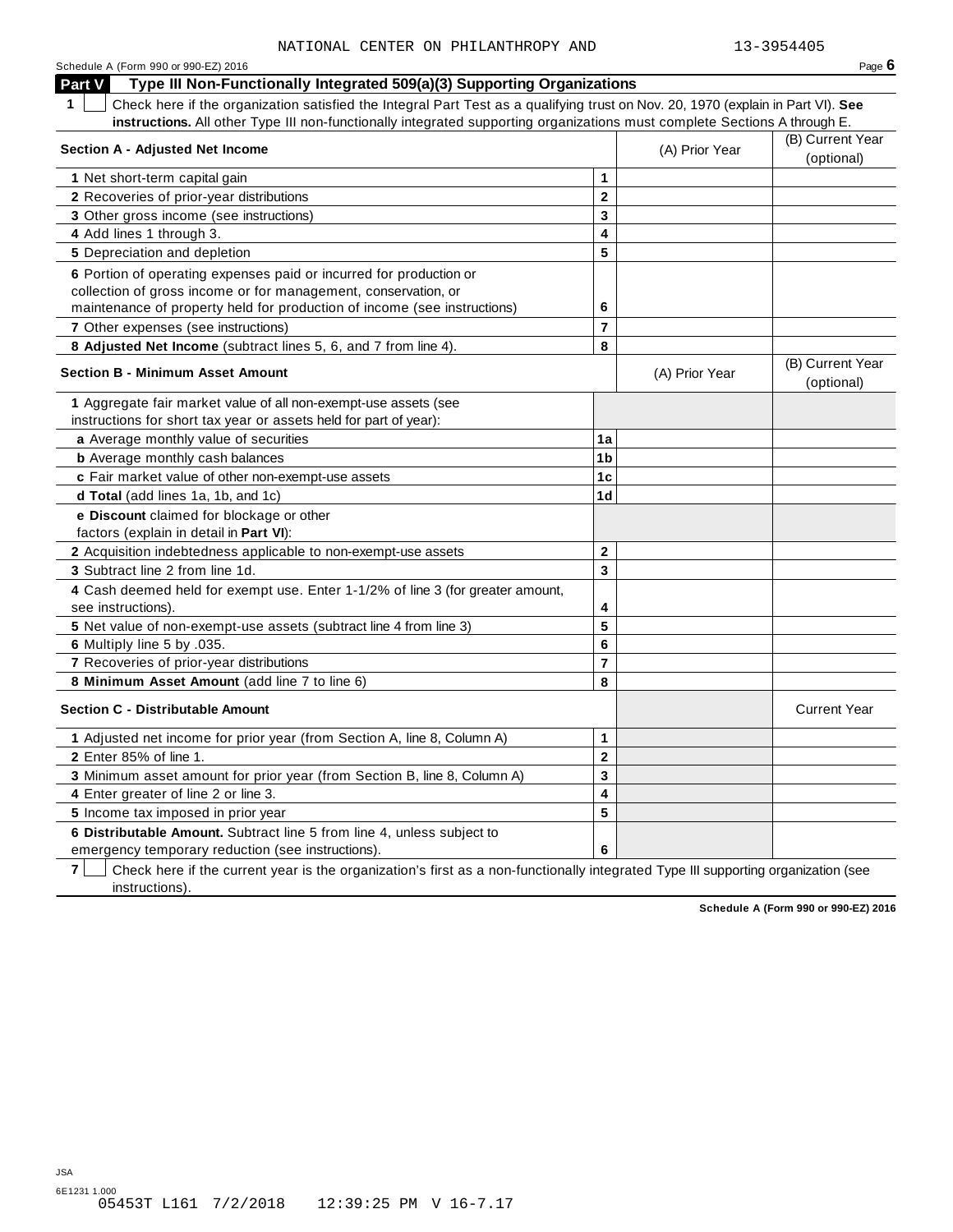NATIONAL CENTER ON PHILANTHROPY AND 13-3954405

Schedule A (Form 990 or 990-EZ) 2016

## Part V Type III Non-Functionally Integrated 509(a)(3) Supporting Organizations

**1** ☐ Check here if the organization satisfied the Integral Part Test as a qualifying trust on Nov. 20, 1970 (explain in Part VI). **See instructions.** All other Type III non-functionally integrated supporting organizations must complete Sections A through E.

| **Section A - Adjusted Net Income** | | (A) Prior Year | (B) Current Year (optional) |
|---|---|---|---|
| **1** Net short-term capital gain | **1** | | |
| **2** Recoveries of prior-year distributions | **2** | | |
| **3** Other gross income (see instructions) | **3** | | |
| **4** Add lines 1 through 3. | **4** | | |
| **5** Depreciation and depletion | **5** | | |
| **6** Portion of operating expenses paid or incurred for production or collection of gross income or for management, conservation, or maintenance of property held for production of income (see instructions) | **6** | | |
| **7** Other expenses (see instructions) | **7** | | |
| **8 Adjusted Net Income** (subtract lines 5, 6, and 7 from line 4). | **8** | | |

| **Section B - Minimum Asset Amount** | | (A) Prior Year | (B) Current Year (optional) |
|---|---|---|---|
| **1** Aggregate fair market value of all non-exempt-use assets (see instructions for short tax year or assets held for part of year): | | | |
| **a** Average monthly value of securities | **1a** | | |
| **b** Average monthly cash balances | **1b** | | |
| **c** Fair market value of other non-exempt-use assets | **1c** | | |
| **d Total** (add lines 1a, 1b, and 1c) | **1d** | | |
| **e Discount** claimed for blockage or other factors (explain in detail in **Part VI**): | | | |
| **2** Acquisition indebtedness applicable to non-exempt-use assets | **2** | | |
| **3** Subtract line 2 from line 1d. | **3** | | |
| **4** Cash deemed held for exempt use. Enter 1-1/2% of line 3 (for greater amount, see instructions). | **4** | | |
| **5** Net value of non-exempt-use assets (subtract line 4 from line 3) | **5** | | |
| **6** Multiply line 5 by .035. | **6** | | |
| **7** Recoveries of prior-year distributions | **7** | | |
| **8 Minimum Asset Amount** (add line 7 to line 6) | **8** | | |

| **Section C - Distributable Amount** | | | Current Year |
|---|---|---|---|
| **1** Adjusted net income for prior year (from Section A, line 8, Column A) | **1** | | |
| **2** Enter 85% of line 1. | **2** | | |
| **3** Minimum asset amount for prior year (from Section B, line 8, Column A) | **3** | | |
| **4** Enter greater of line 2 or line 3. | **4** | | |
| **5** Income tax imposed in prior year | **5** | | |
| **6 Distributable Amount.** Subtract line 5 from line 4, unless subject to emergency temporary reduction (see instructions). | **6** | | |

**7** ☐ Check here if the current year is the organization's first as a non-functionally integrated Type III supporting organization (see instructions).

**Schedule A (Form 990 or 990-EZ) 2016**

JSA
6E1231 1.000
05453T L161 7/2/2018 12:39:25 PM V 16-7.17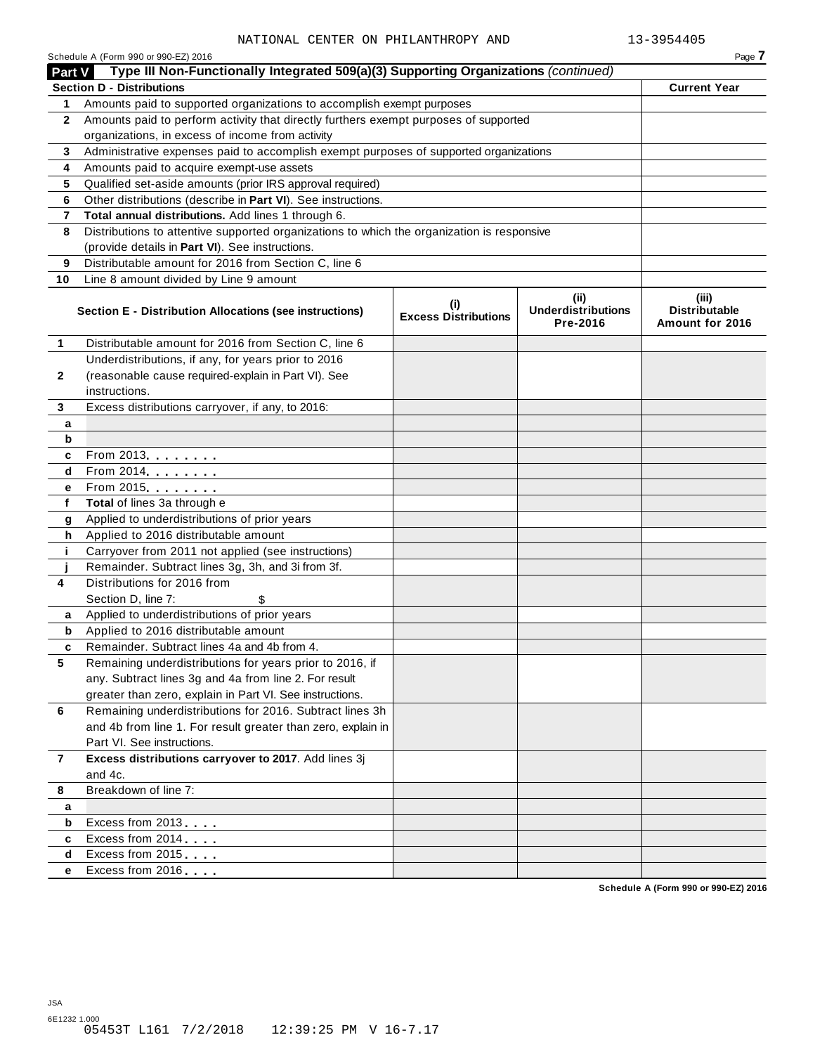NATIONAL CENTER ON PHILANTHROPY AND 13-3954405

Schedule A (Form 990 or 990-EZ) 2016

## Part V Type III Non-Functionally Integrated 509(a)(3) Supporting Organizations *(continued)*

| Section D - Distributions | | Current Year |
|---|---|---|
| 1 | Amounts paid to supported organizations to accomplish exempt purposes | |
| 2 | Amounts paid to perform activity that directly furthers exempt purposes of supported organizations, in excess of income from activity | |
| 3 | Administrative expenses paid to accomplish exempt purposes of supported organizations | |
| 4 | Amounts paid to acquire exempt-use assets | |
| 5 | Qualified set-aside amounts (prior IRS approval required) | |
| 6 | Other distributions (describe in **Part VI**). See instructions. | |
| 7 | **Total annual distributions.** Add lines 1 through 6. | |
| 8 | Distributions to attentive supported organizations to which the organization is responsive (provide details in **Part VI**). See instructions. | |
| 9 | Distributable amount for 2016 from Section C, line 6 | |
| 10 | Line 8 amount divided by Line 9 amount | |

| | Section E - Distribution Allocations (see instructions) | (i) Excess Distributions | (ii) Underdistributions Pre-2016 | (iii) Distributable Amount for 2016 |
|---|---|---|---|---|
| 1 | Distributable amount for 2016 from Section C, line 6 | | | |
| 2 | Underdistributions, if any, for years prior to 2016 (reasonable cause required-explain in Part VI). See instructions. | | | |
| 3 | Excess distributions carryover, if any, to 2016: | | | |
| a | | | | |
| b | | | | |
| c | From 2013. . . . . . . . | | | |
| d | From 2014. . . . . . . . | | | |
| e | From 2015. . . . . . . . | | | |
| f | **Total** of lines 3a through e | | | |
| g | Applied to underdistributions of prior years | | | |
| h | Applied to 2016 distributable amount | | | |
| i | Carryover from 2011 not applied (see instructions) | | | |
| j | Remainder. Subtract lines 3g, 3h, and 3i from 3f. | | | |
| 4 | Distributions for 2016 from Section D, line 7: $ | | | |
| a | Applied to underdistributions of prior years | | | |
| b | Applied to 2016 distributable amount | | | |
| c | Remainder. Subtract lines 4a and 4b from 4. | | | |
| 5 | Remaining underdistributions for years prior to 2016, if any. Subtract lines 3g and 4a from line 2. For result greater than zero, explain in Part VI. See instructions. | | | |
| 6 | Remaining underdistributions for 2016. Subtract lines 3h and 4b from line 1. For result greater than zero, explain in Part VI. See instructions. | | | |
| 7 | **Excess distributions carryover to 2017**. Add lines 3j and 4c. | | | |
| 8 | Breakdown of line 7: | | | |
| a | | | | |
| b | Excess from 2013 . . . . | | | |
| c | Excess from 2014 . . . . | | | |
| d | Excess from 2015 . . . . | | | |
| e | Excess from 2016 . . . . | | | |

Schedule A (Form 990 or 990-EZ) 2016

JSA
6E1232 1.000
05453T L161 7/2/2018 12:39:25 PM V 16-7.17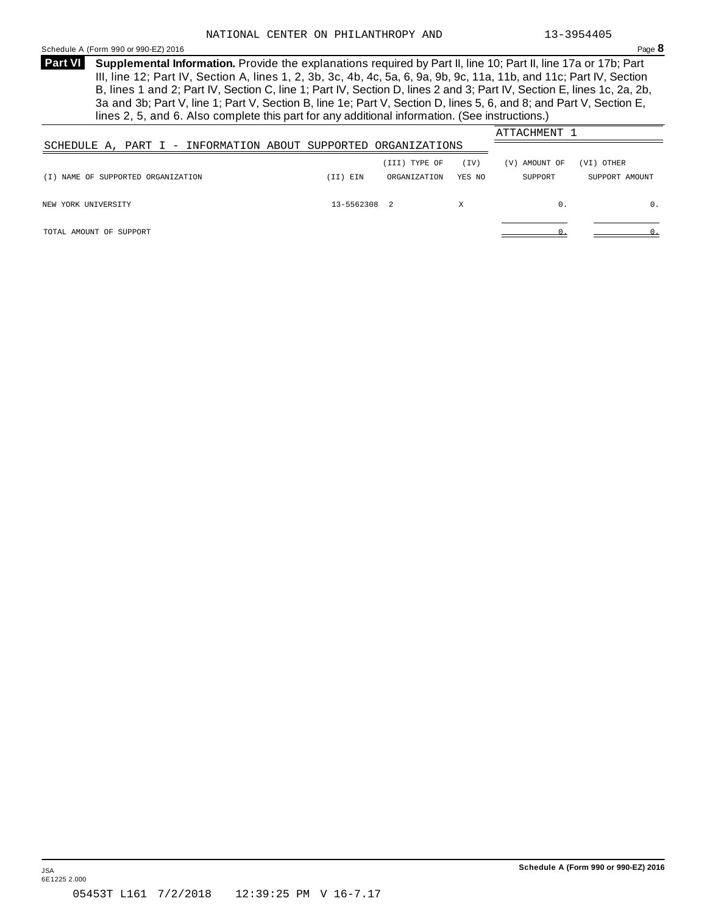NATIONAL CENTER ON PHILANTHROPY AND 13-3954405

**Part VI** **Supplemental Information.** Provide the explanations required by Part II, line 10; Part II, line 17a or 17b; Part III, line 12; Part IV, Section A, lines 1, 2, 3b, 3c, 4b, 4c, 5a, 6, 9a, 9b, 9c, 11a, 11b, and 11c; Part IV, Section B, lines 1 and 2; Part IV, Section C, line 1; Part IV, Section D, lines 2 and 3; Part IV, Section E, lines 1c, 2a, 2b, 3a and 3b; Part V, line 1; Part V, Section B, line 1e; Part V, Section D, lines 5, 6, and 8; and Part V, Section E, lines 2, 5, and 6. Also complete this part for any additional information. (See instructions.)

ATTACHMENT 1

SCHEDULE A, PART I - INFORMATION ABOUT SUPPORTED ORGANIZATIONS

| (I) NAME OF SUPPORTED ORGANIZATION | (II) EIN | (III) TYPE OF ORGANIZATION | (IV) YES NO | (V) AMOUNT OF SUPPORT | (VI) OTHER SUPPORT AMOUNT |
|---|---|---|---|---|---|
| NEW YORK UNIVERSITY | 13-5562308 | 2 | X | 0. | 0. |
| TOTAL AMOUNT OF SUPPORT | | | | 0. | 0. |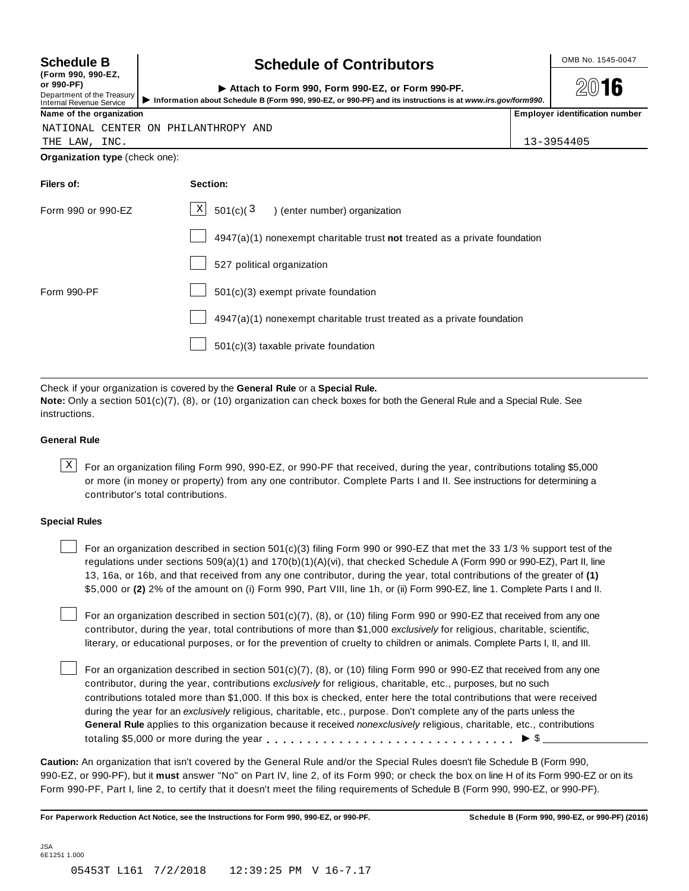**Schedule B**
**(Form 990, 990-EZ, or 990-PF)**
Department of the Treasury
Internal Revenue Service

# Schedule of Contributors

▶ **Attach to Form 990, Form 990-EZ, or Form 990-PF.**
▶ **Information about Schedule B (Form 990, 990-EZ, or 990-PF) and its instructions is at** ***www.irs.gov/form990.***

OMB No. 1545-0047

**2016**

| **Name of the organization** | **Employer identification number** |
|---|---|
| NATIONAL CENTER ON PHILANTHROPY AND THE LAW, INC. | 13-3954405 |

**Organization type** (check one):

| **Filers of:** | **Section:** |
|---|---|
| Form 990 or 990-EZ | [X] 501(c)( 3 ) (enter number) organization |
| | [ ] 4947(a)(1) nonexempt charitable trust **not** treated as a private foundation |
| | [ ] 527 political organization |
| Form 990-PF | [ ] 501(c)(3) exempt private foundation |
| | [ ] 4947(a)(1) nonexempt charitable trust treated as a private foundation |
| | [ ] 501(c)(3) taxable private foundation |

Check if your organization is covered by the **General Rule** or a **Special Rule.**
**Note:** Only a section 501(c)(7), (8), or (10) organization can check boxes for both the General Rule and a Special Rule. See instructions.

### General Rule

[X] For an organization filing Form 990, 990-EZ, or 990-PF that received, during the year, contributions totaling $5,000 or more (in money or property) from any one contributor. Complete Parts I and II. See instructions for determining a contributor's total contributions.

### Special Rules

[ ] For an organization described in section 501(c)(3) filing Form 990 or 990-EZ that met the 33 1/3 % support test of the regulations under sections 509(a)(1) and 170(b)(1)(A)(vi), that checked Schedule A (Form 990 or 990-EZ), Part II, line 13, 16a, or 16b, and that received from any one contributor, during the year, total contributions of the greater of **(1)** $5,000 or **(2)** 2% of the amount on (i) Form 990, Part VIII, line 1h, or (ii) Form 990-EZ, line 1. Complete Parts I and II.

[ ] For an organization described in section 501(c)(7), (8), or (10) filing Form 990 or 990-EZ that received from any one contributor, during the year, total contributions of more than $1,000 *exclusively* for religious, charitable, scientific, literary, or educational purposes, or for the prevention of cruelty to children or animals. Complete Parts I, II, and III.

[ ] For an organization described in section 501(c)(7), (8), or (10) filing Form 990 or 990-EZ that received from any one contributor, during the year, contributions *exclusively* for religious, charitable, etc., purposes, but no such contributions totaled more than $1,000. If this box is checked, enter here the total contributions that were received during the year for an *exclusively* religious, charitable, etc., purpose. Don't complete any of the parts unless the **General Rule** applies to this organization because it received *nonexclusively* religious, charitable, etc., contributions totaling $5,000 or more during the year . . . . . . . . . . . . . . . . . . . . . . . . . . . . . ▶ $ ____________

**Caution:** An organization that isn't covered by the General Rule and/or the Special Rules doesn't file Schedule B (Form 990, 990-EZ, or 990-PF), but it **must** answer "No" on Part IV, line 2, of its Form 990; or check the box on line H of its Form 990-EZ or on its Form 990-PF, Part I, line 2, to certify that it doesn't meet the filing requirements of Schedule B (Form 990, 990-EZ, or 990-PF).

**For Paperwork Reduction Act Notice, see the Instructions for Form 990, 990-EZ, or 990-PF.** **Schedule B (Form 990, 990-EZ, or 990-PF) (2016)**

JSA
6E1251 1.000

05453T L161 7/2/2018 12:39:25 PM V 16-7.17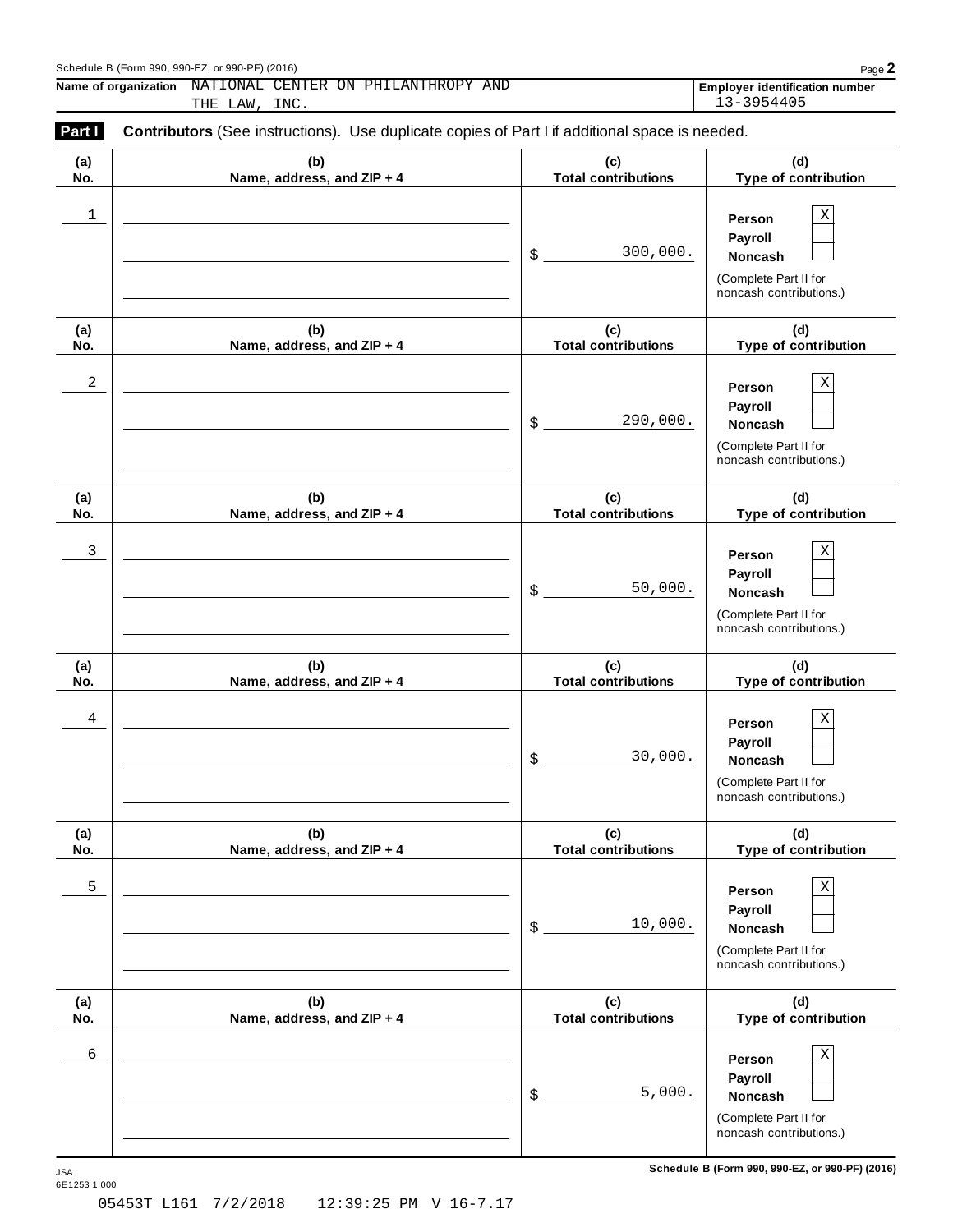Schedule B (Form 990, 990-EZ, or 990-PF) (2016)

**Name of organization** NATIONAL CENTER ON PHILANTHROPY AND THE LAW, INC.

**Employer identification number** 13-3954405

**Part I** **Contributors** (See instructions). Use duplicate copies of Part I if additional space is needed.

| (a) No. | (b) Name, address, and ZIP + 4 | (c) Total contributions | (d) Type of contribution |
|---|---|---|---|
| 1 | | $ 300,000. | Person X<br>Payroll<br>Noncash<br>(Complete Part II for noncash contributions.) |
| 2 | | $ 290,000. | Person X<br>Payroll<br>Noncash<br>(Complete Part II for noncash contributions.) |
| 3 | | $ 50,000. | Person X<br>Payroll<br>Noncash<br>(Complete Part II for noncash contributions.) |
| 4 | | $ 30,000. | Person X<br>Payroll<br>Noncash<br>(Complete Part II for noncash contributions.) |
| 5 | | $ 10,000. | Person X<br>Payroll<br>Noncash<br>(Complete Part II for noncash contributions.) |
| 6 | | $ 5,000. | Person X<br>Payroll<br>Noncash<br>(Complete Part II for noncash contributions.) |

JSA
6E1253 1.000

Schedule B (Form 990, 990-EZ, or 990-PF) (2016)

05453T L161 7/2/2018 12:39:25 PM V 16-7.17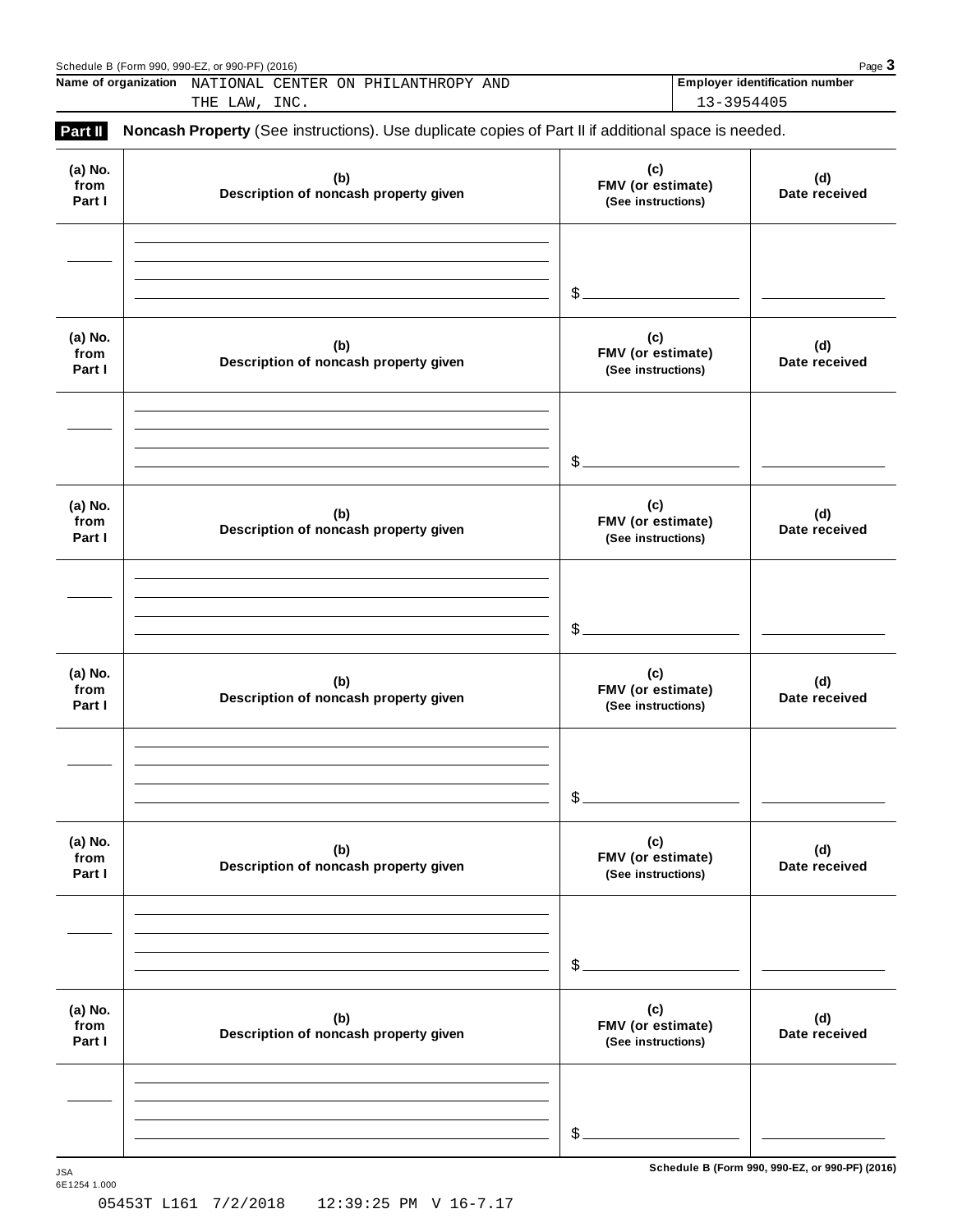Name of organization NATIONAL CENTER ON PHILANTHROPY AND THE LAW, INC.

Employer identification number 13-3954405

**Part II** **Noncash Property** (See instructions). Use duplicate copies of Part II if additional space is needed.

| (a) No. from Part I | (b) Description of noncash property given | (c) FMV (or estimate) (See instructions) | (d) Date received |
|---|---|---|---|
| | | $ | |

| (a) No. from Part I | (b) Description of noncash property given | (c) FMV (or estimate) (See instructions) | (d) Date received |
|---|---|---|---|
| | | $ | |

| (a) No. from Part I | (b) Description of noncash property given | (c) FMV (or estimate) (See instructions) | (d) Date received |
|---|---|---|---|
| | | $ | |

| (a) No. from Part I | (b) Description of noncash property given | (c) FMV (or estimate) (See instructions) | (d) Date received |
|---|---|---|---|
| | | $ | |

| (a) No. from Part I | (b) Description of noncash property given | (c) FMV (or estimate) (See instructions) | (d) Date received |
|---|---|---|---|
| | | $ | |

| (a) No. from Part I | (b) Description of noncash property given | (c) FMV (or estimate) (See instructions) | (d) Date received |
|---|---|---|---|
| | | $ | |

Schedule B (Form 990, 990-EZ, or 990-PF) (2016)

JSA
6E1254 1.000

05453T L161 7/2/2018 12:39:25 PM V 16-7.17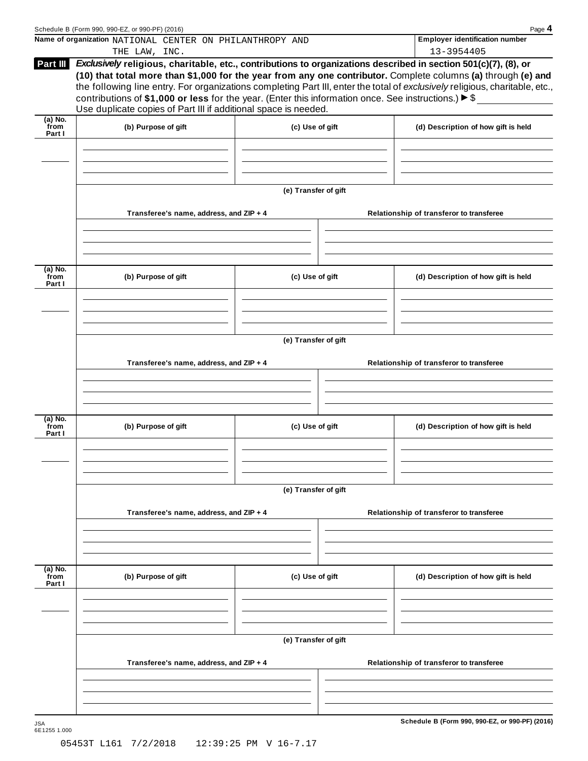Name of organization NATIONAL CENTER ON PHILANTHROPY AND THE LAW, INC.

Employer identification number 13-3954405

**Part III** *Exclusively* **religious, charitable, etc., contributions to organizations described in section 501(c)(7), (8), or (10) that total more than $1,000 for the year from any one contributor.** Complete columns **(a)** through **(e)** and the following line entry. For organizations completing Part III, enter the total of *exclusively* religious, charitable, etc., contributions of **$1,000 or less** for the year. (Enter this information once. See instructions.) ► $

Use duplicate copies of Part III if additional space is needed.

| (a) No. from Part I | (b) Purpose of gift | (c) Use of gift | (d) Description of how gift is held |
|---|---|---|---|
| | | | |

**(e) Transfer of gift**

| Transferee's name, address, and ZIP + 4 | Relationship of transferor to transferee |
|---|---|
| | |

| (a) No. from Part I | (b) Purpose of gift | (c) Use of gift | (d) Description of how gift is held |
|---|---|---|---|
| | | | |

**(e) Transfer of gift**

| Transferee's name, address, and ZIP + 4 | Relationship of transferor to transferee |
|---|---|
| | |

| (a) No. from Part I | (b) Purpose of gift | (c) Use of gift | (d) Description of how gift is held |
|---|---|---|---|
| | | | |

**(e) Transfer of gift**

| Transferee's name, address, and ZIP + 4 | Relationship of transferor to transferee |
|---|---|
| | |

| (a) No. from Part I | (b) Purpose of gift | (c) Use of gift | (d) Description of how gift is held |
|---|---|---|---|
| | | | |

**(e) Transfer of gift**

| Transferee's name, address, and ZIP + 4 | Relationship of transferor to transferee |
|---|---|
| | |

JSA 6E1255 1.000

05453T L161 7/2/2018 12:39:25 PM V 16-7.17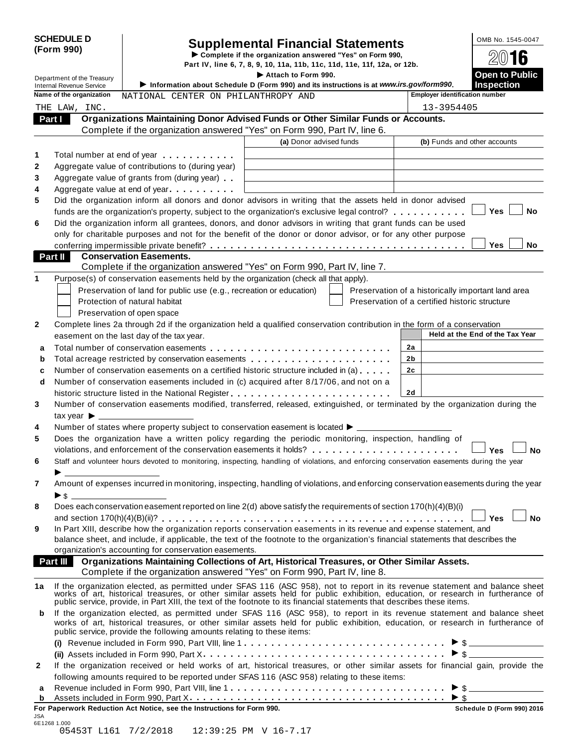**SCHEDULE D (Form 990)**

Department of the Treasury
Internal Revenue Service

# Supplemental Financial Statements

▶ Complete if the organization answered "Yes" on Form 990, Part IV, line 6, 7, 8, 9, 10, 11a, 11b, 11c, 11d, 11e, 11f, 12a, or 12b.

▶ Attach to Form 990.

▶ Information about Schedule D (Form 990) and its instructions is at *www.irs.gov/form990*.

OMB No. 1545-0047

**2016**

**Open to Public Inspection**

**Name of the organization:** NATIONAL CENTER ON PHILANTHROPY AND THE LAW, INC.

**Employer identification number:** 13-3954405

## Part I — Organizations Maintaining Donor Advised Funds or Other Similar Funds or Accounts.

Complete if the organization answered "Yes" on Form 990, Part IV, line 6.

| | | (a) Donor advised funds | (b) Funds and other accounts |
|---|---|---|---|
| 1 | Total number at end of year | | |
| 2 | Aggregate value of contributions to (during year) | | |
| 3 | Aggregate value of grants from (during year) | | |
| 4 | Aggregate value at end of year | | |

5 Did the organization inform all donors and donor advisors in writing that the assets held in donor advised funds are the organization's property, subject to the organization's exclusive legal control? ☐ Yes ☐ No

6 Did the organization inform all grantees, donors, and donor advisors in writing that grant funds can be used only for charitable purposes and not for the benefit of the donor or donor advisor, or for any other purpose conferring impermissible private benefit? ☐ Yes ☐ No

## Part II — Conservation Easements.

Complete if the organization answered "Yes" on Form 990, Part IV, line 7.

1 Purpose(s) of conservation easements held by the organization (check all that apply).

- ☐ Preservation of land for public use (e.g., recreation or education)
- ☐ Protection of natural habitat
- ☐ Preservation of open space
- ☐ Preservation of a historically important land area
- ☐ Preservation of a certified historic structure

2 Complete lines 2a through 2d if the organization held a qualified conservation contribution in the form of a conservation easement on the last day of the tax year.

| | | | Held at the End of the Tax Year |
|---|---|---|---|
| a | Total number of conservation easements | 2a | |
| b | Total acreage restricted by conservation easements | 2b | |
| c | Number of conservation easements on a certified historic structure included in (a) | 2c | |
| d | Number of conservation easements included in (c) acquired after 8/17/06, and not on a historic structure listed in the National Register | 2d | |

3 Number of conservation easements modified, transferred, released, extinguished, or terminated by the organization during the tax year ▶

4 Number of states where property subject to conservation easement is located ▶

5 Does the organization have a written policy regarding the periodic monitoring, inspection, handling of violations, and enforcement of the conservation easements it holds? ☐ Yes ☐ No

6 Staff and volunteer hours devoted to monitoring, inspecting, handling of violations, and enforcing conservation easements during the year ▶

7 Amount of expenses incurred in monitoring, inspecting, handling of violations, and enforcing conservation easements during the year ▶ $

8 Does each conservation easement reported on line 2(d) above satisfy the requirements of section 170(h)(4)(B)(i) and section 170(h)(4)(B)(ii)? ☐ Yes ☐ No

9 In Part XIII, describe how the organization reports conservation easements in its revenue and expense statement, and balance sheet, and include, if applicable, the text of the footnote to the organization's financial statements that describes the organization's accounting for conservation easements.

## Part III — Organizations Maintaining Collections of Art, Historical Treasures, or Other Similar Assets.

Complete if the organization answered "Yes" on Form 990, Part IV, line 8.

1a If the organization elected, as permitted under SFAS 116 (ASC 958), not to report in its revenue statement and balance sheet works of art, historical treasures, or other similar assets held for public exhibition, education, or research in furtherance of public service, provide, in Part XIII, the text of the footnote to its financial statements that describes these items.

b If the organization elected, as permitted under SFAS 116 (ASC 958), to report in its revenue statement and balance sheet works of art, historical treasures, or other similar assets held for public exhibition, education, or research in furtherance of public service, provide the following amounts relating to these items:

(i) Revenue included in Form 990, Part VIII, line 1 ▶ $

(ii) Assets included in Form 990, Part X ▶ $

2 If the organization received or held works of art, historical treasures, or other similar assets for financial gain, provide the following amounts required to be reported under SFAS 116 (ASC 958) relating to these items:

a Revenue included in Form 990, Part VIII, line 1 ▶ $

b Assets included in Form 990, Part X ▶ $

**For Paperwork Reduction Act Notice, see the Instructions for Form 990.** **Schedule D (Form 990) 2016**

JSA
6E1268 1.000
05453T L161 7/2/2018 12:39:25 PM V 16-7.17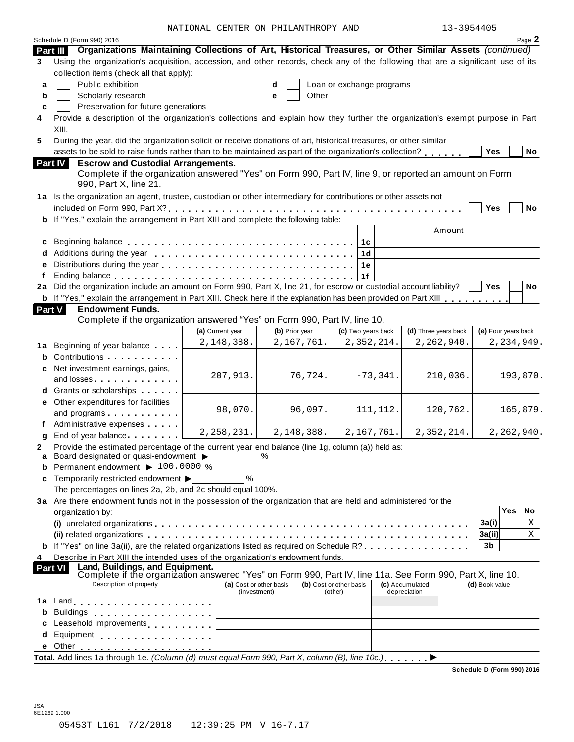NATIONAL CENTER ON PHILANTHROPY AND 13-3954405

Schedule D (Form 990) 2016 Page **2**

**Part III** **Organizations Maintaining Collections of Art, Historical Treasures, or Other Similar Assets** *(continued)*

**3** Using the organization's acquisition, accession, and other records, check any of the following that are a significant use of its collection items (check all that apply):

**a** ☐ Public exhibition **d** ☐ Loan or exchange programs

**b** ☐ Scholarly research **e** ☐ Other

**c** ☐ Preservation for future generations

**4** Provide a description of the organization's collections and explain how they further the organization's exempt purpose in Part XIII.

**5** During the year, did the organization solicit or receive donations of art, historical treasures, or other similar assets to be sold to raise funds rather than to be maintained as part of the organization's collection? ☐ Yes ☐ No

**Part IV** **Escrow and Custodial Arrangements.**
Complete if the organization answered "Yes" on Form 990, Part IV, line 9, or reported an amount on Form 990, Part X, line 21.

**1a** Is the organization an agent, trustee, custodian or other intermediary for contributions or other assets not included on Form 990, Part X? ☐ Yes ☐ No

**b** If "Yes," explain the arrangement in Part XIII and complete the following table:

| | | Amount |
|---|---|---|
| **c** Beginning balance | 1c | |
| **d** Additions during the year | 1d | |
| **e** Distributions during the year | 1e | |
| **f** Ending balance | 1f | |

**2a** Did the organization include an amount on Form 990, Part X, line 21, for escrow or custodial account liability? ☐ Yes ☐ No

**b** If "Yes," explain the arrangement in Part XIII. Check here if the explanation has been provided on Part XIII ☐

**Part V** **Endowment Funds.**
Complete if the organization answered "Yes" on Form 990, Part IV, line 10.

| | (a) Current year | (b) Prior year | (c) Two years back | (d) Three years back | (e) Four years back |
|---|---|---|---|---|---|
| **1a** Beginning of year balance | 2,148,388. | 2,167,761. | 2,352,214. | 2,262,940. | 2,234,949. |
| **b** Contributions | | | | | |
| **c** Net investment earnings, gains, and losses | 207,913. | 76,724. | -73,341. | 210,036. | 193,870. |
| **d** Grants or scholarships | | | | | |
| **e** Other expenditures for facilities and programs | 98,070. | 96,097. | 111,112. | 120,762. | 165,879. |
| **f** Administrative expenses | | | | | |
| **g** End of year balance | 2,258,231. | 2,148,388. | 2,167,761. | 2,352,214. | 2,262,940. |

**2** Provide the estimated percentage of the current year end balance (line 1g, column (a)) held as:

**a** Board designated or quasi-endowment ▶ \_\_\_\_\_\_ %

**b** Permanent endowment ▶ 100.0000 %

**c** Temporarily restricted endowment ▶ \_\_\_\_\_\_ %

The percentages on lines 2a, 2b, and 2c should equal 100%.

**3a** Are there endowment funds not in the possession of the organization that are held and administered for the organization by:

| | | Yes | No |
|---|---|---|---|
| **(i)** unrelated organizations | 3a(i) | | X |
| **(ii)** related organizations | 3a(ii) | | X |
| **b** If "Yes" on line 3a(ii), are the related organizations listed as required on Schedule R? | 3b | | |

**4** Describe in Part XIII the intended uses of the organization's endowment funds.

**Part VI** **Land, Buildings, and Equipment.**
Complete if the organization answered "Yes" on Form 990, Part IV, line 11a. See Form 990, Part X, line 10.

| Description of property | (a) Cost or other basis (investment) | (b) Cost or other basis (other) | (c) Accumulated depreciation | (d) Book value |
|---|---|---|---|---|
| **1a** Land | | | | |
| **b** Buildings | | | | |
| **c** Leasehold improvements | | | | |
| **d** Equipment | | | | |
| **e** Other | | | | |

**Total.** Add lines 1a through 1e. *(Column (d) must equal Form 990, Part X, column (B), line 10c.)* ▶

**Schedule D (Form 990) 2016**

JSA
6E1269 1.000

05453T L161 7/2/2018 12:39:25 PM V 16-7.17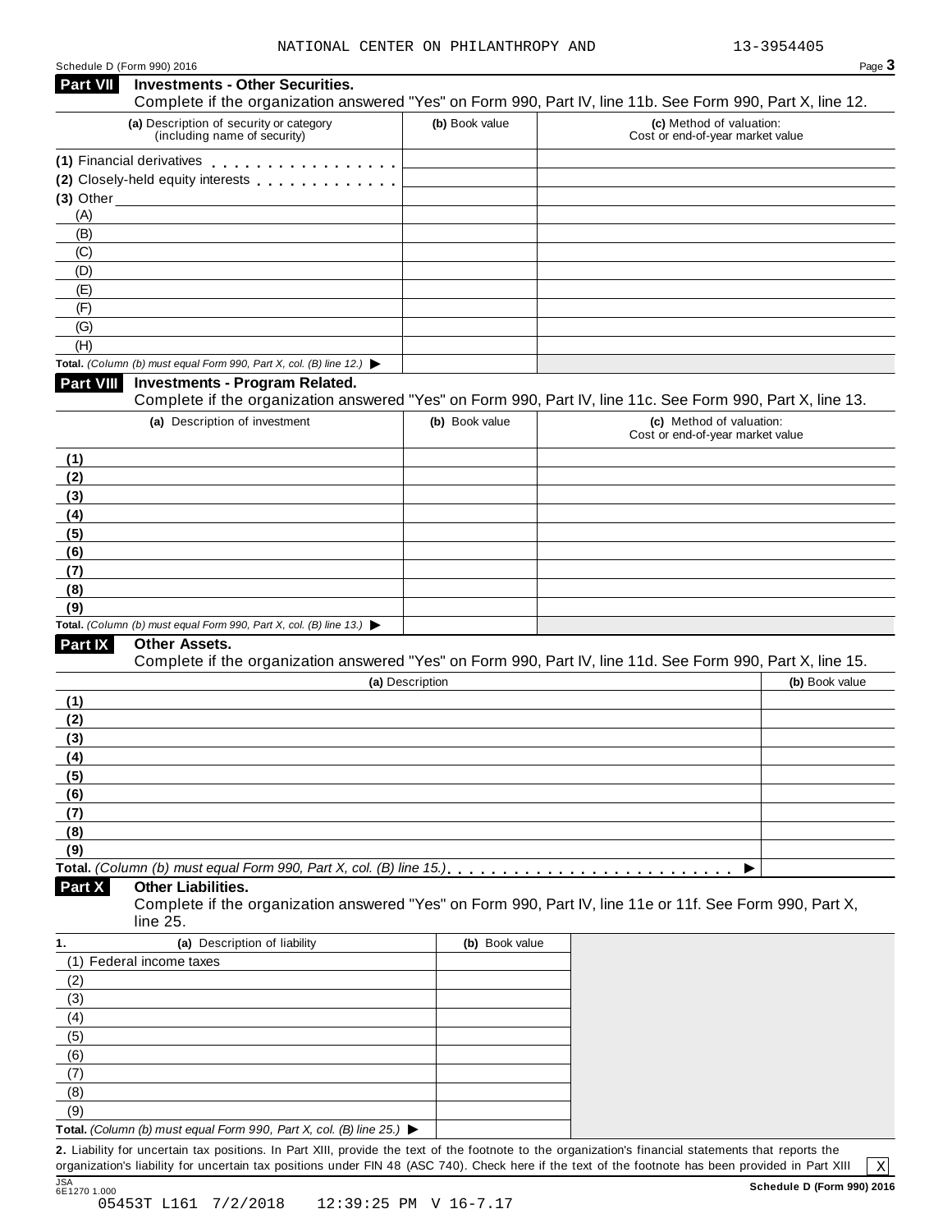NATIONAL CENTER ON PHILANTHROPY AND 13-3954405

Schedule D (Form 990) 2016

## Part VII Investments - Other Securities.

Complete if the organization answered "Yes" on Form 990, Part IV, line 11b. See Form 990, Part X, line 12.

| (a) Description of security or category (including name of security) | (b) Book value | (c) Method of valuation: Cost or end-of-year market value |
|---|---|---|
| (1) Financial derivatives | | |
| (2) Closely-held equity interests | | |
| (3) Other | | |
| (A) | | |
| (B) | | |
| (C) | | |
| (D) | | |
| (E) | | |
| (F) | | |
| (G) | | |
| (H) | | |
| **Total.** *(Column (b) must equal Form 990, Part X, col. (B) line 12.)* ▶ | | |

## Part VIII Investments - Program Related.

Complete if the organization answered "Yes" on Form 990, Part IV, line 11c. See Form 990, Part X, line 13.

| (a) Description of investment | (b) Book value | (c) Method of valuation: Cost or end-of-year market value |
|---|---|---|
| (1) | | |
| (2) | | |
| (3) | | |
| (4) | | |
| (5) | | |
| (6) | | |
| (7) | | |
| (8) | | |
| (9) | | |
| **Total.** *(Column (b) must equal Form 990, Part X, col. (B) line 13.)* ▶ | | |

## Part IX Other Assets.

Complete if the organization answered "Yes" on Form 990, Part IV, line 11d. See Form 990, Part X, line 15.

| (a) Description | (b) Book value |
|---|---|
| (1) | |
| (2) | |
| (3) | |
| (4) | |
| (5) | |
| (6) | |
| (7) | |
| (8) | |
| (9) | |
| **Total.** *(Column (b) must equal Form 990, Part X, col. (B) line 15.)* ▶ | |

## Part X Other Liabilities.

Complete if the organization answered "Yes" on Form 990, Part IV, line 11e or 11f. See Form 990, Part X, line 25.

| 1. (a) Description of liability | (b) Book value |
|---|---|
| (1) Federal income taxes | |
| (2) | |
| (3) | |
| (4) | |
| (5) | |
| (6) | |
| (7) | |
| (8) | |
| (9) | |
| **Total.** *(Column (b) must equal Form 990, Part X, col. (B) line 25.)* ▶ | |

**2.** Liability for uncertain tax positions. In Part XIII, provide the text of the footnote to the organization's financial statements that reports the organization's liability for uncertain tax positions under FIN 48 (ASC 740). Check here if the text of the footnote has been provided in Part XIII [X]

JSA 6E1270 1.000 **Schedule D (Form 990) 2016**

05453T L161 7/2/2018 12:39:25 PM V 16-7.17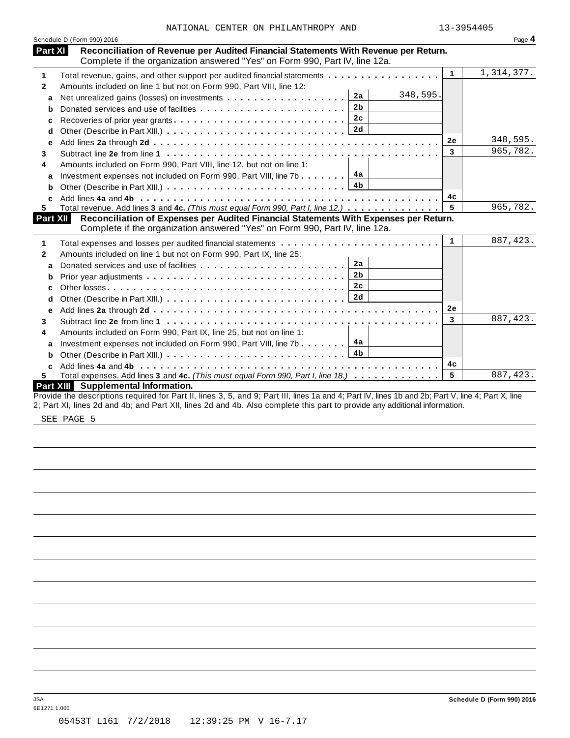NATIONAL CENTER ON PHILANTHROPY AND 13-3954405

Schedule D (Form 990) 2016 Page **4**

## Part XI Reconciliation of Revenue per Audited Financial Statements With Revenue per Return.

Complete if the organization answered "Yes" on Form 990, Part IV, line 12a.

| | | | | | |
|---|---|---|---|---|---|
| 1 | Total revenue, gains, and other support per audited financial statements | | | 1 | 1,314,377. |
| 2 | Amounts included on line 1 but not on Form 990, Part VIII, line 12: | | | | |
| a | Net unrealized gains (losses) on investments | 2a | 348,595. | | |
| b | Donated services and use of facilities | 2b | | | |
| c | Recoveries of prior year grants | 2c | | | |
| d | Other (Describe in Part XIII.) | 2d | | | |
| e | Add lines **2a** through **2d** | | | 2e | 348,595. |
| 3 | Subtract line **2e** from line **1** | | | 3 | 965,782. |
| 4 | Amounts included on Form 990, Part VIII, line 12, but not on line 1: | | | | |
| a | Investment expenses not included on Form 990, Part VIII, line 7b | 4a | | | |
| b | Other (Describe in Part XIII.) | 4b | | | |
| c | Add lines **4a** and **4b** | | | 4c | |
| 5 | Total revenue. Add lines **3** and **4c.** *(This must equal Form 990, Part I, line 12.)* | | | 5 | 965,782. |

## Part XII Reconciliation of Expenses per Audited Financial Statements With Expenses per Return.

Complete if the organization answered "Yes" on Form 990, Part IV, line 12a.

| | | | | | |
|---|---|---|---|---|---|
| 1 | Total expenses and losses per audited financial statements | | | 1 | 887,423. |
| 2 | Amounts included on line 1 but not on Form 990, Part IX, line 25: | | | | |
| a | Donated services and use of facilities | 2a | | | |
| b | Prior year adjustments | 2b | | | |
| c | Other losses | 2c | | | |
| d | Other (Describe in Part XIII.) | 2d | | | |
| e | Add lines **2a** through **2d** | | | 2e | |
| 3 | Subtract line **2e** from line **1** | | | 3 | 887,423. |
| 4 | Amounts included on Form 990, Part IX, line 25, but not on line 1: | | | | |
| a | Investment expenses not included on Form 990, Part VIII, line 7b | 4a | | | |
| b | Other (Describe in Part XIII.) | 4b | | | |
| c | Add lines **4a** and **4b** | | | 4c | |
| 5 | Total expenses. Add lines **3** and **4c.** *(This must equal Form 990, Part I, line 18.)* | | | 5 | 887,423. |

## Part XIII Supplemental Information.

Provide the descriptions required for Part II, lines 3, 5, and 9; Part III, lines 1a and 4; Part IV, lines 1b and 2b; Part V, line 4; Part X, line 2; Part XI, lines 2d and 4b; and Part XII, lines 2d and 4b. Also complete this part to provide any additional information.

SEE PAGE 5

JSA
6E1271 1.000

**Schedule D (Form 990) 2016**

05453T L161 7/2/2018 12:39:25 PM V 16-7.17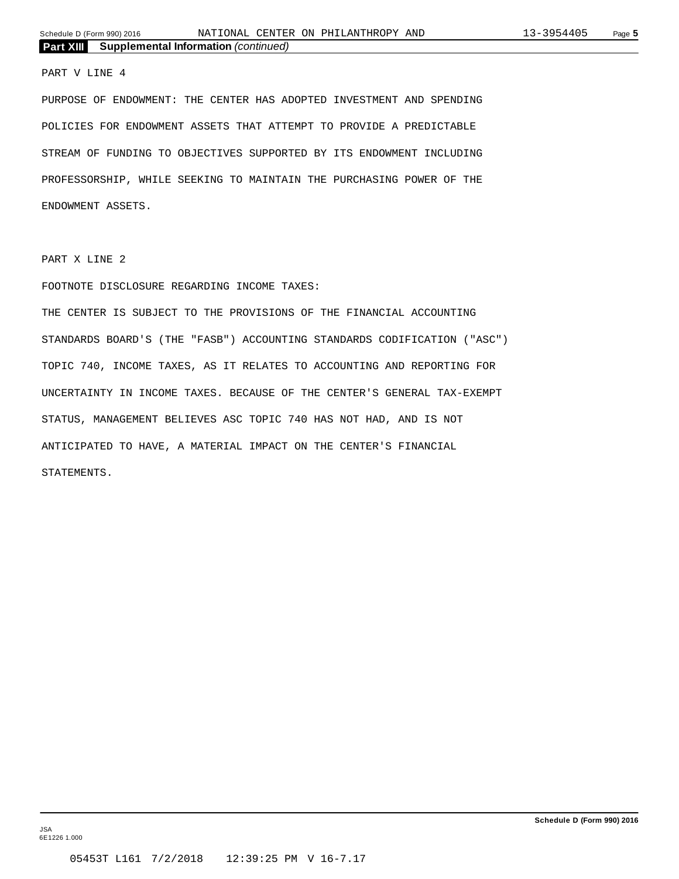## Part XIII Supplemental Information *(continued)*

PART V LINE 4

PURPOSE OF ENDOWMENT: THE CENTER HAS ADOPTED INVESTMENT AND SPENDING POLICIES FOR ENDOWMENT ASSETS THAT ATTEMPT TO PROVIDE A PREDICTABLE STREAM OF FUNDING TO OBJECTIVES SUPPORTED BY ITS ENDOWMENT INCLUDING PROFESSORSHIP, WHILE SEEKING TO MAINTAIN THE PURCHASING POWER OF THE ENDOWMENT ASSETS.

PART X LINE 2

FOOTNOTE DISCLOSURE REGARDING INCOME TAXES:

THE CENTER IS SUBJECT TO THE PROVISIONS OF THE FINANCIAL ACCOUNTING STANDARDS BOARD'S (THE "FASB") ACCOUNTING STANDARDS CODIFICATION ("ASC") TOPIC 740, INCOME TAXES, AS IT RELATES TO ACCOUNTING AND REPORTING FOR UNCERTAINTY IN INCOME TAXES. BECAUSE OF THE CENTER'S GENERAL TAX-EXEMPT STATUS, MANAGEMENT BELIEVES ASC TOPIC 740 HAS NOT HAD, AND IS NOT ANTICIPATED TO HAVE, A MATERIAL IMPACT ON THE CENTER'S FINANCIAL STATEMENTS.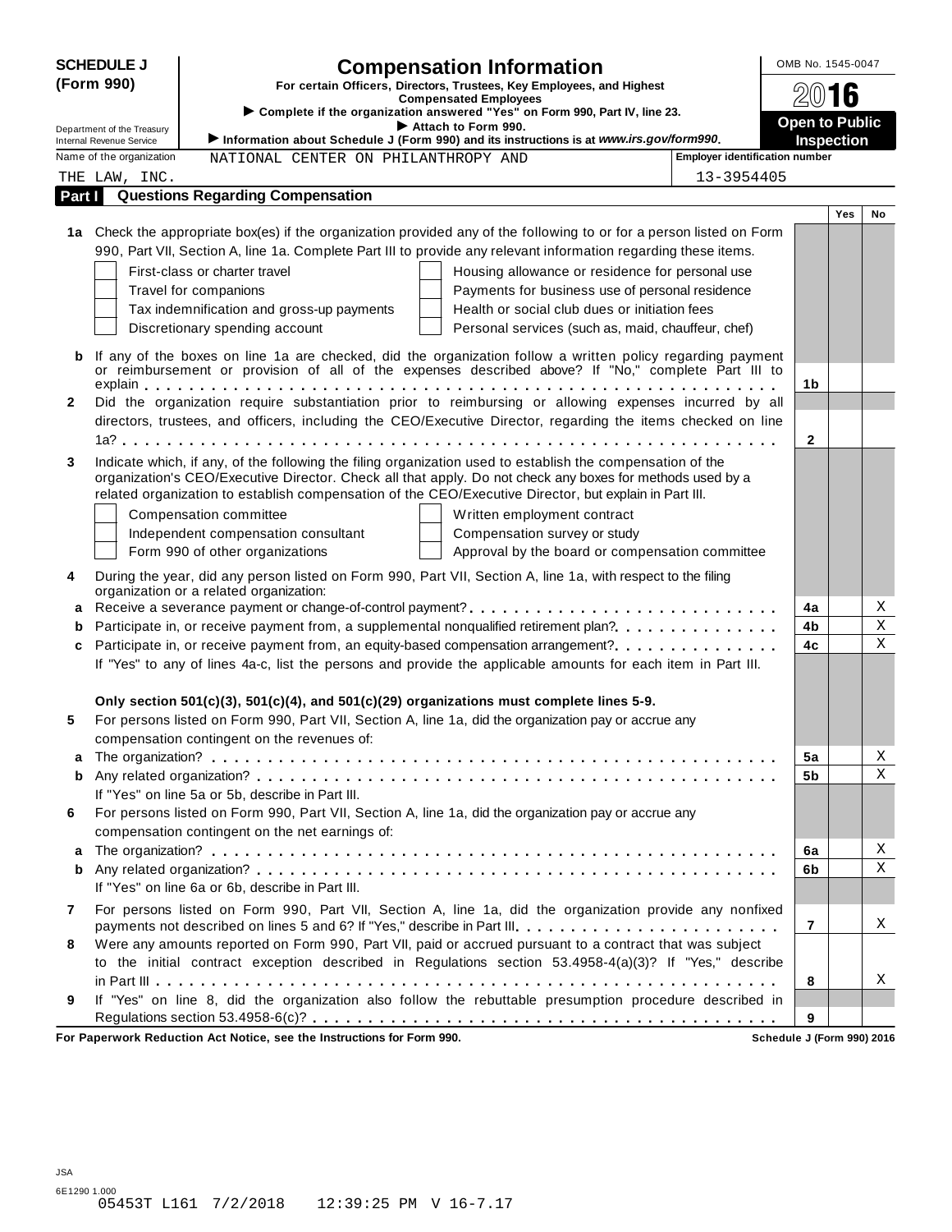**SCHEDULE J (Form 990)**

Department of the Treasury
Internal Revenue Service

# Compensation Information

**For certain Officers, Directors, Trustees, Key Employees, and Highest Compensated Employees**

▶ **Complete if the organization answered "Yes" on Form 990, Part IV, line 23.**

▶ **Attach to Form 990.**

▶ **Information about Schedule J (Form 990) and its instructions is at *www.irs.gov/form990*.**

OMB No. 1545-0047

**2016**

**Open to Public Inspection**

Name of the organization: NATIONAL CENTER ON PHILANTHROPY AND THE LAW, INC.

Employer identification number: 13-3954405

## Part I Questions Regarding Compensation

| | | | Yes | No |
|---|---|---|---|---|
| **1a** | Check the appropriate box(es) if the organization provided any of the following to or for a person listed on Form 990, Part VII, Section A, line 1a. Complete Part III to provide any relevant information regarding these items.<br>☐ First-class or charter travel ☐ Housing allowance or residence for personal use<br>☐ Travel for companions ☐ Payments for business use of personal residence<br>☐ Tax indemnification and gross-up payments ☐ Health or social club dues or initiation fees<br>☐ Discretionary spending account ☐ Personal services (such as, maid, chauffeur, chef) | | | |
| **b** | If any of the boxes on line 1a are checked, did the organization follow a written policy regarding payment or reimbursement or provision of all of the expenses described above? If "No," complete Part III to explain | **1b** | | |
| **2** | Did the organization require substantiation prior to reimbursing or allowing expenses incurred by all directors, trustees, and officers, including the CEO/Executive Director, regarding the items checked on line 1a? | **2** | | |
| **3** | Indicate which, if any, of the following the filing organization used to establish the compensation of the organization's CEO/Executive Director. Check all that apply. Do not check any boxes for methods used by a related organization to establish compensation of the CEO/Executive Director, but explain in Part III.<br>☐ Compensation committee ☐ Written employment contract<br>☐ Independent compensation consultant ☐ Compensation survey or study<br>☐ Form 990 of other organizations ☐ Approval by the board or compensation committee | | | |
| **4** | During the year, did any person listed on Form 990, Part VII, Section A, line 1a, with respect to the filing organization or a related organization: | | | |
| **a** | Receive a severance payment or change-of-control payment? | **4a** | | X |
| **b** | Participate in, or receive payment from, a supplemental nonqualified retirement plan? | **4b** | | X |
| **c** | Participate in, or receive payment from, an equity-based compensation arrangement? | **4c** | | X |
| | If "Yes" to any of lines 4a-c, list the persons and provide the applicable amounts for each item in Part III. | | | |
| | **Only section 501(c)(3), 501(c)(4), and 501(c)(29) organizations must complete lines 5-9.** | | | |
| **5** | For persons listed on Form 990, Part VII, Section A, line 1a, did the organization pay or accrue any compensation contingent on the revenues of: | | | |
| **a** | The organization? | **5a** | | X |
| **b** | Any related organization? | **5b** | | X |
| | If "Yes" on line 5a or 5b, describe in Part III. | | | |
| **6** | For persons listed on Form 990, Part VII, Section A, line 1a, did the organization pay or accrue any compensation contingent on the net earnings of: | | | |
| **a** | The organization? | **6a** | | X |
| **b** | Any related organization? | **6b** | | X |
| | If "Yes" on line 6a or 6b, describe in Part III. | | | |
| **7** | For persons listed on Form 990, Part VII, Section A, line 1a, did the organization provide any nonfixed payments not described on lines 5 and 6? If "Yes," describe in Part III. | **7** | | X |
| **8** | Were any amounts reported on Form 990, Part VII, paid or accrued pursuant to a contract that was subject to the initial contract exception described in Regulations section 53.4958-4(a)(3)? If "Yes," describe in Part III | **8** | | X |
| **9** | If "Yes" on line 8, did the organization also follow the rebuttable presumption procedure described in Regulations section 53.4958-6(c)? | **9** | | |

**For Paperwork Reduction Act Notice, see the Instructions for Form 990.** **Schedule J (Form 990) 2016**

JSA
6E1290 1.000
05453T L161 7/2/2018 12:39:25 PM V 16-7.17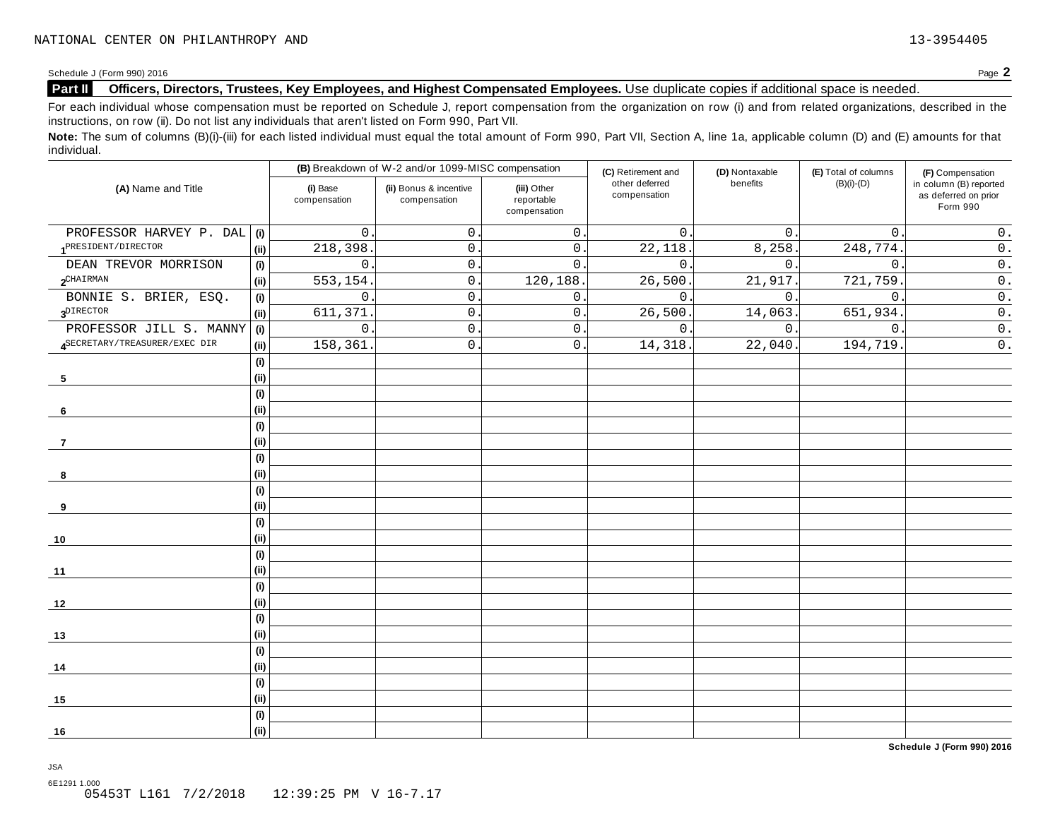NATIONAL CENTER ON PHILANTHROPY AND 13-3954405

Schedule J (Form 990) 2016

## Part II Officers, Directors, Trustees, Key Employees, and Highest Compensated Employees. Use duplicate copies if additional space is needed.

For each individual whose compensation must be reported on Schedule J, report compensation from the organization on row (i) and from related organizations, described in the instructions, on row (ii). Do not list any individuals that aren't listed on Form 990, Part VII.

**Note:** The sum of columns (B)(i)-(iii) for each listed individual must equal the total amount of Form 990, Part VII, Section A, line 1a, applicable column (D) and (E) amounts for that individual.

| (A) Name and Title | | (B) Breakdown of W-2 and/or 1099-MISC compensation (i) Base compensation | (ii) Bonus & incentive compensation | (iii) Other reportable compensation | (C) Retirement and other deferred compensation | (D) Nontaxable benefits | (E) Total of columns (B)(i)-(D) | (F) Compensation in column (B) reported as deferred on prior Form 990 |
|---|---|---|---|---|---|---|---|---|
| 1 PROFESSOR HARVEY P. DAL | (i) | 0. | 0. | 0. | 0. | 0. | 0. | 0. |
| PRESIDENT/DIRECTOR | (ii) | 218,398. | 0. | 0. | 22,118. | 8,258. | 248,774. | 0. |
| 2 DEAN TREVOR MORRISON | (i) | 0. | 0. | 0. | 0. | 0. | 0. | 0. |
| CHAIRMAN | (ii) | 553,154. | 0. | 120,188. | 26,500. | 21,917. | 721,759. | 0. |
| 3 BONNIE S. BRIER, ESQ. | (i) | 0. | 0. | 0. | 0. | 0. | 0. | 0. |
| DIRECTOR | (ii) | 611,371. | 0. | 0. | 26,500. | 14,063. | 651,934. | 0. |
| 4 PROFESSOR JILL S. MANNY | (i) | 0. | 0. | 0. | 0. | 0. | 0. | 0. |
| SECRETARY/TREASURER/EXEC DIR | (ii) | 158,361. | 0. | 0. | 14,318. | 22,040. | 194,719. | 0. |
| 5 | (i) | | | | | | | |
| | (ii) | | | | | | | |
| 6 | (i) | | | | | | | |
| | (ii) | | | | | | | |
| 7 | (i) | | | | | | | |
| | (ii) | | | | | | | |
| 8 | (i) | | | | | | | |
| | (ii) | | | | | | | |
| 9 | (i) | | | | | | | |
| | (ii) | | | | | | | |
| 10 | (i) | | | | | | | |
| | (ii) | | | | | | | |
| 11 | (i) | | | | | | | |
| | (ii) | | | | | | | |
| 12 | (i) | | | | | | | |
| | (ii) | | | | | | | |
| 13 | (i) | | | | | | | |
| | (ii) | | | | | | | |
| 14 | (i) | | | | | | | |
| | (ii) | | | | | | | |
| 15 | (i) | | | | | | | |
| | (ii) | | | | | | | |
| 16 | (i) | | | | | | | |
| | (ii) | | | | | | | |

**Schedule J (Form 990) 2016**

JSA
6E1291 1.000
05453T L161 7/2/2018 12:39:25 PM V 16-7.17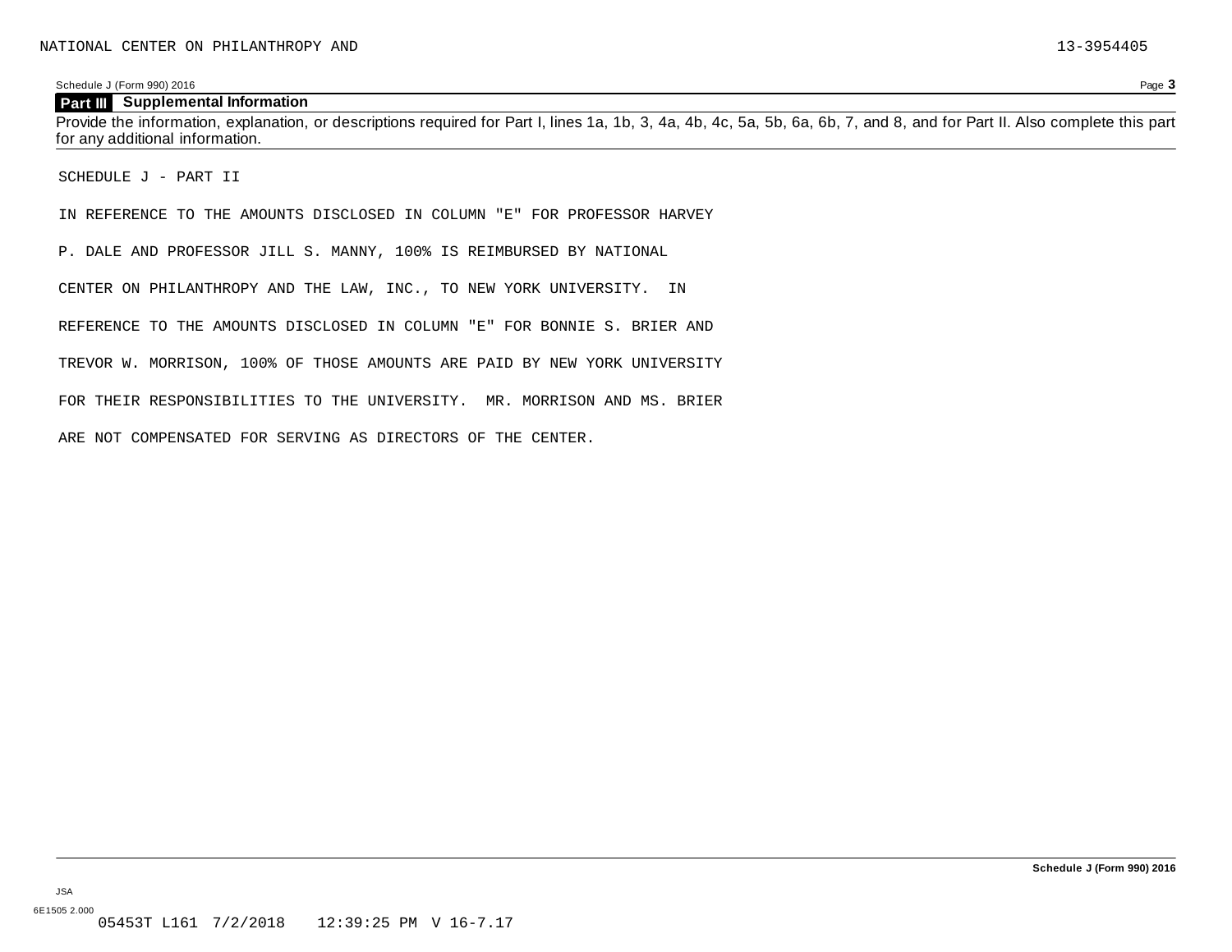NATIONAL CENTER ON PHILANTHROPY AND 13-3954405

Schedule J (Form 990) 2016 Page **3**

## Part III Supplemental Information

Provide the information, explanation, or descriptions required for Part I, lines 1a, 1b, 3, 4a, 4b, 4c, 5a, 5b, 6a, 6b, 7, and 8, and for Part II. Also complete this part for any additional information.

SCHEDULE J - PART II

IN REFERENCE TO THE AMOUNTS DISCLOSED IN COLUMN "E" FOR PROFESSOR HARVEY P. DALE AND PROFESSOR JILL S. MANNY, 100% IS REIMBURSED BY NATIONAL CENTER ON PHILANTHROPY AND THE LAW, INC., TO NEW YORK UNIVERSITY. IN REFERENCE TO THE AMOUNTS DISCLOSED IN COLUMN "E" FOR BONNIE S. BRIER AND TREVOR W. MORRISON, 100% OF THOSE AMOUNTS ARE PAID BY NEW YORK UNIVERSITY FOR THEIR RESPONSIBILITIES TO THE UNIVERSITY. MR. MORRISON AND MS. BRIER ARE NOT COMPENSATED FOR SERVING AS DIRECTORS OF THE CENTER.

**Schedule J (Form 990) 2016**

JSA
6E1505 2.000
05453T L161 7/2/2018 12:39:25 PM V 16-7.17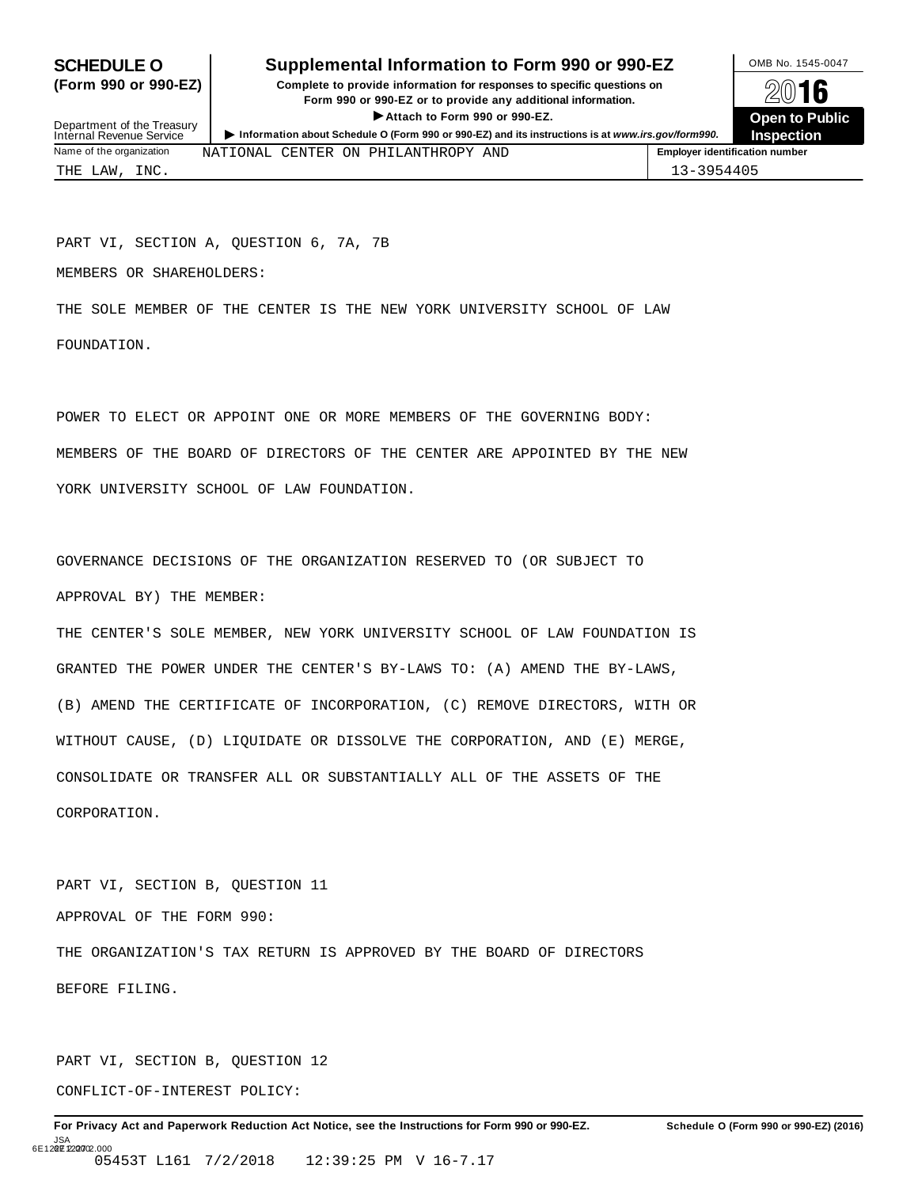**SCHEDULE O (Form 990 or 990-EZ)**

Department of the Treasury
Internal Revenue Service

## Supplemental Information to Form 990 or 990-EZ

**Complete to provide information for responses to specific questions on Form 990 or 990-EZ or to provide any additional information.**

▶ **Attach to Form 990 or 990-EZ.**

▶ **Information about Schedule O (Form 990 or 990-EZ) and its instructions is at *www.irs.gov/form990*.**

OMB No. 1545-0047

**2016**

**Open to Public Inspection**

| Name of the organization | Employer identification number |
|---|---|
| NATIONAL CENTER ON PHILANTHROPY AND THE LAW, INC. | 13-3954405 |

PART VI, SECTION A, QUESTION 6, 7A, 7B

MEMBERS OR SHAREHOLDERS:

THE SOLE MEMBER OF THE CENTER IS THE NEW YORK UNIVERSITY SCHOOL OF LAW FOUNDATION.

POWER TO ELECT OR APPOINT ONE OR MORE MEMBERS OF THE GOVERNING BODY:

MEMBERS OF THE BOARD OF DIRECTORS OF THE CENTER ARE APPOINTED BY THE NEW YORK UNIVERSITY SCHOOL OF LAW FOUNDATION.

GOVERNANCE DECISIONS OF THE ORGANIZATION RESERVED TO (OR SUBJECT TO APPROVAL BY) THE MEMBER:

THE CENTER'S SOLE MEMBER, NEW YORK UNIVERSITY SCHOOL OF LAW FOUNDATION IS GRANTED THE POWER UNDER THE CENTER'S BY-LAWS TO: (A) AMEND THE BY-LAWS, (B) AMEND THE CERTIFICATE OF INCORPORATION, (C) REMOVE DIRECTORS, WITH OR WITHOUT CAUSE, (D) LIQUIDATE OR DISSOLVE THE CORPORATION, AND (E) MERGE, CONSOLIDATE OR TRANSFER ALL OR SUBSTANTIALLY ALL OF THE ASSETS OF THE CORPORATION.

PART VI, SECTION B, QUESTION 11

APPROVAL OF THE FORM 990:

THE ORGANIZATION'S TAX RETURN IS APPROVED BY THE BOARD OF DIRECTORS BEFORE FILING.

PART VI, SECTION B, QUESTION 12

CONFLICT-OF-INTEREST POLICY:

**For Privacy Act and Paperwork Reduction Act Notice, see the Instructions for Form 990 or 990-EZ.** **Schedule O (Form 990 or 990-EZ) (2016)**

JSA
6E1228 2.000
05453T L161 7/2/2018 12:39:25 PM V 16-7.17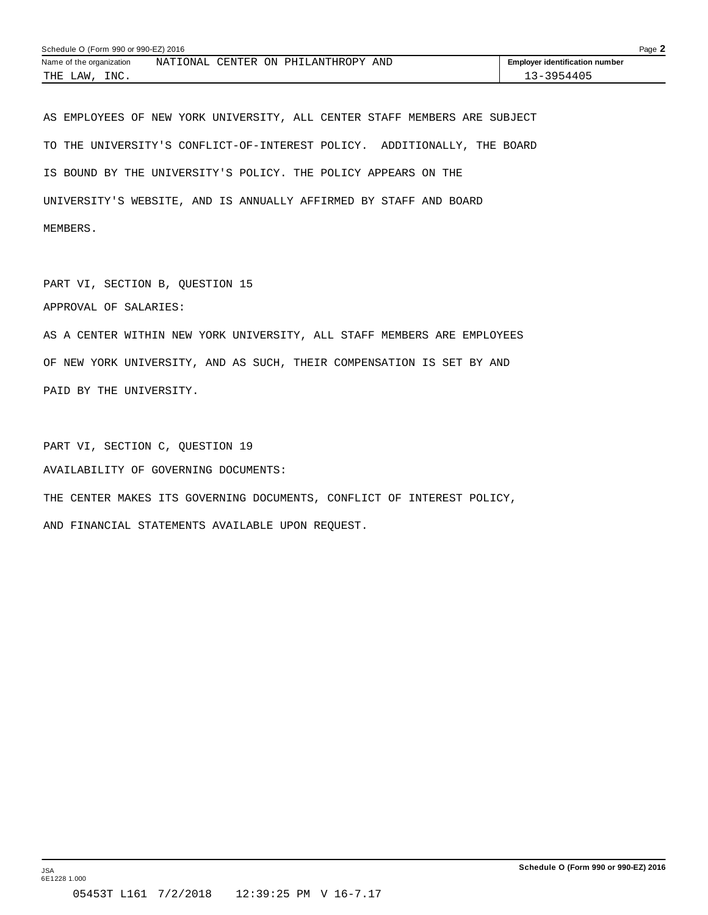Name of the organization NATIONAL CENTER ON PHILANTHROPY AND THE LAW, INC.

Employer identification number 13-3954405

AS EMPLOYEES OF NEW YORK UNIVERSITY, ALL CENTER STAFF MEMBERS ARE SUBJECT TO THE UNIVERSITY'S CONFLICT-OF-INTEREST POLICY. ADDITIONALLY, THE BOARD IS BOUND BY THE UNIVERSITY'S POLICY. THE POLICY APPEARS ON THE UNIVERSITY'S WEBSITE, AND IS ANNUALLY AFFIRMED BY STAFF AND BOARD MEMBERS.

PART VI, SECTION B, QUESTION 15

APPROVAL OF SALARIES:

AS A CENTER WITHIN NEW YORK UNIVERSITY, ALL STAFF MEMBERS ARE EMPLOYEES OF NEW YORK UNIVERSITY, AND AS SUCH, THEIR COMPENSATION IS SET BY AND PAID BY THE UNIVERSITY.

PART VI, SECTION C, QUESTION 19

AVAILABILITY OF GOVERNING DOCUMENTS:

THE CENTER MAKES ITS GOVERNING DOCUMENTS, CONFLICT OF INTEREST POLICY, AND FINANCIAL STATEMENTS AVAILABLE UPON REQUEST.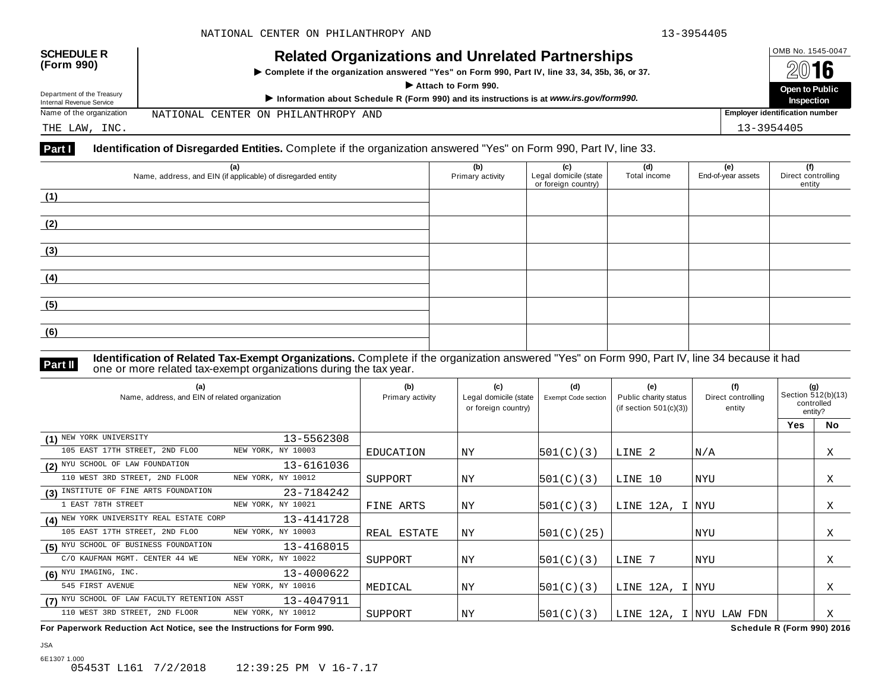**SCHEDULE R (Form 990)**

Department of the Treasury
Internal Revenue Service

# Related Organizations and Unrelated Partnerships

▶ Complete if the organization answered "Yes" on Form 990, Part IV, line 33, 34, 35b, 36, or 37.

▶ Attach to Form 990.

▶ Information about Schedule R (Form 990) and its instructions is at *www.irs.gov/form990.*

OMB No. 1545-0047

2016

**Open to Public Inspection**

Name of the organization: NATIONAL CENTER ON PHILANTHROPY AND THE LAW, INC.

Employer identification number: 13-3954405

## Part I Identification of Disregarded Entities. Complete if the organization answered "Yes" on Form 990, Part IV, line 33.

| (a) Name, address, and EIN (if applicable) of disregarded entity | (b) Primary activity | (c) Legal domicile (state or foreign country) | (d) Total income | (e) End-of-year assets | (f) Direct controlling entity |
|---|---|---|---|---|---|
| (1) | | | | | |
| (2) | | | | | |
| (3) | | | | | |
| (4) | | | | | |
| (5) | | | | | |
| (6) | | | | | |

## Part II Identification of Related Tax-Exempt Organizations. Complete if the organization answered "Yes" on Form 990, Part IV, line 34 because it had one or more related tax-exempt organizations during the tax year.

| (a) Name, address, and EIN of related organization | (b) Primary activity | (c) Legal domicile (state or foreign country) | (d) Exempt Code section | (e) Public charity status (if section 501(c)(3)) | (f) Direct controlling entity | (g) Section 512(b)(13) controlled entity? Yes | No |
|---|---|---|---|---|---|---|---|
| (1) NEW YORK UNIVERSITY 13-5562308<br>105 EAST 17TH STREET, 2ND FLOO NEW YORK, NY 10003 | EDUCATION | NY | 501(C)(3) | LINE 2 | N/A | | X |
| (2) NYU SCHOOL OF LAW FOUNDATION 13-6161036<br>110 WEST 3RD STREET, 2ND FLOOR NEW YORK, NY 10012 | SUPPORT | NY | 501(C)(3) | LINE 10 | NYU | | X |
| (3) INSTITUTE OF FINE ARTS FOUNDATION 23-7184242<br>1 EAST 78TH STREET NEW YORK, NY 10021 | FINE ARTS | NY | 501(C)(3) | LINE 12A, I | NYU | | X |
| (4) NEW YORK UNIVERSITY REAL ESTATE CORP 13-4141728<br>105 EAST 17TH STREET, 2ND FLOO NEW YORK, NY 10003 | REAL ESTATE | NY | 501(C)(25) | | NYU | | X |
| (5) NYU SCHOOL OF BUSINESS FOUNDATION 13-4168015<br>C/O KAUFMAN MGMT. CENTER 44 WE NEW YORK, NY 10022 | SUPPORT | NY | 501(C)(3) | LINE 7 | NYU | | X |
| (6) NYU IMAGING, INC. 13-4000622<br>545 FIRST AVENUE NEW YORK, NY 10016 | MEDICAL | NY | 501(C)(3) | LINE 12A, I | NYU | | X |
| (7) NYU SCHOOL OF LAW FACULTY RETENTION ASST 13-4047911<br>110 WEST 3RD STREET, 2ND FLOOR NEW YORK, NY 10012 | SUPPORT | NY | 501(C)(3) | LINE 12A, I | NYU LAW FDN | | X |

**For Paperwork Reduction Act Notice, see the Instructions for Form 990.** **Schedule R (Form 990) 2016**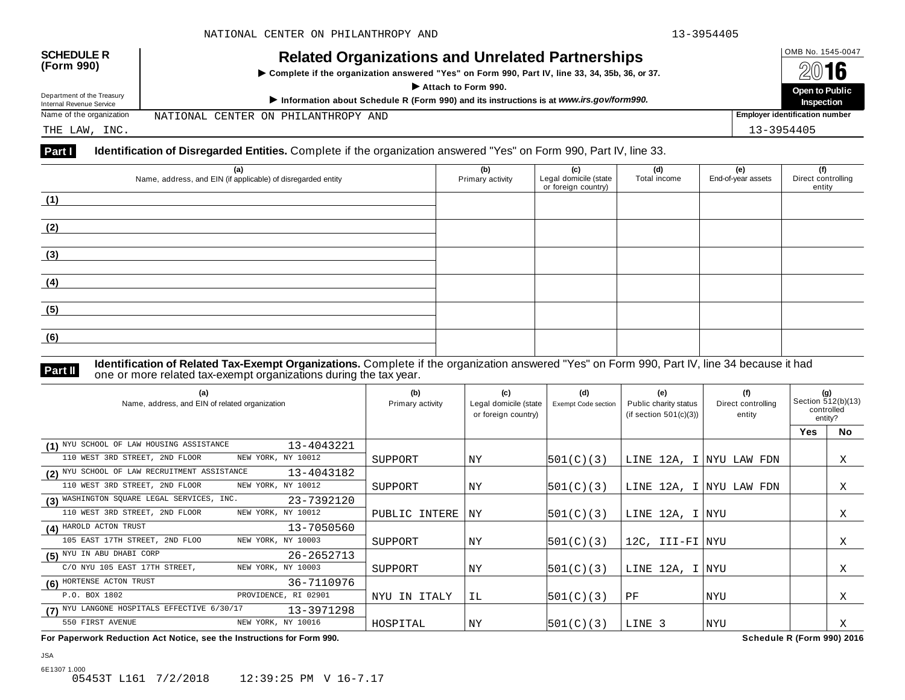**SCHEDULE R (Form 990)**

Department of the Treasury
Internal Revenue Service

# Related Organizations and Unrelated Partnerships

▶ Complete if the organization answered "Yes" on Form 990, Part IV, line 33, 34, 35b, 36, or 37.

▶ Attach to Form 990.

▶ Information about Schedule R (Form 990) and its instructions is at *www.irs.gov/form990.*

OMB No. 1545-0047

2016

**Open to Public Inspection**

Name of the organization: NATIONAL CENTER ON PHILANTHROPY AND THE LAW, INC.

Employer identification number: 13-3954405

## Part I Identification of Disregarded Entities. Complete if the organization answered "Yes" on Form 990, Part IV, line 33.

| (a) Name, address, and EIN (if applicable) of disregarded entity | (b) Primary activity | (c) Legal domicile (state or foreign country) | (d) Total income | (e) End-of-year assets | (f) Direct controlling entity |
|---|---|---|---|---|---|
| (1) | | | | | |
| (2) | | | | | |
| (3) | | | | | |
| (4) | | | | | |
| (5) | | | | | |
| (6) | | | | | |

## Part II Identification of Related Tax-Exempt Organizations. Complete if the organization answered "Yes" on Form 990, Part IV, line 34 because it had one or more related tax-exempt organizations during the tax year.

| (a) Name, address, and EIN of related organization | (b) Primary activity | (c) Legal domicile (state or foreign country) | (d) Exempt Code section | (e) Public charity status (if section 501(c)(3)) | (f) Direct controlling entity | (g) Section 512(b)(13) controlled entity? Yes | No |
|---|---|---|---|---|---|---|---|
| (1) NYU SCHOOL OF LAW HOUSING ASSISTANCE 13-4043221<br>110 WEST 3RD STREET, 2ND FLOOR NEW YORK, NY 10012 | SUPPORT | NY | 501(C)(3) | LINE 12A, I | NYU LAW FDN | | X |
| (2) NYU SCHOOL OF LAW RECRUITMENT ASSISTANCE 13-4043182<br>110 WEST 3RD STREET, 2ND FLOOR NEW YORK, NY 10012 | SUPPORT | NY | 501(C)(3) | LINE 12A, I | NYU LAW FDN | | X |
| (3) WASHINGTON SQUARE LEGAL SERVICES, INC. 23-7392120<br>110 WEST 3RD STREET, 2ND FLOOR NEW YORK, NY 10012 | PUBLIC INTERE | NY | 501(C)(3) | LINE 12A, I | NYU | | X |
| (4) HAROLD ACTON TRUST 13-7050560<br>105 EAST 17TH STREET, 2ND FLOO NEW YORK, NY 10003 | SUPPORT | NY | 501(C)(3) | 12C, III-FI | NYU | | X |
| (5) NYU IN ABU DHABI CORP 26-2652713<br>C/O NYU 105 EAST 17TH STREET, NEW YORK, NY 10003 | SUPPORT | NY | 501(C)(3) | LINE 12A, I | NYU | | X |
| (6) HORTENSE ACTON TRUST 36-7110976<br>P.O. BOX 1802 PROVIDENCE, RI 02901 | NYU IN ITALY | IL | 501(C)(3) | PF | NYU | | X |
| (7) NYU LANGONE HOSPITALS EFFECTIVE 6/30/17 13-3971298<br>550 FIRST AVENUE NEW YORK, NY 10016 | HOSPITAL | NY | 501(C)(3) | LINE 3 | NYU | | X |

**For Paperwork Reduction Act Notice, see the Instructions for Form 990.** **Schedule R (Form 990) 2016**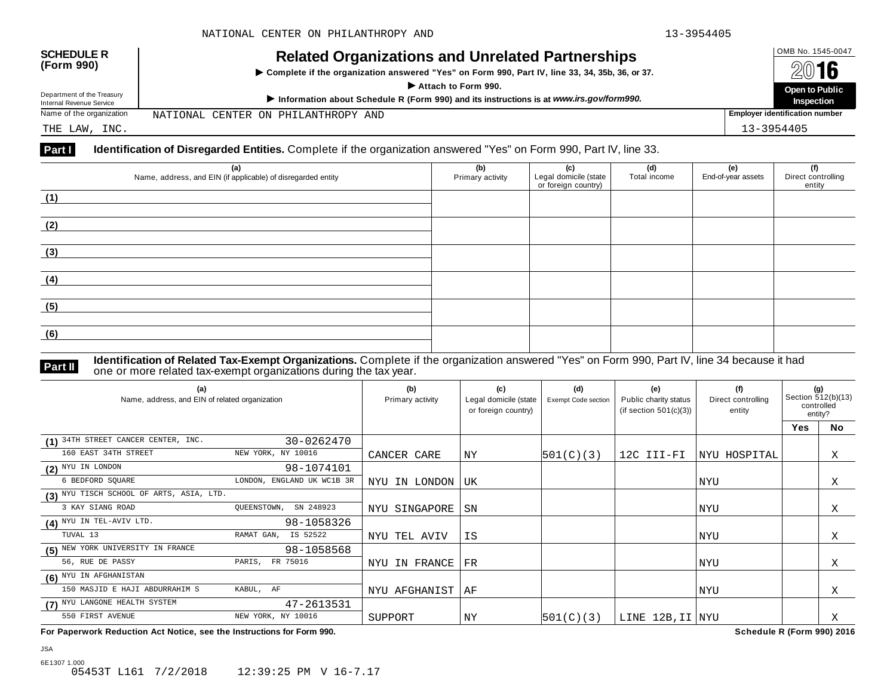**SCHEDULE R (Form 990)**

Department of the Treasury
Internal Revenue Service

# Related Organizations and Unrelated Partnerships

▶ Complete if the organization answered "Yes" on Form 990, Part IV, line 33, 34, 35b, 36, or 37.

▶ Attach to Form 990.

▶ Information about Schedule R (Form 990) and its instructions is at *www.irs.gov/form990.*

OMB No. 1545-0047

2016

**Open to Public Inspection**

Name of the organization: NATIONAL CENTER ON PHILANTHROPY AND THE LAW, INC.

Employer identification number: 13-3954405

## Part I Identification of Disregarded Entities.

Complete if the organization answered "Yes" on Form 990, Part IV, line 33.

| (a) Name, address, and EIN (if applicable) of disregarded entity | (b) Primary activity | (c) Legal domicile (state or foreign country) | (d) Total income | (e) End-of-year assets | (f) Direct controlling entity |
|---|---|---|---|---|---|
| (1) | | | | | |
| (2) | | | | | |
| (3) | | | | | |
| (4) | | | | | |
| (5) | | | | | |
| (6) | | | | | |

## Part II Identification of Related Tax-Exempt Organizations.

Complete if the organization answered "Yes" on Form 990, Part IV, line 34 because it had one or more related tax-exempt organizations during the tax year.

| (a) Name, address, and EIN of related organization | (b) Primary activity | (c) Legal domicile (state or foreign country) | (d) Exempt Code section | (e) Public charity status (if section 501(c)(3)) | (f) Direct controlling entity | (g) Section 512(b)(13) controlled entity? Yes | No |
|---|---|---|---|---|---|---|---|
| (1) 34TH STREET CANCER CENTER, INC. 30-0262470<br>160 EAST 34TH STREET NEW YORK, NY 10016 | CANCER CARE | NY | 501(C)(3) | 12C III-FI | NYU HOSPITAL | | X |
| (2) NYU IN LONDON 98-1074101<br>6 BEDFORD SQUARE LONDON, ENGLAND UK WC1B 3R | NYU IN LONDON | UK | | | NYU | | X |
| (3) NYU TISCH SCHOOL OF ARTS, ASIA, LTD.<br>3 KAY SIANG ROAD QUEENSTOWN, SN 248923 | NYU SINGAPORE | SN | | | NYU | | X |
| (4) NYU IN TEL-AVIV LTD. 98-1058326<br>TUVAL 13 RAMAT GAN, IS 52522 | NYU TEL AVIV | IS | | | NYU | | X |
| (5) NEW YORK UNIVERSITY IN FRANCE 98-1058568<br>56, RUE DE PASSY PARIS, FR 75016 | NYU IN FRANCE | FR | | | NYU | | X |
| (6) NYU IN AFGHANISTAN<br>150 MASJID E HAJI ABDURRAHIM S KABUL, AF | NYU AFGHANIST | AF | | | NYU | | X |
| (7) NYU LANGONE HEALTH SYSTEM 47-2613531<br>550 FIRST AVENUE NEW YORK, NY 10016 | SUPPORT | NY | 501(C)(3) | LINE 12B,II | NYU | | X |

**For Paperwork Reduction Act Notice, see the Instructions for Form 990.** **Schedule R (Form 990) 2016**

JSA
6E1307 1.000
05453T L161 7/2/2018 12:39:25 PM V 16-7.17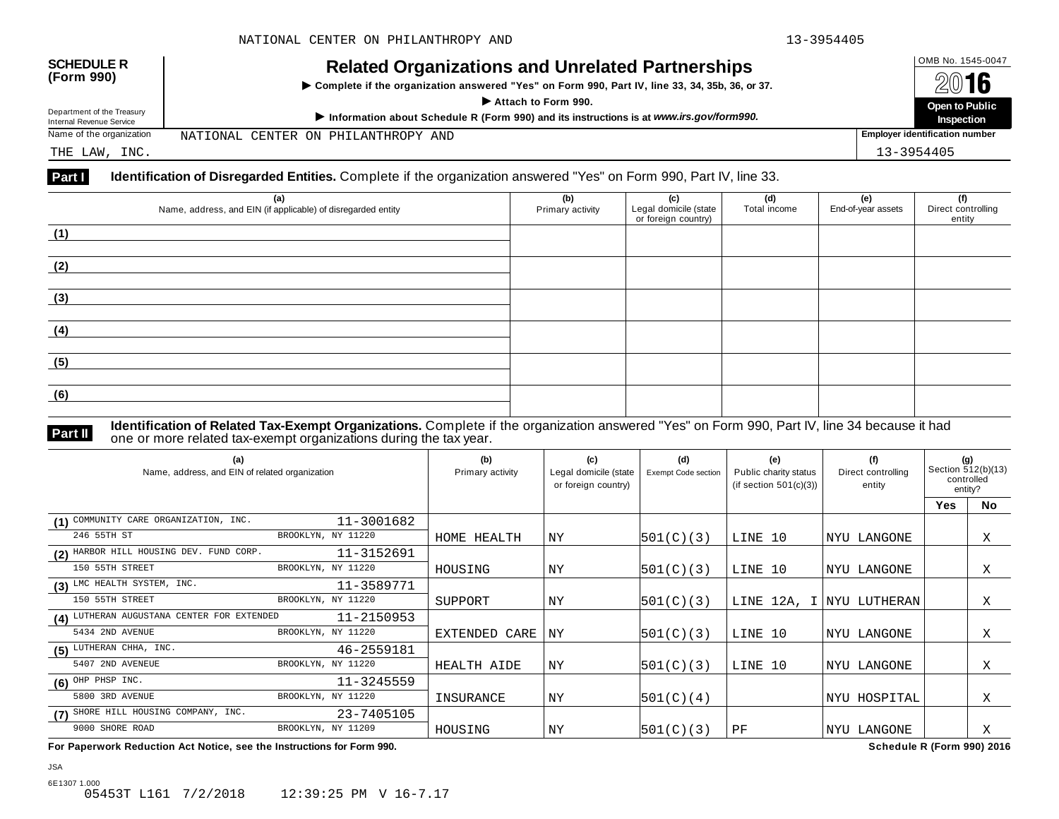**SCHEDULE R (Form 990)**

Department of the Treasury
Internal Revenue Service

# Related Organizations and Unrelated Partnerships

▶ Complete if the organization answered "Yes" on Form 990, Part IV, line 33, 34, 35b, 36, or 37.

▶ Attach to Form 990.

▶ Information about Schedule R (Form 990) and its instructions is at *www.irs.gov/form990.*

OMB No. 1545-0047

**2016**

**Open to Public Inspection**

Name of the organization: NATIONAL CENTER ON PHILANTHROPY AND THE LAW, INC.

Employer identification number: 13-3954405

## Part I Identification of Disregarded Entities. Complete if the organization answered "Yes" on Form 990, Part IV, line 33.

| (a) Name, address, and EIN (if applicable) of disregarded entity | (b) Primary activity | (c) Legal domicile (state or foreign country) | (d) Total income | (e) End-of-year assets | (f) Direct controlling entity |
|---|---|---|---|---|---|
| (1) | | | | | |
| (2) | | | | | |
| (3) | | | | | |
| (4) | | | | | |
| (5) | | | | | |
| (6) | | | | | |

## Part II Identification of Related Tax-Exempt Organizations. Complete if the organization answered "Yes" on Form 990, Part IV, line 34 because it had one or more related tax-exempt organizations during the tax year.

| (a) Name, address, and EIN of related organization | (b) Primary activity | (c) Legal domicile (state or foreign country) | (d) Exempt Code section | (e) Public charity status (if section 501(c)(3)) | (f) Direct controlling entity | (g) Section 512(b)(13) controlled entity? Yes | No |
|---|---|---|---|---|---|---|---|
| (1) COMMUNITY CARE ORGANIZATION, INC. 11-3001682<br>246 55TH ST BROOKLYN, NY 11220 | HOME HEALTH | NY | 501(C)(3) | LINE 10 | NYU LANGONE | | X |
| (2) HARBOR HILL HOUSING DEV. FUND CORP. 11-3152691<br>150 55TH STREET BROOKLYN, NY 11220 | HOUSING | NY | 501(C)(3) | LINE 10 | NYU LANGONE | | X |
| (3) LMC HEALTH SYSTEM, INC. 11-3589771<br>150 55TH STREET BROOKLYN, NY 11220 | SUPPORT | NY | 501(C)(3) | LINE 12A, I | NYU LUTHERAN | | X |
| (4) LUTHERAN AUGUSTANA CENTER FOR EXTENDED 11-2150953<br>5434 2ND AVENUE BROOKLYN, NY 11220 | EXTENDED CARE | NY | 501(C)(3) | LINE 10 | NYU LANGONE | | X |
| (5) LUTHERAN CHHA, INC. 46-2559181<br>5407 2ND AVENEUE BROOKLYN, NY 11220 | HEALTH AIDE | NY | 501(C)(3) | LINE 10 | NYU LANGONE | | X |
| (6) OHP PHSP INC. 11-3245559<br>5800 3RD AVENUE BROOKLYN, NY 11220 | INSURANCE | NY | 501(C)(4) | | NYU HOSPITAL | | X |
| (7) SHORE HILL HOUSING COMPANY, INC. 23-7405105<br>9000 SHORE ROAD BROOKLYN, NY 11209 | HOUSING | NY | 501(C)(3) | PF | NYU LANGONE | | X |

**For Paperwork Reduction Act Notice, see the Instructions for Form 990.** **Schedule R (Form 990) 2016**

JSA
6E1307 1.000
05453T L161 7/2/2018 12:39:25 PM V 16-7.17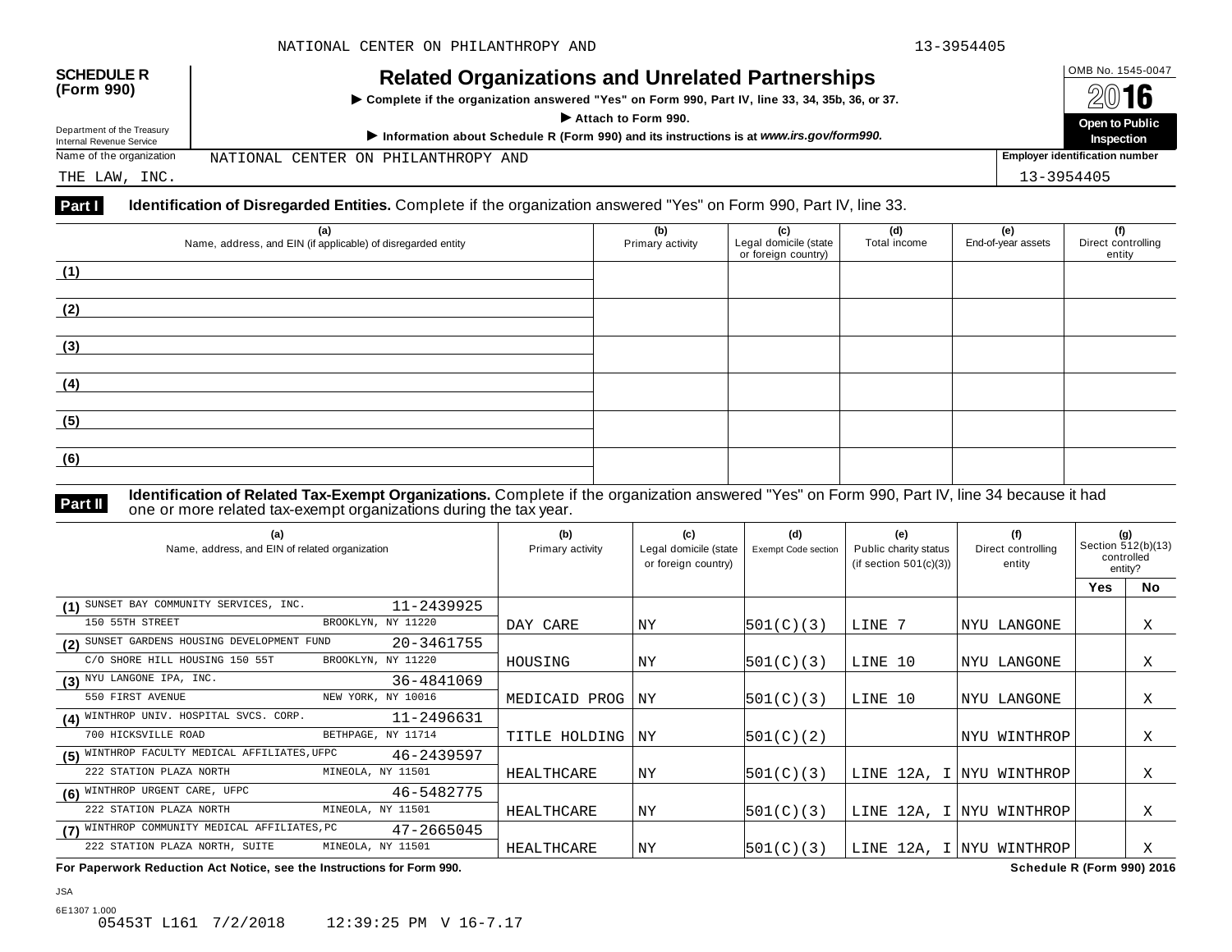NATIONAL CENTER ON PHILANTHROPY AND 13-3954405

**SCHEDULE R (Form 990)**

Department of the Treasury
Internal Revenue Service

# Related Organizations and Unrelated Partnerships

▶ Complete if the organization answered "Yes" on Form 990, Part IV, line 33, 34, 35b, 36, or 37.

▶ Attach to Form 990.

▶ Information about Schedule R (Form 990) and its instructions is at *www.irs.gov/form990.*

OMB No. 1545-0047

**2016**

**Open to Public Inspection**

Name of the organization: NATIONAL CENTER ON PHILANTHROPY AND THE LAW, INC.

Employer identification number: 13-3954405

**Part I** **Identification of Disregarded Entities.** Complete if the organization answered "Yes" on Form 990, Part IV, line 33.

| | (a) Name, address, and EIN (if applicable) of disregarded entity | (b) Primary activity | (c) Legal domicile (state or foreign country) | (d) Total income | (e) End-of-year assets | (f) Direct controlling entity |
|---|---|---|---|---|---|---|
| (1) | | | | | | |
| (2) | | | | | | |
| (3) | | | | | | |
| (4) | | | | | | |
| (5) | | | | | | |
| (6) | | | | | | |

**Part II** **Identification of Related Tax-Exempt Organizations.** Complete if the organization answered "Yes" on Form 990, Part IV, line 34 because it had one or more related tax-exempt organizations during the tax year.

| | (a) Name, address, and EIN of related organization | (b) Primary activity | (c) Legal domicile (state or foreign country) | (d) Exempt Code section | (e) Public charity status (if section 501(c)(3)) | (f) Direct controlling entity | (g) Section 512(b)(13) controlled entity? Yes | No |
|---|---|---|---|---|---|---|---|---|
| (1) | SUNSET BAY COMMUNITY SERVICES, INC. 11-2439925<br>150 55TH STREET BROOKLYN, NY 11220 | DAY CARE | NY | 501(C)(3) | LINE 7 | NYU LANGONE | | X |
| (2) | SUNSET GARDENS HOUSING DEVELOPMENT FUND 20-3461755<br>C/O SHORE HILL HOUSING 150 55T BROOKLYN, NY 11220 | HOUSING | NY | 501(C)(3) | LINE 10 | NYU LANGONE | | X |
| (3) | NYU LANGONE IPA, INC. 36-4841069<br>550 FIRST AVENUE NEW YORK, NY 10016 | MEDICAID PROG | NY | 501(C)(3) | LINE 10 | NYU LANGONE | | X |
| (4) | WINTHROP UNIV. HOSPITAL SVCS. CORP. 11-2496631<br>700 HICKSVILLE ROAD BETHPAGE, NY 11714 | TITLE HOLDING | NY | 501(C)(2) | | NYU WINTHROP | | X |
| (5) | WINTHROP FACULTY MEDICAL AFFILIATES,UFPC 46-2439597<br>222 STATION PLAZA NORTH MINEOLA, NY 11501 | HEALTHCARE | NY | 501(C)(3) | LINE 12A, I | NYU WINTHROP | | X |
| (6) | WINTHROP URGENT CARE, UFPC 46-5482775<br>222 STATION PLAZA NORTH MINEOLA, NY 11501 | HEALTHCARE | NY | 501(C)(3) | LINE 12A, I | NYU WINTHROP | | X |
| (7) | WINTHROP COMMUNITY MEDICAL AFFILIATES,PC 47-2665045<br>222 STATION PLAZA NORTH, SUITE MINEOLA, NY 11501 | HEALTHCARE | NY | 501(C)(3) | LINE 12A, I | NYU WINTHROP | | X |

**For Paperwork Reduction Act Notice, see the Instructions for Form 990.** **Schedule R (Form 990) 2016**

JSA
6E1307 1.000
05453T L161 7/2/2018 12:39:25 PM V 16-7.17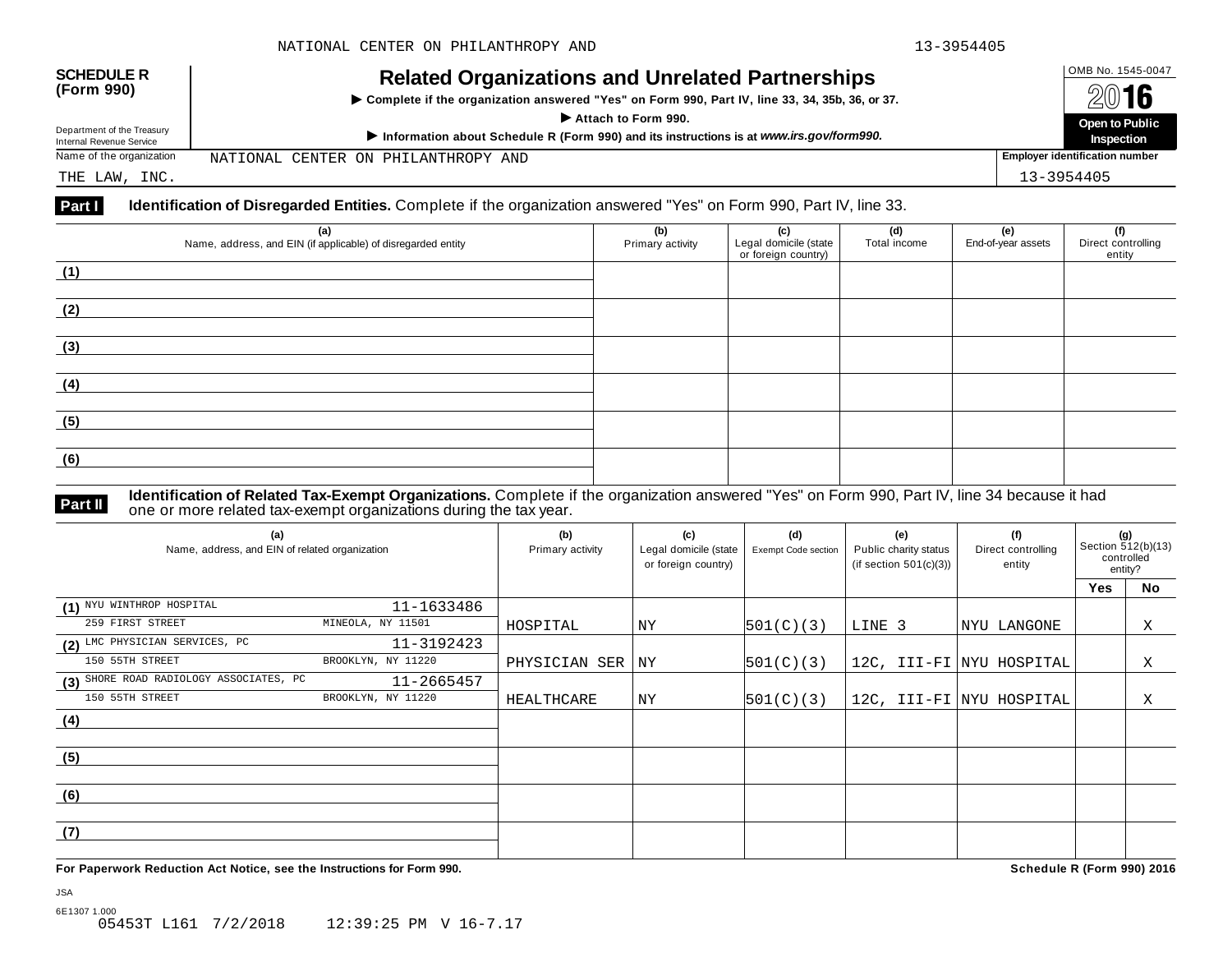**SCHEDULE R (Form 990)**

Department of the Treasury
Internal Revenue Service

# Related Organizations and Unrelated Partnerships

▶ Complete if the organization answered "Yes" on Form 990, Part IV, line 33, 34, 35b, 36, or 37.

▶ Attach to Form 990.

▶ Information about Schedule R (Form 990) and its instructions is at *www.irs.gov/form990.*

OMB No. 1545-0047

**2016**

**Open to Public Inspection**

Name of the organization: NATIONAL CENTER ON PHILANTHROPY AND THE LAW, INC.

Employer identification number: 13-3954405

## Part I Identification of Disregarded Entities. 
Complete if the organization answered "Yes" on Form 990, Part IV, line 33.

| | (a) Name, address, and EIN (if applicable) of disregarded entity | (b) Primary activity | (c) Legal domicile (state or foreign country) | (d) Total income | (e) End-of-year assets | (f) Direct controlling entity |
|---|---|---|---|---|---|---|
| (1) | | | | | | |
| (2) | | | | | | |
| (3) | | | | | | |
| (4) | | | | | | |
| (5) | | | | | | |
| (6) | | | | | | |

## Part II Identification of Related Tax-Exempt Organizations. 
Complete if the organization answered "Yes" on Form 990, Part IV, line 34 because it had one or more related tax-exempt organizations during the tax year.

| | (a) Name, address, and EIN of related organization | (b) Primary activity | (c) Legal domicile (state or foreign country) | (d) Exempt Code section | (e) Public charity status (if section 501(c)(3)) | (f) Direct controlling entity | (g) Section 512(b)(13) controlled entity? Yes | No |
|---|---|---|---|---|---|---|---|---|
| (1) | NYU WINTHROP HOSPITAL 11-1633486<br>259 FIRST STREET MINEOLA, NY 11501 | HOSPITAL | NY | 501(C)(3) | LINE 3 | NYU LANGONE | | X |
| (2) | LMC PHYSICIAN SERVICES, PC 11-3192423<br>150 55TH STREET BROOKLYN, NY 11220 | PHYSICIAN SER | NY | 501(C)(3) | 12C, III-FI | NYU HOSPITAL | | X |
| (3) | SHORE ROAD RADIOLOGY ASSOCIATES, PC 11-2665457<br>150 55TH STREET BROOKLYN, NY 11220 | HEALTHCARE | NY | 501(C)(3) | 12C, III-FI | NYU HOSPITAL | | X |
| (4) | | | | | | | | |
| (5) | | | | | | | | |
| (6) | | | | | | | | |
| (7) | | | | | | | | |

**For Paperwork Reduction Act Notice, see the Instructions for Form 990.** **Schedule R (Form 990) 2016**

JSA
6E1307 1.000
05453T L161 7/2/2018 12:39:25 PM V 16-7.17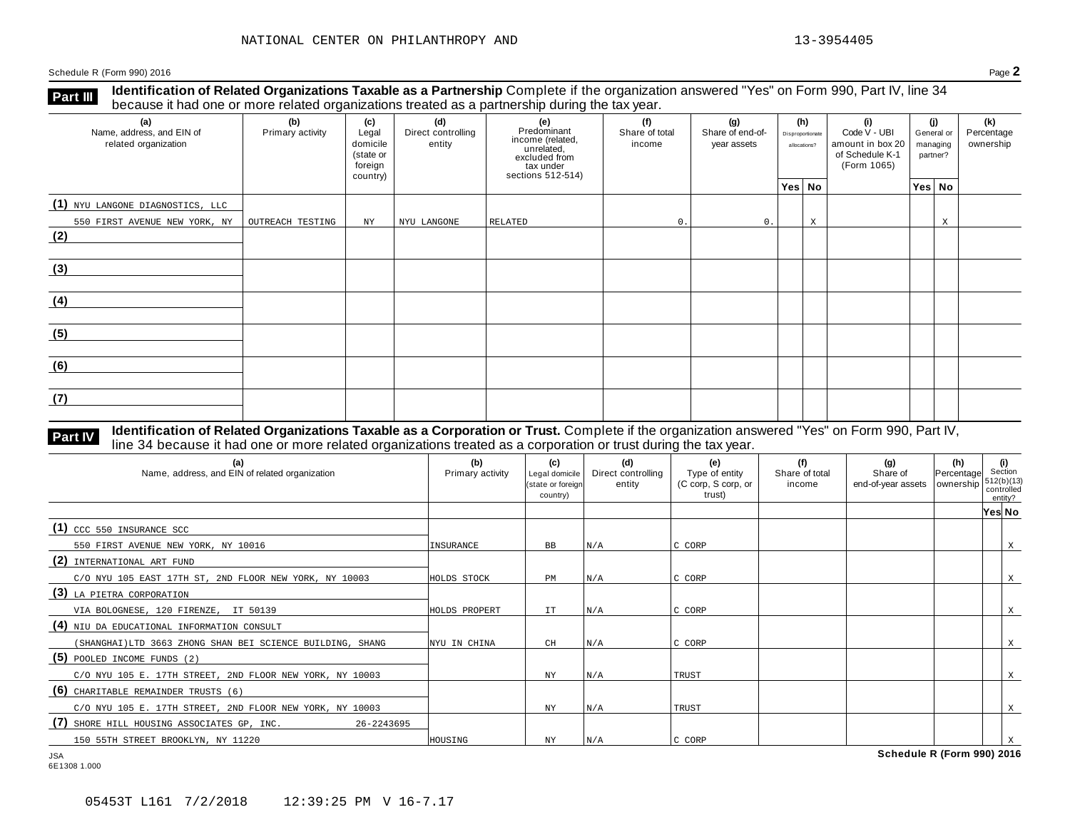NATIONAL CENTER ON PHILANTHROPY AND 13-3954405

Schedule R (Form 990) 2016 Page **2**

**Part III** **Identification of Related Organizations Taxable as a Partnership** Complete if the organization answered "Yes" on Form 990, Part IV, line 34 because it had one or more related organizations treated as a partnership during the tax year.

| (a) Name, address, and EIN of related organization | (b) Primary activity | (c) Legal domicile (state or foreign country) | (d) Direct controlling entity | (e) Predominant income (related, unrelated, excluded from tax under sections 512-514) | (f) Share of total income | (g) Share of end-of-year assets | (h) Disproportionate allocations? Yes | (h) No | (i) Code V - UBI amount in box 20 of Schedule K-1 (Form 1065) | (j) General or managing partner? Yes | (j) No | (k) Percentage ownership |
|---|---|---|---|---|---|---|---|---|---|---|---|---|
| (1) NYU LANGONE DIAGNOSTICS, LLC 550 FIRST AVENUE NEW YORK, NY | OUTREACH TESTING | NY | NYU LANGONE | RELATED | 0. | 0. | | X | | | X | |
| (2) | | | | | | | | | | | | |
| (3) | | | | | | | | | | | | |
| (4) | | | | | | | | | | | | |
| (5) | | | | | | | | | | | | |
| (6) | | | | | | | | | | | | |
| (7) | | | | | | | | | | | | |

**Part IV** **Identification of Related Organizations Taxable as a Corporation or Trust.** Complete if the organization answered "Yes" on Form 990, Part IV, line 34 because it had one or more related organizations treated as a corporation or trust during the tax year.

| (a) Name, address, and EIN of related organization | (b) Primary activity | (c) Legal domicile (state or foreign country) | (d) Direct controlling entity | (e) Type of entity (C corp, S corp, or trust) | (f) Share of total income | (g) Share of end-of-year assets | (h) Percentage ownership | (i) Section 512(b)(13) controlled entity? Yes | (i) No |
|---|---|---|---|---|---|---|---|---|---|
| (1) CCC 550 INSURANCE SCC 550 FIRST AVENUE NEW YORK, NY 10016 | INSURANCE | BB | N/A | C CORP | | | | | X |
| (2) INTERNATIONAL ART FUND C/O NYU 105 EAST 17TH ST, 2ND FLOOR NEW YORK, NY 10003 | HOLDS STOCK | PM | N/A | C CORP | | | | | X |
| (3) LA PIETRA CORPORATION VIA BOLOGNESE, 120 FIRENZE, IT 50139 | HOLDS PROPERT | IT | N/A | C CORP | | | | | X |
| (4) NIU DA EDUCATIONAL INFORMATION CONSULT (SHANGHAI)LTD 3663 ZHONG SHAN BEI SCIENCE BUILDING, SHANG | NYU IN CHINA | CH | N/A | C CORP | | | | | X |
| (5) POOLED INCOME FUNDS (2) C/O NYU 105 E. 17TH STREET, 2ND FLOOR NEW YORK, NY 10003 | | NY | N/A | TRUST | | | | | X |
| (6) CHARITABLE REMAINDER TRUSTS (6) C/O NYU 105 E. 17TH STREET, 2ND FLOOR NEW YORK, NY 10003 | | NY | N/A | TRUST | | | | | X |
| (7) SHORE HILL HOUSING ASSOCIATES GP, INC. 26-2243695 150 55TH STREET BROOKLYN, NY 11220 | HOUSING | NY | N/A | C CORP | | | | | X |

JSA
6E1308 1.000

**Schedule R (Form 990) 2016**

05453T L161 7/2/2018 12:39:25 PM V 16-7.17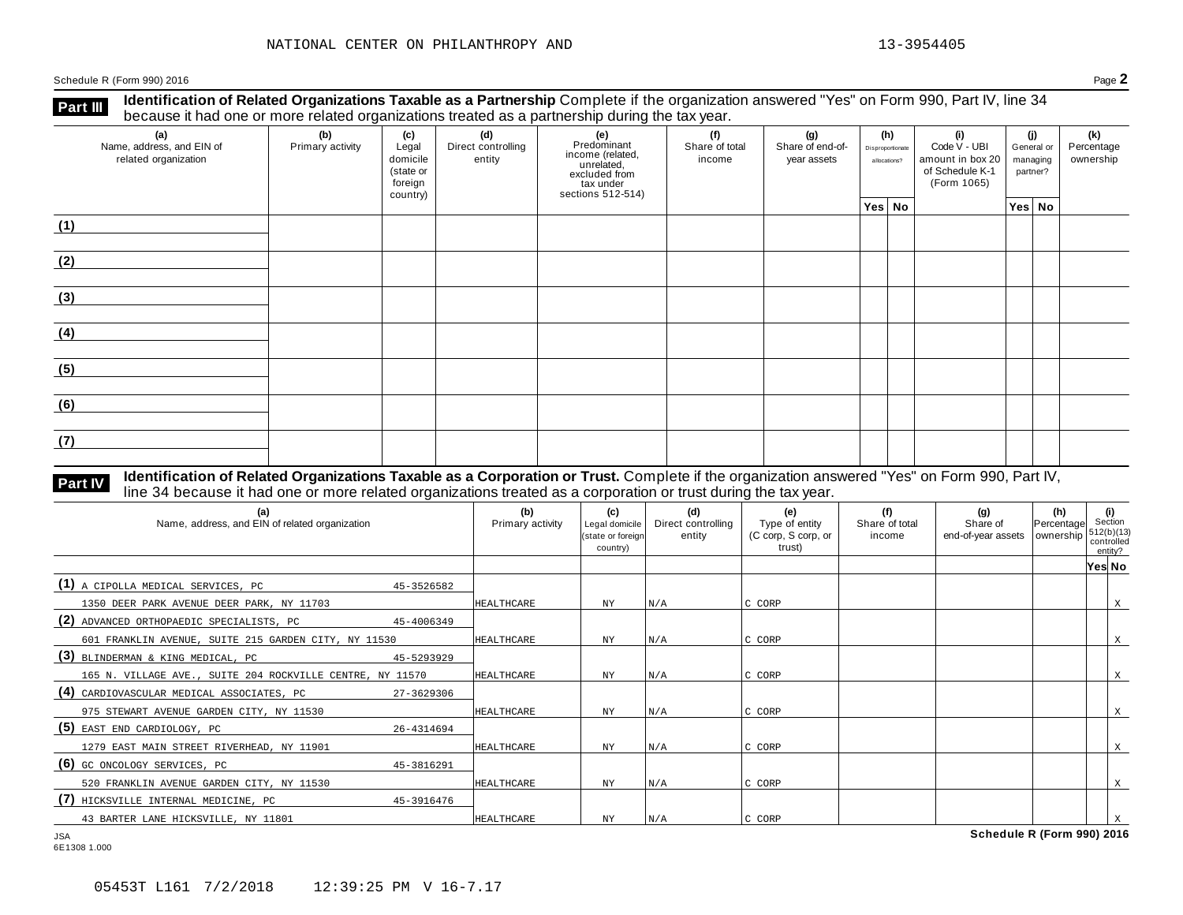NATIONAL CENTER ON PHILANTHROPY AND 13-3954405

Schedule R (Form 990) 2016 Page **2**

**Part III** **Identification of Related Organizations Taxable as a Partnership** Complete if the organization answered "Yes" on Form 990, Part IV, line 34 because it had one or more related organizations treated as a partnership during the tax year.

| (a) Name, address, and EIN of related organization | (b) Primary activity | (c) Legal domicile (state or foreign country) | (d) Direct controlling entity | (e) Predominant income (related, unrelated, excluded from tax under sections 512-514) | (f) Share of total income | (g) Share of end-of-year assets | (h) Disproportionate allocations? Yes | (h) No | (i) Code V - UBI amount in box 20 of Schedule K-1 (Form 1065) | (j) General or managing partner? Yes | (j) No | (k) Percentage ownership |
|---|---|---|---|---|---|---|---|---|---|---|---|---|
| (1) | | | | | | | | | | | | |
| (2) | | | | | | | | | | | | |
| (3) | | | | | | | | | | | | |
| (4) | | | | | | | | | | | | |
| (5) | | | | | | | | | | | | |
| (6) | | | | | | | | | | | | |
| (7) | | | | | | | | | | | | |

**Part IV** **Identification of Related Organizations Taxable as a Corporation or Trust.** Complete if the organization answered "Yes" on Form 990, Part IV, line 34 because it had one or more related organizations treated as a corporation or trust during the tax year.

| (a) Name, address, and EIN of related organization | (b) Primary activity | (c) Legal domicile (state or foreign country) | (d) Direct controlling entity | (e) Type of entity (C corp, S corp, or trust) | (f) Share of total income | (g) Share of end-of-year assets | (h) Percentage ownership | (i) Section 512(b)(13) controlled entity? Yes | (i) No |
|---|---|---|---|---|---|---|---|---|---|
| (1) A CIPOLLA MEDICAL SERVICES, PC 45-3526582<br>1350 DEER PARK AVENUE DEER PARK, NY 11703 | HEALTHCARE | NY | N/A | C CORP | | | | | X |
| (2) ADVANCED ORTHOPAEDIC SPECIALISTS, PC 45-4006349<br>601 FRANKLIN AVENUE, SUITE 215 GARDEN CITY, NY 11530 | HEALTHCARE | NY | N/A | C CORP | | | | | X |
| (3) BLINDERMAN & KING MEDICAL, PC 45-5293929<br>165 N. VILLAGE AVE., SUITE 204 ROCKVILLE CENTRE, NY 11570 | HEALTHCARE | NY | N/A | C CORP | | | | | X |
| (4) CARDIOVASCULAR MEDICAL ASSOCIATES, PC 27-3629306<br>975 STEWART AVENUE GARDEN CITY, NY 11530 | HEALTHCARE | NY | N/A | C CORP | | | | | X |
| (5) EAST END CARDIOLOGY, PC 26-4314694<br>1279 EAST MAIN STREET RIVERHEAD, NY 11901 | HEALTHCARE | NY | N/A | C CORP | | | | | X |
| (6) GC ONCOLOGY SERVICES, PC 45-3816291<br>520 FRANKLIN AVENUE GARDEN CITY, NY 11530 | HEALTHCARE | NY | N/A | C CORP | | | | | X |
| (7) HICKSVILLE INTERNAL MEDICINE, PC 45-3916476<br>43 BARTER LANE HICKSVILLE, NY 11801 | HEALTHCARE | NY | N/A | C CORP | | | | | X |

JSA
6E1308 1.000

**Schedule R (Form 990) 2016**

05453T L161 7/2/2018 12:39:25 PM V 16-7.17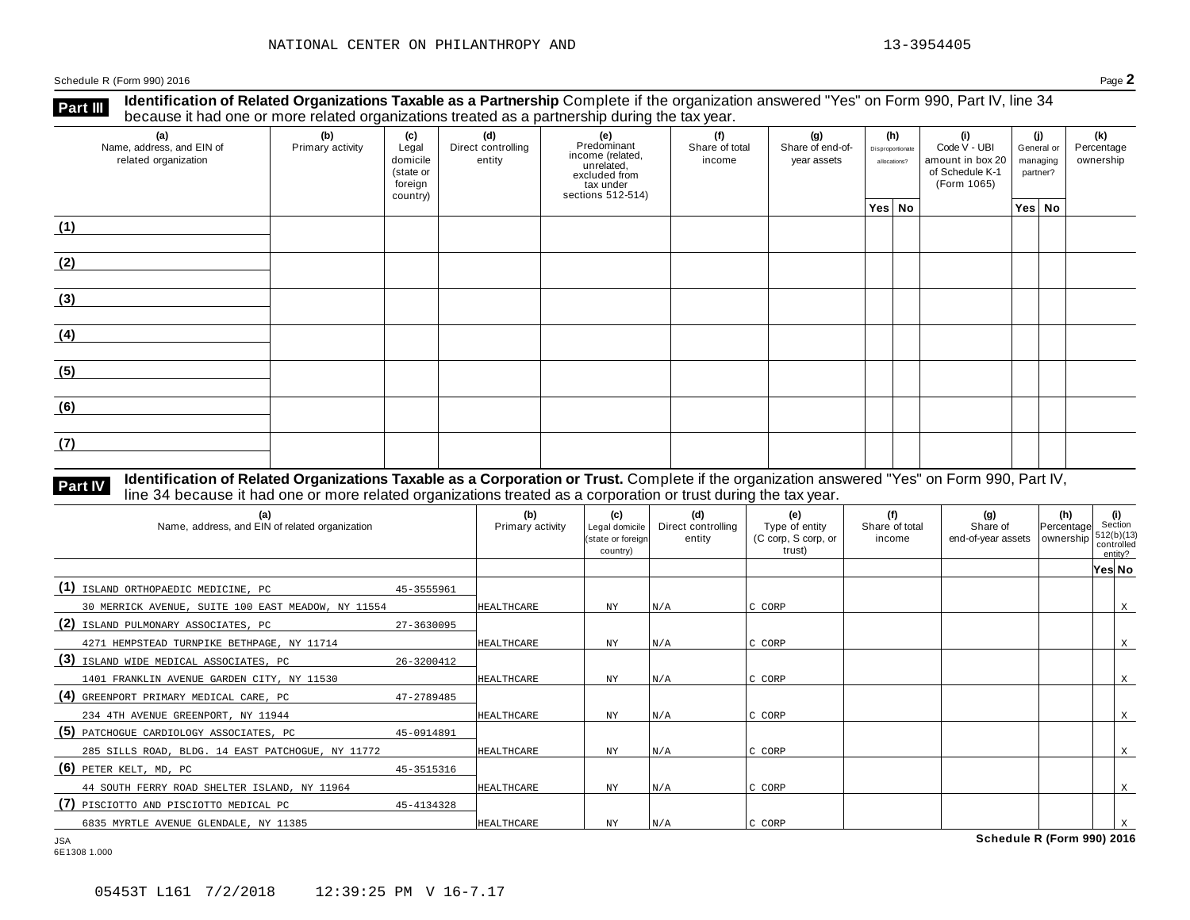NATIONAL CENTER ON PHILANTHROPY AND 13-3954405

Schedule R (Form 990) 2016 Page **2**

**Part III** **Identification of Related Organizations Taxable as a Partnership** Complete if the organization answered "Yes" on Form 990, Part IV, line 34 because it had one or more related organizations treated as a partnership during the tax year.

| (a) Name, address, and EIN of related organization | (b) Primary activity | (c) Legal domicile (state or foreign country) | (d) Direct controlling entity | (e) Predominant income (related, unrelated, excluded from tax under sections 512-514) | (f) Share of total income | (g) Share of end-of-year assets | (h) Disproportionate allocations? Yes | (h) No | (i) Code V - UBI amount in box 20 of Schedule K-1 (Form 1065) | (j) General or managing partner? Yes | (j) No | (k) Percentage ownership |
|---|---|---|---|---|---|---|---|---|---|---|---|---|
| (1) | | | | | | | | | | | | |
| (2) | | | | | | | | | | | | |
| (3) | | | | | | | | | | | | |
| (4) | | | | | | | | | | | | |
| (5) | | | | | | | | | | | | |
| (6) | | | | | | | | | | | | |
| (7) | | | | | | | | | | | | |

**Part IV** **Identification of Related Organizations Taxable as a Corporation or Trust.** Complete if the organization answered "Yes" on Form 990, Part IV, line 34 because it had one or more related organizations treated as a corporation or trust during the tax year.

| (a) Name, address, and EIN of related organization | (b) Primary activity | (c) Legal domicile (state or foreign country) | (d) Direct controlling entity | (e) Type of entity (C corp, S corp, or trust) | (f) Share of total income | (g) Share of end-of-year assets | (h) Percentage ownership | (i) Section 512(b)(13) controlled entity? Yes | No |
|---|---|---|---|---|---|---|---|---|---|
| (1) ISLAND ORTHOPAEDIC MEDICINE, PC 45-3555961<br>30 MERRICK AVENUE, SUITE 100 EAST MEADOW, NY 11554 | HEALTHCARE | NY | N/A | C CORP | | | | | X |
| (2) ISLAND PULMONARY ASSOCIATES, PC 27-3630095<br>4271 HEMPSTEAD TURNPIKE BETHPAGE, NY 11714 | HEALTHCARE | NY | N/A | C CORP | | | | | X |
| (3) ISLAND WIDE MEDICAL ASSOCIATES, PC 26-3200412<br>1401 FRANKLIN AVENUE GARDEN CITY, NY 11530 | HEALTHCARE | NY | N/A | C CORP | | | | | X |
| (4) GREENPORT PRIMARY MEDICAL CARE, PC 47-2789485<br>234 4TH AVENUE GREENPORT, NY 11944 | HEALTHCARE | NY | N/A | C CORP | | | | | X |
| (5) PATCHOGUE CARDIOLOGY ASSOCIATES, PC 45-0914891<br>285 SILLS ROAD, BLDG. 14 EAST PATCHOGUE, NY 11772 | HEALTHCARE | NY | N/A | C CORP | | | | | X |
| (6) PETER KELT, MD, PC 45-3515316<br>44 SOUTH FERRY ROAD SHELTER ISLAND, NY 11964 | HEALTHCARE | NY | N/A | C CORP | | | | | X |
| (7) PISCIOTTO AND PISCIOTTO MEDICAL PC 45-4134328<br>6835 MYRTLE AVENUE GLENDALE, NY 11385 | HEALTHCARE | NY | N/A | C CORP | | | | | X |

JSA
6E1308 1.000

**Schedule R (Form 990) 2016**

05453T L161 7/2/2018 12:39:25 PM V 16-7.17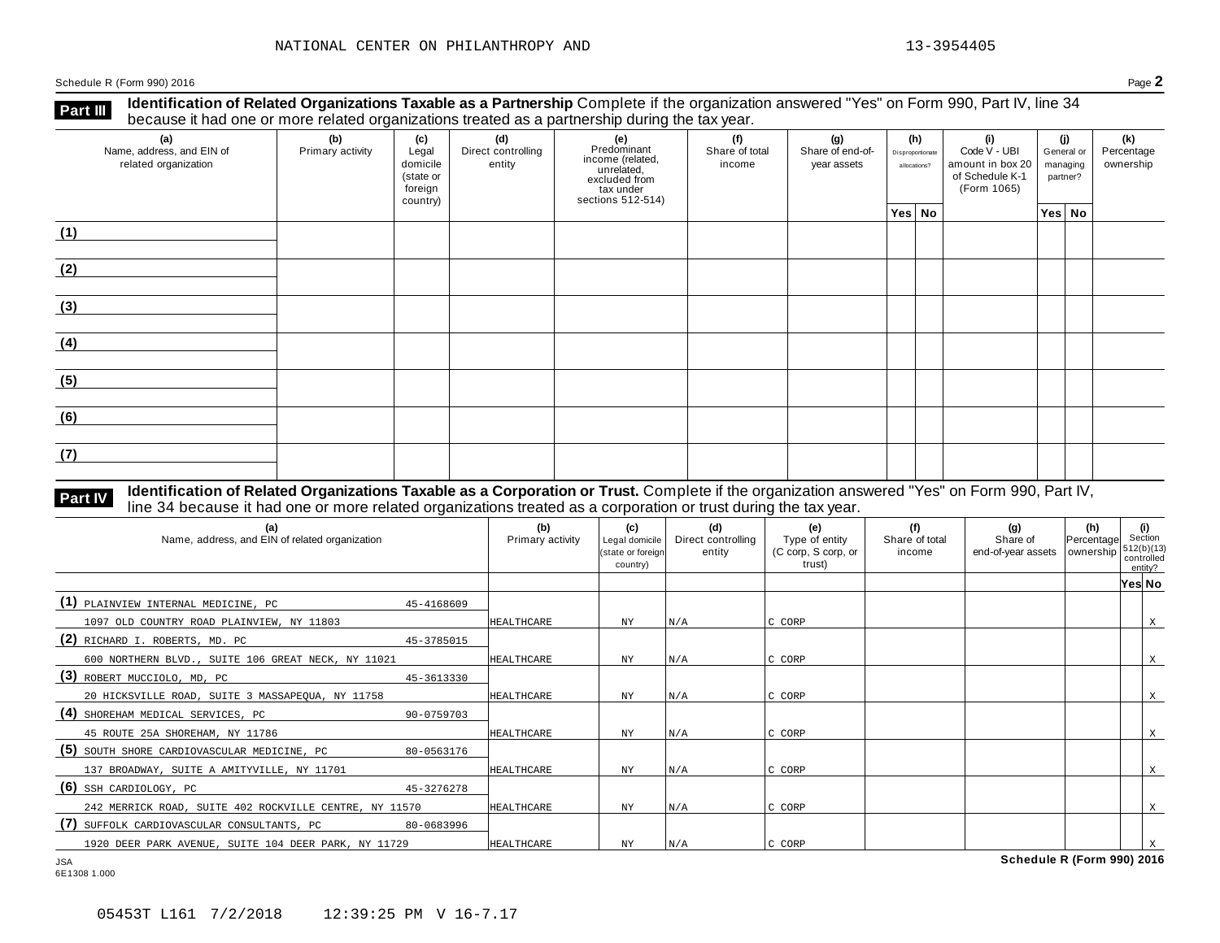NATIONAL CENTER ON PHILANTHROPY AND 13-3954405

Schedule R (Form 990) 2016

## Part III Identification of Related Organizations Taxable as a Partnership

Complete if the organization answered "Yes" on Form 990, Part IV, line 34 because it had one or more related organizations treated as a partnership during the tax year.

| (a) Name, address, and EIN of related organization | (b) Primary activity | (c) Legal domicile (state or foreign country) | (d) Direct controlling entity | (e) Predominant income (related, unrelated, excluded from tax under sections 512-514) | (f) Share of total income | (g) Share of end-of-year assets | (h) Disproportionate allocations? Yes | (h) No | (i) Code V - UBI amount in box 20 of Schedule K-1 (Form 1065) | (j) General or managing partner? Yes | (j) No | (k) Percentage ownership |
|---|---|---|---|---|---|---|---|---|---|---|---|---|
| (1) | | | | | | | | | | | | |
| (2) | | | | | | | | | | | | |
| (3) | | | | | | | | | | | | |
| (4) | | | | | | | | | | | | |
| (5) | | | | | | | | | | | | |
| (6) | | | | | | | | | | | | |
| (7) | | | | | | | | | | | | |

## Part IV Identification of Related Organizations Taxable as a Corporation or Trust.

Complete if the organization answered "Yes" on Form 990, Part IV, line 34 because it had one or more related organizations treated as a corporation or trust during the tax year.

| (a) Name, address, and EIN of related organization | (b) Primary activity | (c) Legal domicile (state or foreign country) | (d) Direct controlling entity | (e) Type of entity (C corp, S corp, or trust) | (f) Share of total income | (g) Share of end-of-year assets | (h) Percentage ownership | (i) Section 512(b)(13) controlled entity? Yes | (i) No |
|---|---|---|---|---|---|---|---|---|---|
| (1) PLAINVIEW INTERNAL MEDICINE, PC 45-4168609<br>1097 OLD COUNTRY ROAD PLAINVIEW, NY 11803 | HEALTHCARE | NY | N/A | C CORP | | | | | X |
| (2) RICHARD I. ROBERTS, MD. PC 45-3785015<br>600 NORTHERN BLVD., SUITE 106 GREAT NECK, NY 11021 | HEALTHCARE | NY | N/A | C CORP | | | | | X |
| (3) ROBERT MUCCIOLO, MD, PC 45-3613330<br>20 HICKSVILLE ROAD, SUITE 3 MASSAPEQUA, NY 11758 | HEALTHCARE | NY | N/A | C CORP | | | | | X |
| (4) SHOREHAM MEDICAL SERVICES, PC 90-0759703<br>45 ROUTE 25A SHOREHAM, NY 11786 | HEALTHCARE | NY | N/A | C CORP | | | | | X |
| (5) SOUTH SHORE CARDIOVASCULAR MEDICINE, PC 80-0563176<br>137 BROADWAY, SUITE A AMITYVILLE, NY 11701 | HEALTHCARE | NY | N/A | C CORP | | | | | X |
| (6) SSH CARDIOLOGY, PC 45-3276278<br>242 MERRICK ROAD, SUITE 402 ROCKVILLE CENTRE, NY 11570 | HEALTHCARE | NY | N/A | C CORP | | | | | X |
| (7) SUFFOLK CARDIOVASCULAR CONSULTANTS, PC 80-0683996<br>1920 DEER PARK AVENUE, SUITE 104 DEER PARK, NY 11729 | HEALTHCARE | NY | N/A | C CORP | | | | | X |

Schedule R (Form 990) 2016

JSA
6E1308 1.000

05453T L161 7/2/2018 12:39:25 PM V 16-7.17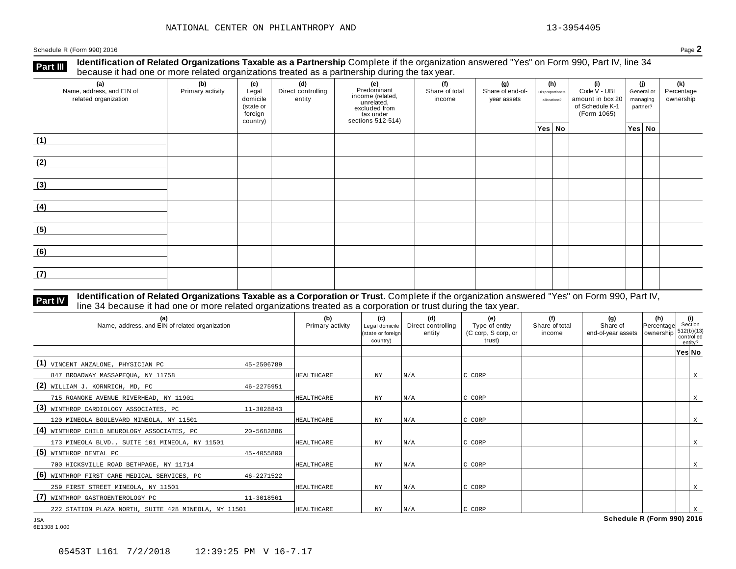Schedule R (Form 990) 2016

## Part III Identification of Related Organizations Taxable as a Partnership

Complete if the organization answered "Yes" on Form 990, Part IV, line 34 because it had one or more related organizations treated as a partnership during the tax year.

| (a) Name, address, and EIN of related organization | (b) Primary activity | (c) Legal domicile (state or foreign country) | (d) Direct controlling entity | (e) Predominant income (related, unrelated, excluded from tax under sections 512-514) | (f) Share of total income | (g) Share of end-of-year assets | (h) Disproportionate allocations? Yes | No | (i) Code V - UBI amount in box 20 of Schedule K-1 (Form 1065) | (j) General or managing partner? Yes | No | (k) Percentage ownership |
|---|---|---|---|---|---|---|---|---|---|---|---|---|
| (1) | | | | | | | | | | | | |
| (2) | | | | | | | | | | | | |
| (3) | | | | | | | | | | | | |
| (4) | | | | | | | | | | | | |
| (5) | | | | | | | | | | | | |
| (6) | | | | | | | | | | | | |
| (7) | | | | | | | | | | | | |

## Part IV Identification of Related Organizations Taxable as a Corporation or Trust

Complete if the organization answered "Yes" on Form 990, Part IV, line 34 because it had one or more related organizations treated as a corporation or trust during the tax year.

| (a) Name, address, and EIN of related organization | (b) Primary activity | (c) Legal domicile (state or foreign country) | (d) Direct controlling entity | (e) Type of entity (C corp, S corp, or trust) | (f) Share of total income | (g) Share of end-of-year assets | (h) Percentage ownership | (i) Section 512(b)(13) controlled entity? Yes | No |
|---|---|---|---|---|---|---|---|---|---|
| (1) VINCENT ANZALONE, PHYSICIAN PC 45-2506789<br>847 BROADWAY MASSAPEQUA, NY 11758 | HEALTHCARE | NY | N/A | C CORP | | | | | X |
| (2) WILLIAM J. KORNRICH, MD, PC 46-2275951<br>715 ROANOKE AVENUE RIVERHEAD, NY 11901 | HEALTHCARE | NY | N/A | C CORP | | | | | X |
| (3) WINTHROP CARDIOLOGY ASSOCIATES, PC 11-3028843<br>120 MINEOLA BOULEVARD MINEOLA, NY 11501 | HEALTHCARE | NY | N/A | C CORP | | | | | X |
| (4) WINTHROP CHILD NEUROLOGY ASSOCIATES, PC 20-5682886<br>173 MINEOLA BLVD., SUITE 101 MINEOLA, NY 11501 | HEALTHCARE | NY | N/A | C CORP | | | | | X |
| (5) WINTHROP DENTAL PC 45-4055800<br>700 HICKSVILLE ROAD BETHPAGE, NY 11714 | HEALTHCARE | NY | N/A | C CORP | | | | | X |
| (6) WINTHROP FIRST CARE MEDICAL SERVICES, PC 46-2271522<br>259 FIRST STREET MINEOLA, NY 11501 | HEALTHCARE | NY | N/A | C CORP | | | | | X |
| (7) WINTHROP GASTROENTEROLOGY PC 11-3018561<br>222 STATION PLAZA NORTH, SUITE 428 MINEOLA, NY 11501 | HEALTHCARE | NY | N/A | C CORP | | | | | X |

Schedule R (Form 990) 2016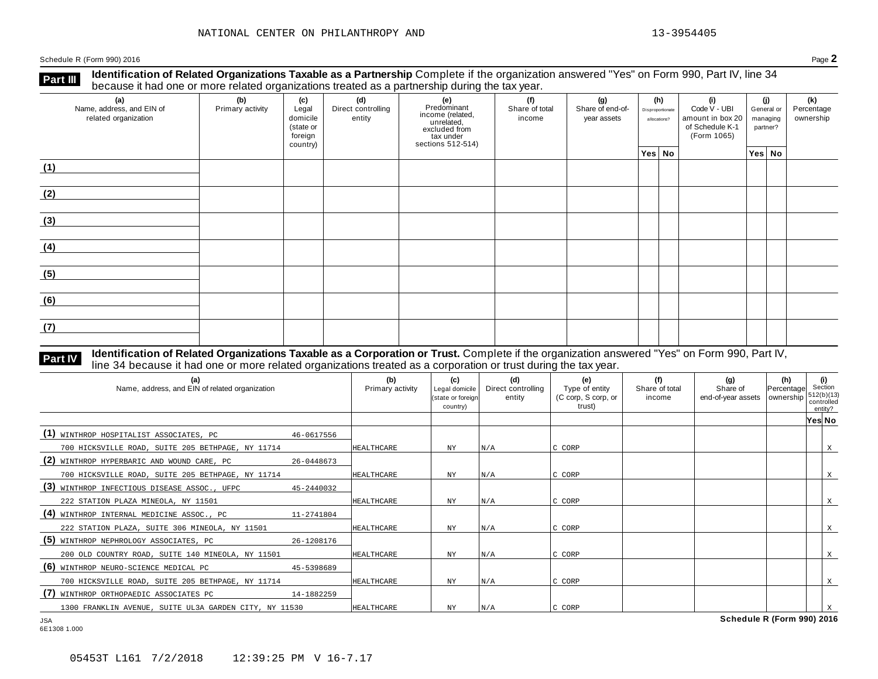NATIONAL CENTER ON PHILANTHROPY AND 13-3954405

Schedule R (Form 990) 2016 Page **2**

**Part III** **Identification of Related Organizations Taxable as a Partnership** Complete if the organization answered "Yes" on Form 990, Part IV, line 34 because it had one or more related organizations treated as a partnership during the tax year.

| (a) Name, address, and EIN of related organization | (b) Primary activity | (c) Legal domicile (state or foreign country) | (d) Direct controlling entity | (e) Predominant income (related, unrelated, excluded from tax under sections 512-514) | (f) Share of total income | (g) Share of end-of-year assets | (h) Disproportionate allocations? Yes | (h) No | (i) Code V - UBI amount in box 20 of Schedule K-1 (Form 1065) | (j) General or managing partner? Yes | (j) No | (k) Percentage ownership |
|---|---|---|---|---|---|---|---|---|---|---|---|---|
| (1) | | | | | | | | | | | | |
| (2) | | | | | | | | | | | | |
| (3) | | | | | | | | | | | | |
| (4) | | | | | | | | | | | | |
| (5) | | | | | | | | | | | | |
| (6) | | | | | | | | | | | | |
| (7) | | | | | | | | | | | | |

**Part IV** **Identification of Related Organizations Taxable as a Corporation or Trust.** Complete if the organization answered "Yes" on Form 990, Part IV, line 34 because it had one or more related organizations treated as a corporation or trust during the tax year.

| (a) Name, address, and EIN of related organization | (b) Primary activity | (c) Legal domicile (state or foreign country) | (d) Direct controlling entity | (e) Type of entity (C corp, S corp, or trust) | (f) Share of total income | (g) Share of end-of-year assets | (h) Percentage ownership | (i) Section 512(b)(13) controlled entity? Yes | (i) No |
|---|---|---|---|---|---|---|---|---|---|
| (1) WINTHROP HOSPITALIST ASSOCIATES, PC 46-0617556<br>700 HICKSVILLE ROAD, SUITE 205 BETHPAGE, NY 11714 | HEALTHCARE | NY | N/A | C CORP | | | | | X |
| (2) WINTHROP HYPERBARIC AND WOUND CARE, PC 26-0448673<br>700 HICKSVILLE ROAD, SUITE 205 BETHPAGE, NY 11714 | HEALTHCARE | NY | N/A | C CORP | | | | | X |
| (3) WINTHROP INFECTIOUS DISEASE ASSOC., UFPC 45-2440032<br>222 STATION PLAZA MINEOLA, NY 11501 | HEALTHCARE | NY | N/A | C CORP | | | | | X |
| (4) WINTHROP INTERNAL MEDICINE ASSOC., PC 11-2741804<br>222 STATION PLAZA, SUITE 306 MINEOLA, NY 11501 | HEALTHCARE | NY | N/A | C CORP | | | | | X |
| (5) WINTHROP NEPHROLOGY ASSOCIATES, PC 26-1208176<br>200 OLD COUNTRY ROAD, SUITE 140 MINEOLA, NY 11501 | HEALTHCARE | NY | N/A | C CORP | | | | | X |
| (6) WINTHROP NEURO-SCIENCE MEDICAL PC 45-5398689<br>700 HICKSVILLE ROAD, SUITE 205 BETHPAGE, NY 11714 | HEALTHCARE | NY | N/A | C CORP | | | | | X |
| (7) WINTHROP ORTHOPAEDIC ASSOCIATES PC 14-1882259<br>1300 FRANKLIN AVENUE, SUITE UL3A GARDEN CITY, NY 11530 | HEALTHCARE | NY | N/A | C CORP | | | | | X |

**Schedule R (Form 990) 2016**

JSA
6E1308 1.000

05453T L161 7/2/2018 12:39:25 PM V 16-7.17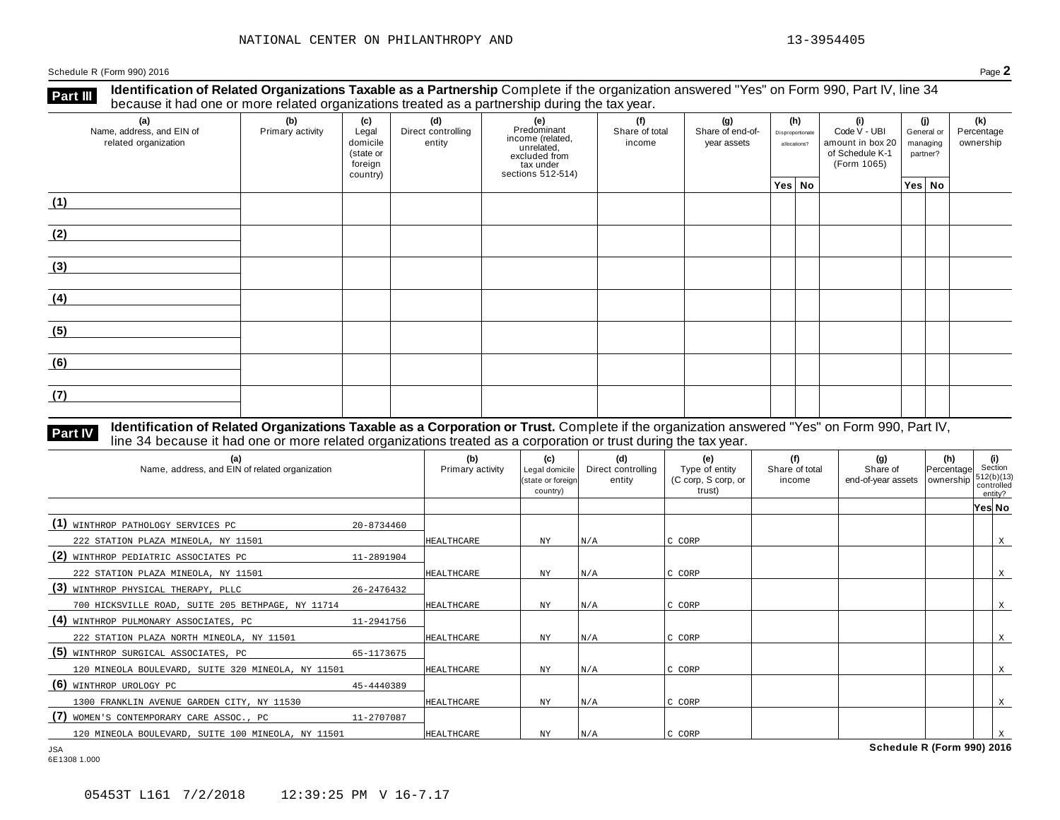Schedule R (Form 990) 2016 Page **2**

## Part III Identification of Related Organizations Taxable as a Partnership

Complete if the organization answered "Yes" on Form 990, Part IV, line 34 because it had one or more related organizations treated as a partnership during the tax year.

| (a) Name, address, and EIN of related organization | (b) Primary activity | (c) Legal domicile (state or foreign country) | (d) Direct controlling entity | (e) Predominant income (related, unrelated, excluded from tax under sections 512-514) | (f) Share of total income | (g) Share of end-of-year assets | (h) Disproportionate allocations? Yes | (h) No | (i) Code V - UBI amount in box 20 of Schedule K-1 (Form 1065) | (j) General or managing partner? Yes | (j) No | (k) Percentage ownership |
|---|---|---|---|---|---|---|---|---|---|---|---|---|
| (1) | | | | | | | | | | | | |
| (2) | | | | | | | | | | | | |
| (3) | | | | | | | | | | | | |
| (4) | | | | | | | | | | | | |
| (5) | | | | | | | | | | | | |
| (6) | | | | | | | | | | | | |
| (7) | | | | | | | | | | | | |

## Part IV Identification of Related Organizations Taxable as a Corporation or Trust.

Complete if the organization answered "Yes" on Form 990, Part IV, line 34 because it had one or more related organizations treated as a corporation or trust during the tax year.

| (a) Name, address, and EIN of related organization | (b) Primary activity | (c) Legal domicile (state or foreign country) | (d) Direct controlling entity | (e) Type of entity (C corp, S corp, or trust) | (f) Share of total income | (g) Share of end-of-year assets | (h) Percentage ownership | (i) Section 512(b)(13) controlled entity? Yes | (i) No |
|---|---|---|---|---|---|---|---|---|---|
| (1) WINTHROP PATHOLOGY SERVICES PC 20-8734460<br>222 STATION PLAZA MINEOLA, NY 11501 | HEALTHCARE | NY | N/A | C CORP | | | | | X |
| (2) WINTHROP PEDIATRIC ASSOCIATES PC 11-2891904<br>222 STATION PLAZA MINEOLA, NY 11501 | HEALTHCARE | NY | N/A | C CORP | | | | | X |
| (3) WINTHROP PHYSICAL THERAPY, PLLC 26-2476432<br>700 HICKSVILLE ROAD, SUITE 205 BETHPAGE, NY 11714 | HEALTHCARE | NY | N/A | C CORP | | | | | X |
| (4) WINTHROP PULMONARY ASSOCIATES, PC 11-2941756<br>222 STATION PLAZA NORTH MINEOLA, NY 11501 | HEALTHCARE | NY | N/A | C CORP | | | | | X |
| (5) WINTHROP SURGICAL ASSOCIATES, PC 65-1173675<br>120 MINEOLA BOULEVARD, SUITE 320 MINEOLA, NY 11501 | HEALTHCARE | NY | N/A | C CORP | | | | | X |
| (6) WINTHROP UROLOGY PC 45-4440389<br>1300 FRANKLIN AVENUE GARDEN CITY, NY 11530 | HEALTHCARE | NY | N/A | C CORP | | | | | X |
| (7) WOMEN'S CONTEMPORARY CARE ASSOC., PC 11-2707087<br>120 MINEOLA BOULEVARD, SUITE 100 MINEOLA, NY 11501 | HEALTHCARE | NY | N/A | C CORP | | | | | X |

Schedule R (Form 990) 2016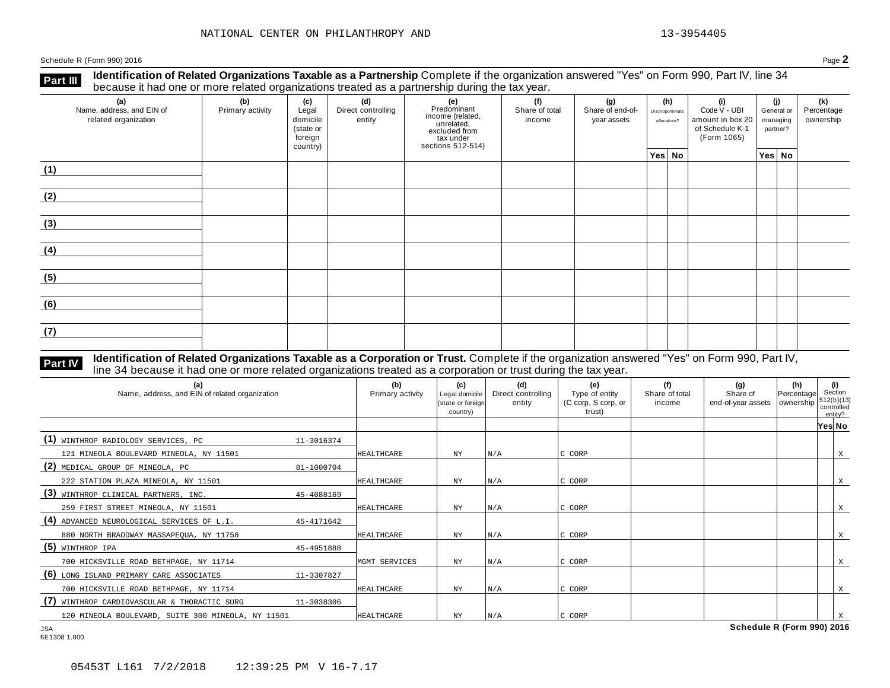NATIONAL CENTER ON PHILANTHROPY AND 13-3954405

Schedule R (Form 990) 2016 Page **2**

**Part III** **Identification of Related Organizations Taxable as a Partnership** Complete if the organization answered "Yes" on Form 990, Part IV, line 34 because it had one or more related organizations treated as a partnership during the tax year.

| (a) Name, address, and EIN of related organization | (b) Primary activity | (c) Legal domicile (state or foreign country) | (d) Direct controlling entity | (e) Predominant income (related, unrelated, excluded from tax under sections 512-514) | (f) Share of total income | (g) Share of end-of-year assets | (h) Disproportionate allocations? Yes | (h) No | (i) Code V - UBI amount in box 20 of Schedule K-1 (Form 1065) | (j) General or managing partner? Yes | (j) No | (k) Percentage ownership |
|---|---|---|---|---|---|---|---|---|---|---|---|---|
| (1) | | | | | | | | | | | | |
| (2) | | | | | | | | | | | | |
| (3) | | | | | | | | | | | | |
| (4) | | | | | | | | | | | | |
| (5) | | | | | | | | | | | | |
| (6) | | | | | | | | | | | | |
| (7) | | | | | | | | | | | | |

**Part IV** **Identification of Related Organizations Taxable as a Corporation or Trust.** Complete if the organization answered "Yes" on Form 990, Part IV, line 34 because it had one or more related organizations treated as a corporation or trust during the tax year.

| (a) Name, address, and EIN of related organization | (b) Primary activity | (c) Legal domicile (state or foreign country) | (d) Direct controlling entity | (e) Type of entity (C corp, S corp, or trust) | (f) Share of total income | (g) Share of end-of-year assets | (h) Percentage ownership | (i) Section 512(b)(13) controlled entity? Yes | (i) No |
|---|---|---|---|---|---|---|---|---|---|
| (1) WINTHROP RADIOLOGY SERVICES, PC 11-3016374<br>121 MINEOLA BOULEVARD MINEOLA, NY 11501 | HEALTHCARE | NY | N/A | C CORP | | | | | X |
| (2) MEDICAL GROUP OF MINEOLA, PC 81-1000704<br>222 STATION PLAZA MINEOLA, NY 11501 | HEALTHCARE | NY | N/A | C CORP | | | | | X |
| (3) WINTHROP CLINICAL PARTNERS, INC. 45-4088169<br>259 FIRST STREET MINEOLA, NY 11501 | HEALTHCARE | NY | N/A | C CORP | | | | | X |
| (4) ADVANCED NEUROLOGICAL SERVICES OF L.I. 45-4171642<br>880 NORTH BRAODWAY MASSAPEQUA, NY 11758 | HEALTHCARE | NY | N/A | C CORP | | | | | X |
| (5) WINTHROP IPA 45-4951888<br>700 HICKSVILLE ROAD BETHPAGE, NY 11714 | MGMT SERVICES | NY | N/A | C CORP | | | | | X |
| (6) LONG ISLAND PRIMARY CARE ASSOCIATES 11-3307827<br>700 HICKSVILLE ROAD BETHPAGE, NY 11714 | HEALTHCARE | NY | N/A | C CORP | | | | | X |
| (7) WINTHROP CARDIOVASCULAR & THORACTIC SURG 11-3038306<br>120 MINEOLA BOULEVARD, SUITE 300 MINEOLA, NY 11501 | HEALTHCARE | NY | N/A | C CORP | | | | | X |

JSA
6E1308 1.000

**Schedule R (Form 990) 2016**

05453T L161 7/2/2018 12:39:25 PM V 16-7.17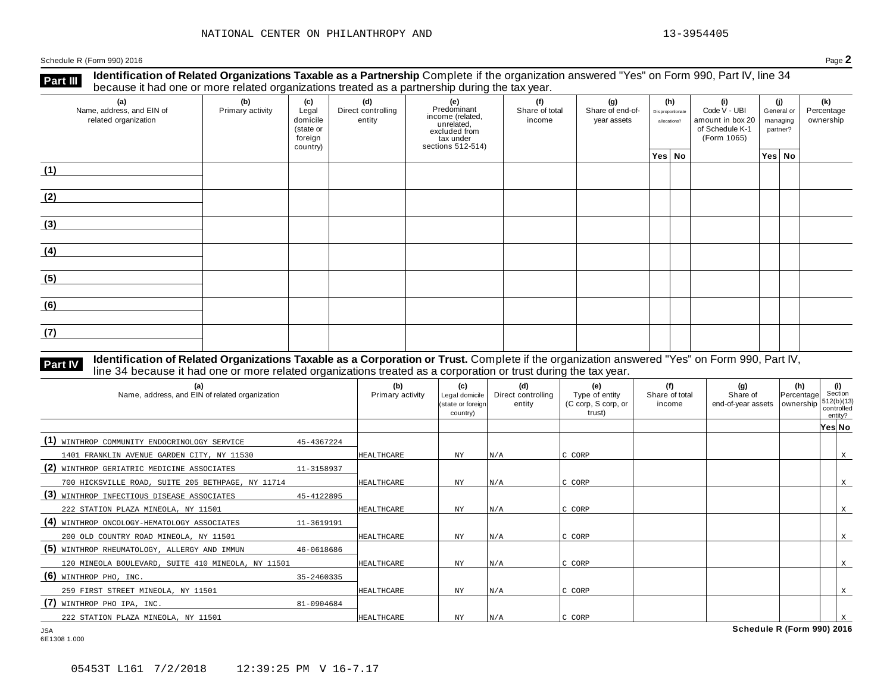NATIONAL CENTER ON PHILANTHROPY AND 13-3954405

Schedule R (Form 990) 2016 Page **2**

## Part III Identification of Related Organizations Taxable as a Partnership

Complete if the organization answered "Yes" on Form 990, Part IV, line 34 because it had one or more related organizations treated as a partnership during the tax year.

| (a) Name, address, and EIN of related organization | (b) Primary activity | (c) Legal domicile (state or foreign country) | (d) Direct controlling entity | (e) Predominant income (related, unrelated, excluded from tax under sections 512-514) | (f) Share of total income | (g) Share of end-of-year assets | (h) Disproportionate allocations? Yes | (h) No | (i) Code V - UBI amount in box 20 of Schedule K-1 (Form 1065) | (j) General or managing partner? Yes | (j) No | (k) Percentage ownership |
|---|---|---|---|---|---|---|---|---|---|---|---|---|
| (1) | | | | | | | | | | | | |
| (2) | | | | | | | | | | | | |
| (3) | | | | | | | | | | | | |
| (4) | | | | | | | | | | | | |
| (5) | | | | | | | | | | | | |
| (6) | | | | | | | | | | | | |
| (7) | | | | | | | | | | | | |

## Part IV Identification of Related Organizations Taxable as a Corporation or Trust.

Complete if the organization answered "Yes" on Form 990, Part IV, line 34 because it had one or more related organizations treated as a corporation or trust during the tax year.

| (a) Name, address, and EIN of related organization | (b) Primary activity | (c) Legal domicile (state or foreign country) | (d) Direct controlling entity | (e) Type of entity (C corp, S corp, or trust) | (f) Share of total income | (g) Share of end-of-year assets | (h) Percentage ownership | (i) Section 512(b)(13) controlled entity? Yes | (i) No |
|---|---|---|---|---|---|---|---|---|---|
| (1) WINTHROP COMMUNITY ENDOCRINOLOGY SERVICE 45-4367224<br>1401 FRANKLIN AVENUE GARDEN CITY, NY 11530 | HEALTHCARE | NY | N/A | C CORP | | | | | X |
| (2) WINTHROP GERIATRIC MEDICINE ASSOCIATES 11-3158937<br>700 HICKSVILLE ROAD, SUITE 205 BETHPAGE, NY 11714 | HEALTHCARE | NY | N/A | C CORP | | | | | X |
| (3) WINTHROP INFECTIOUS DISEASE ASSOCIATES 45-4122895<br>222 STATION PLAZA MINEOLA, NY 11501 | HEALTHCARE | NY | N/A | C CORP | | | | | X |
| (4) WINTHROP ONCOLOGY-HEMATOLOGY ASSOCIATES 11-3619191<br>200 OLD COUNTRY ROAD MINEOLA, NY 11501 | HEALTHCARE | NY | N/A | C CORP | | | | | X |
| (5) WINTHROP RHEUMATOLOGY, ALLERGY AND IMMUN 46-0618686<br>120 MINEOLA BOULEVARD, SUITE 410 MINEOLA, NY 11501 | HEALTHCARE | NY | N/A | C CORP | | | | | X |
| (6) WINTHROP PHO, INC. 35-2460335<br>259 FIRST STREET MINEOLA, NY 11501 | HEALTHCARE | NY | N/A | C CORP | | | | | X |
| (7) WINTHROP PHO IPA, INC. 81-0904684<br>222 STATION PLAZA MINEOLA, NY 11501 | HEALTHCARE | NY | N/A | C CORP | | | | | X |

JSA
6E1308 1.000

Schedule R (Form 990) 2016

05453T L161 7/2/2018 12:39:25 PM V 16-7.17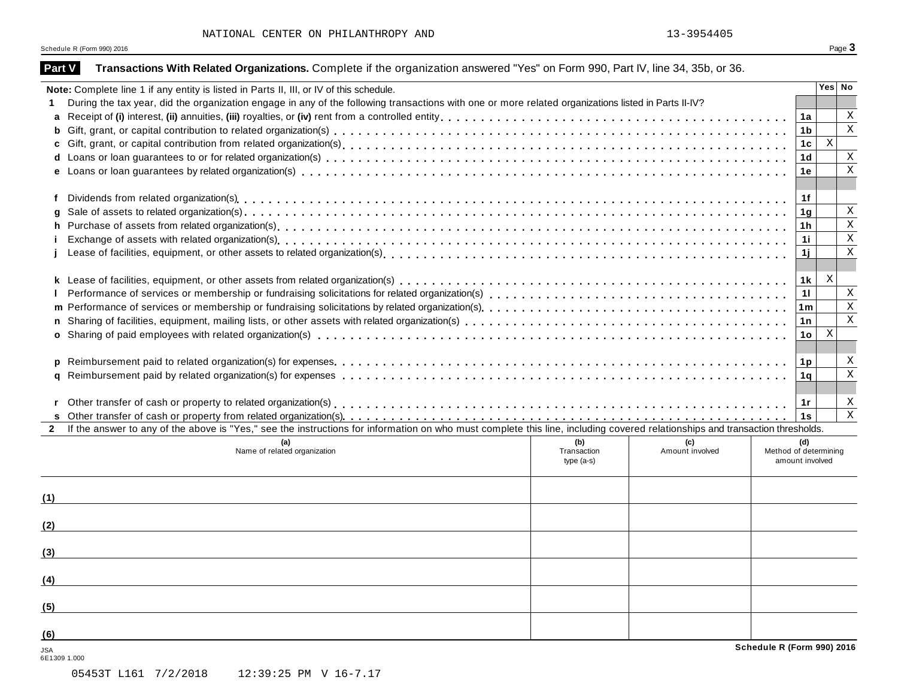NATIONAL CENTER ON PHILANTHROPY AND 13-3954405

Schedule R (Form 990) 2016

## Part V Transactions With Related Organizations. Complete if the organization answered "Yes" on Form 990, Part IV, line 34, 35b, or 36.

| **Note:** Complete line 1 if any entity is listed in Parts II, III, or IV of this schedule. | | Yes | No |
|---|---|---|---|
| **1** During the tax year, did the organization engage in any of the following transactions with one or more related organizations listed in Parts II-IV? | | | |
| **a** Receipt of **(i)** interest, **(ii)** annuities, **(iii)** royalties, or **(iv)** rent from a controlled entity | 1a | | X |
| **b** Gift, grant, or capital contribution to related organization(s) | 1b | | X |
| **c** Gift, grant, or capital contribution from related organization(s) | 1c | X | |
| **d** Loans or loan guarantees to or for related organization(s) | 1d | | X |
| **e** Loans or loan guarantees by related organization(s) | 1e | | X |
| **f** Dividends from related organization(s) | 1f | | |
| **g** Sale of assets to related organization(s) | 1g | | X |
| **h** Purchase of assets from related organization(s) | 1h | | X |
| **i** Exchange of assets with related organization(s) | 1i | | X |
| **j** Lease of facilities, equipment, or other assets to related organization(s) | 1j | | X |
| **k** Lease of facilities, equipment, or other assets from related organization(s) | 1k | X | |
| **l** Performance of services or membership or fundraising solicitations for related organization(s) | 1l | | X |
| **m** Performance of services or membership or fundraising solicitations by related organization(s) | 1m | | X |
| **n** Sharing of facilities, equipment, mailing lists, or other assets with related organization(s) | 1n | | X |
| **o** Sharing of paid employees with related organization(s) | 1o | X | |
| **p** Reimbursement paid to related organization(s) for expenses | 1p | | X |
| **q** Reimbursement paid by related organization(s) for expenses | 1q | | X |
| **r** Other transfer of cash or property to related organization(s) | 1r | | X |
| **s** Other transfer of cash or property from related organization(s) | 1s | | X |

**2** If the answer to any of the above is "Yes," see the instructions for information on who must complete this line, including covered relationships and transaction thresholds.

| **(a)** Name of related organization | **(b)** Transaction type (a-s) | **(c)** Amount involved | **(d)** Method of determining amount involved |
|---|---|---|---|
| (1) | | | |
| (2) | | | |
| (3) | | | |
| (4) | | | |
| (5) | | | |
| (6) | | | |

JSA
6E1309 1.000

05453T L161 7/2/2018 12:39:25 PM V 16-7.17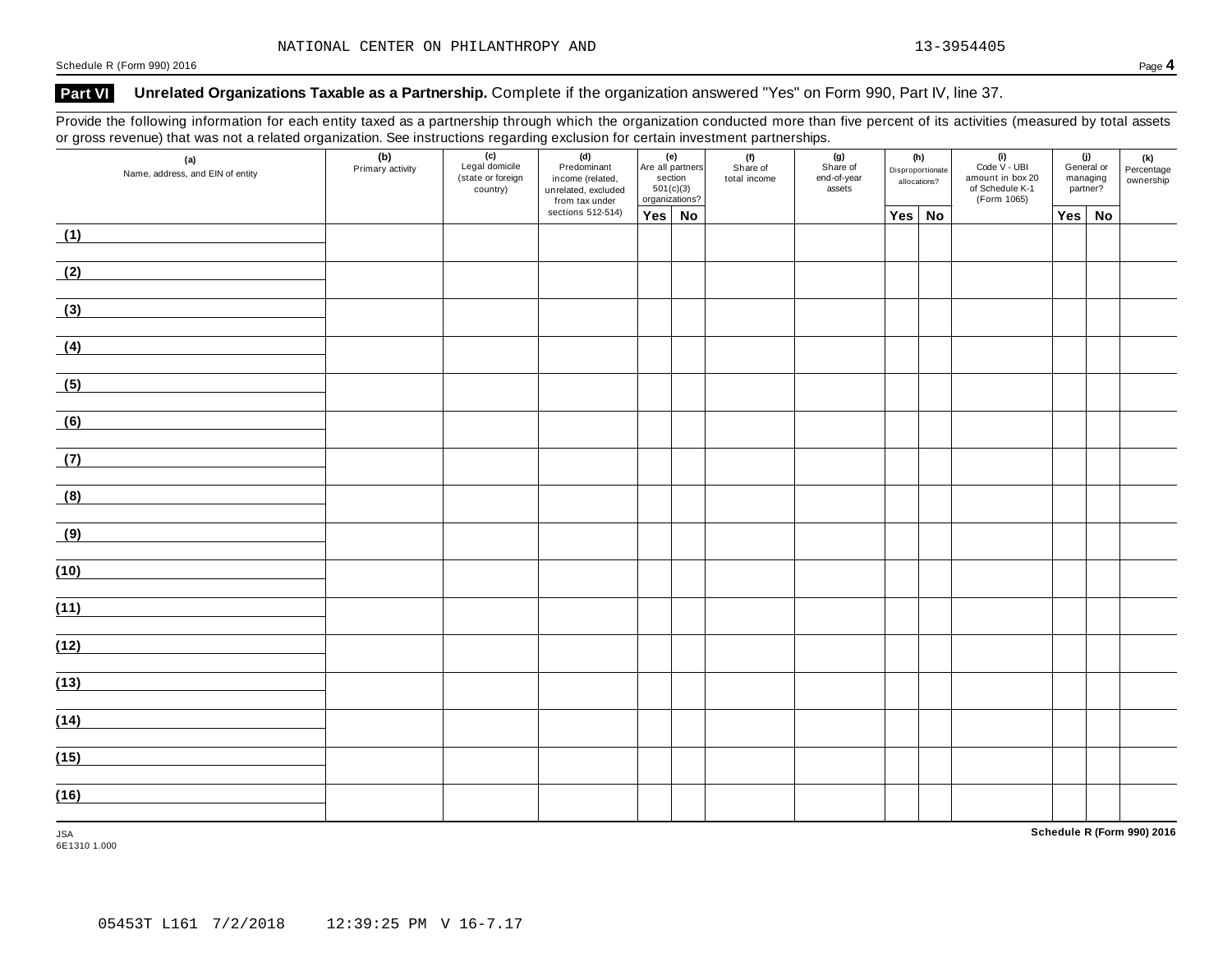NATIONAL CENTER ON PHILANTHROPY AND 13-3954405

## Part VI Unrelated Organizations Taxable as a Partnership. Complete if the organization answered "Yes" on Form 990, Part IV, line 37.

Provide the following information for each entity taxed as a partnership through which the organization conducted more than five percent of its activities (measured by total assets or gross revenue) that was not a related organization. See instructions regarding exclusion for certain investment partnerships.

| (a) Name, address, and EIN of entity | (b) Primary activity | (c) Legal domicile (state or foreign country) | (d) Predominant income (related, unrelated, excluded from tax under sections 512-514) | (e) Are all partners section 501(c)(3) organizations? | | (f) Share of total income | (g) Share of end-of-year assets | (h) Disproportionate allocations? | | (i) Code V - UBI amount in box 20 of Schedule K-1 (Form 1065) | (j) General or managing partner? | | (k) Percentage ownership |
|---|---|---|---|---|---|---|---|---|---|---|---|---|---|
| | | | | Yes | No | | | Yes | No | | Yes | No | |
| (1) | | | | | | | | | | | | | |
| (2) | | | | | | | | | | | | | |
| (3) | | | | | | | | | | | | | |
| (4) | | | | | | | | | | | | | |
| (5) | | | | | | | | | | | | | |
| (6) | | | | | | | | | | | | | |
| (7) | | | | | | | | | | | | | |
| (8) | | | | | | | | | | | | | |
| (9) | | | | | | | | | | | | | |
| (10) | | | | | | | | | | | | | |
| (11) | | | | | | | | | | | | | |
| (12) | | | | | | | | | | | | | |
| (13) | | | | | | | | | | | | | |
| (14) | | | | | | | | | | | | | |
| (15) | | | | | | | | | | | | | |
| (16) | | | | | | | | | | | | | |

05453T L161 7/2/2018 12:39:25 PM V 16-7.17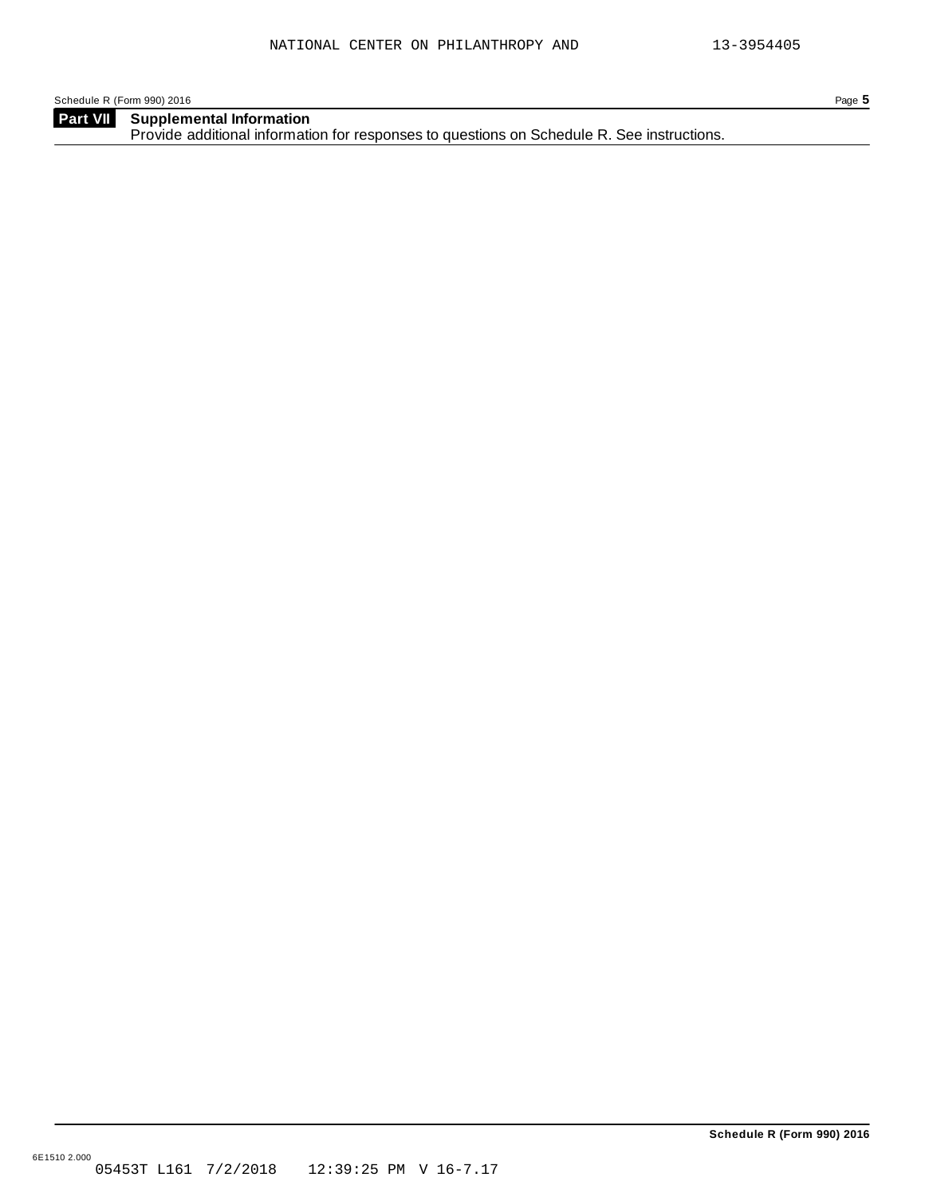## Part VII Supplemental Information

Provide additional information for responses to questions on Schedule R. See instructions.